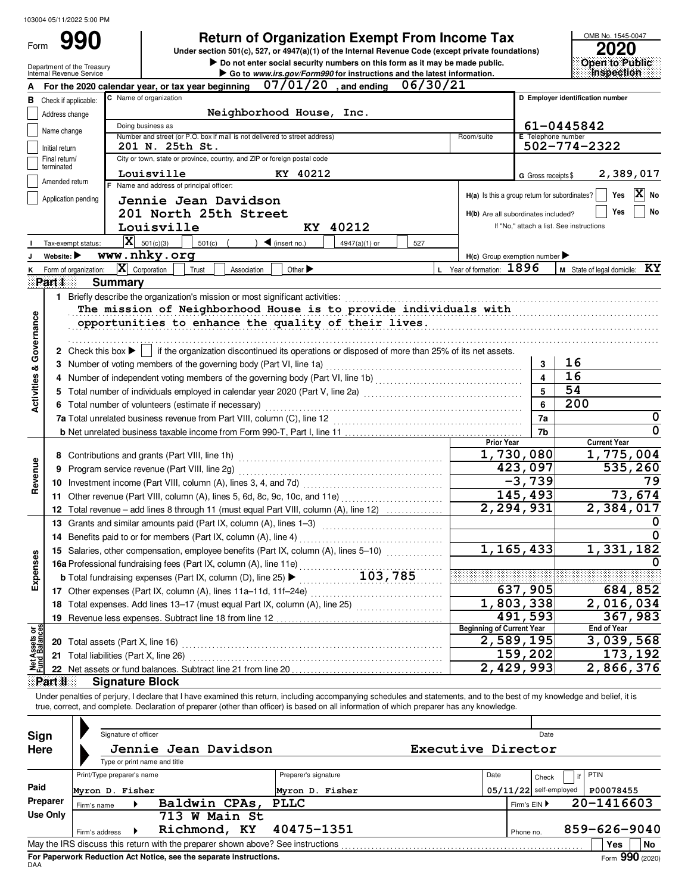103004 05/11/2022 5:00 PM

# Form 990 — Return of Organization Exempt From Income Tax

Under section 501(c), 527, or 4947(a)(1) of the Internal Revenue Code (except private foundations)

▶ Do not enter social security numbers on this form as it may be made public.

▶ Go to www.irs.gov/Form990 for instructions and the latest information.

Department of the Treasury, Internal Revenue Service

OMB No. 1545-0047 — **2020** — Open to Public Inspection

**A** For the 2020 calendar year, or tax year beginning 07/01/20, and ending 06/30/21

**B** Check if applicable: Address change; Name change; Initial return; Final return/terminated; Amended return; Application pending

**C** Name of organization: Neighborhood House, Inc.

Doing business as:

Number and street (or P.O. box if mail is not delivered to street address): 201 N. 25th St. — Room/suite:

City or town, state or province, country, and ZIP or foreign postal code: Louisville KY 40212

**D** Employer identification number: 61-0445842

**E** Telephone number: 502-774-2322

**G** Gross receipts $ 2,389,017

**F** Name and address of principal officer: Jennie Jean Davidson, 201 North 25th Street, Louisville KY 40212

H(a) Is this a group return for subordinates? Yes [ ] No [X]

H(b) Are all subordinates included? Yes [ ] No [ ] — If "No," attach a list. See instructions

**I** Tax-exempt status: [X] 501(c)(3) [ ] 501(c) ( ) ◀ (insert no.) [ ] 4947(a)(1) or [ ] 527

**J** Website: ▶ www.nhky.org

H(c) Group exemption number ▶

**K** Form of organization: [X] Corporation [ ] Trust [ ] Association [ ] Other ▶

**L** Year of formation: 1896 **M** State of legal domicile: KY

## Part I Summary

**Activities & Governance**

1 Briefly describe the organization's mission or most significant activities: The mission of Neighborhood House is to provide individuals with opportunities to enhance the quality of their lives.

2 Check this box ▶ [ ] if the organization discontinued its operations or disposed of more than 25% of its net assets.

| Line | Description | No. | Value |
|---|---|---|---|
| 3 | Number of voting members of the governing body (Part VI, line 1a) | 3 | 16 |
| 4 | Number of independent voting members of the governing body (Part VI, line 1b) | 4 | 16 |
| 5 | Total number of individuals employed in calendar year 2020 (Part V, line 2a) | 5 | 54 |
| 6 | Total number of volunteers (estimate if necessary) | 6 | 200 |
| 7a | Total unrelated business revenue from Part VIII, column (C), line 12 | 7a | 0 |
| 7b | Net unrelated business taxable income from Form 990-T, Part I, line 11 | 7b | 0 |

| | | Prior Year | Current Year |
|---|---|---|---|
| **Revenue** | | | |
| 8 | Contributions and grants (Part VIII, line 1h) | 1,730,080 | 1,775,004 |
| 9 | Program service revenue (Part VIII, line 2g) | 423,097 | 535,260 |
| 10 | Investment income (Part VIII, column (A), lines 3, 4, and 7d) | -3,739 | 79 |
| 11 | Other revenue (Part VIII, column (A), lines 5, 6d, 8c, 9c, 10c, and 11e) | 145,493 | 73,674 |
| 12 | Total revenue – add lines 8 through 11 (must equal Part VIII, column (A), line 12) | 2,294,931 | 2,384,017 |
| **Expenses** | | | |
| 13 | Grants and similar amounts paid (Part IX, column (A), lines 1–3) | | 0 |
| 14 | Benefits paid to or for members (Part IX, column (A), line 4) | | 0 |
| 15 | Salaries, other compensation, employee benefits (Part IX, column (A), lines 5–10) | 1,165,433 | 1,331,182 |
| 16a | Professional fundraising fees (Part IX, column (A), line 11e) | | 0 |
| b | Total fundraising expenses (Part IX, column (D), line 25) ▶ 103,785 | | |
| 17 | Other expenses (Part IX, column (A), lines 11a–11d, 11f–24e) | 637,905 | 684,852 |
| 18 | Total expenses. Add lines 13–17 (must equal Part IX, column (A), line 25) | 1,803,338 | 2,016,034 |
| 19 | Revenue less expenses. Subtract line 18 from line 12 | 491,593 | 367,983 |
| **Net Assets or Fund Balances** | | **Beginning of Current Year** | **End of Year** |
| 20 | Total assets (Part X, line 16) | 2,589,195 | 3,039,568 |
| 21 | Total liabilities (Part X, line 26) | 159,202 | 173,192 |
| 22 | Net assets or fund balances. Subtract line 21 from line 20 | 2,429,993 | 2,866,376 |

## Part II Signature Block

Under penalties of perjury, I declare that I have examined this return, including accompanying schedules and statements, and to the best of my knowledge and belief, it is true, correct, and complete. Declaration of preparer (other than officer) is based on all information of which preparer has any knowledge.

**Sign Here**

Signature of officer — Date

Jennie Jean Davidson — Executive Director

Type or print name and title

**Paid Preparer Use Only**

| Print/Type preparer's name | Preparer's signature | Date | Check [ ] if self-employed | PTIN |
|---|---|---|---|---|
| Myron D. Fisher | Myron D. Fisher | 05/11/22 | | P00078455 |

Firm's name ▶ Baldwin CPAs, PLLC — Firm's EIN ▶ 20-1416603

Firm's address ▶ 713 W Main St, Richmond, KY 40475-1351 — Phone no. 859-626-9040

May the IRS discuss this return with the preparer shown above? See instructions — Yes [ ] No [ ]

For Paperwork Reduction Act Notice, see the separate instructions.

DAA — Form 990 (2020)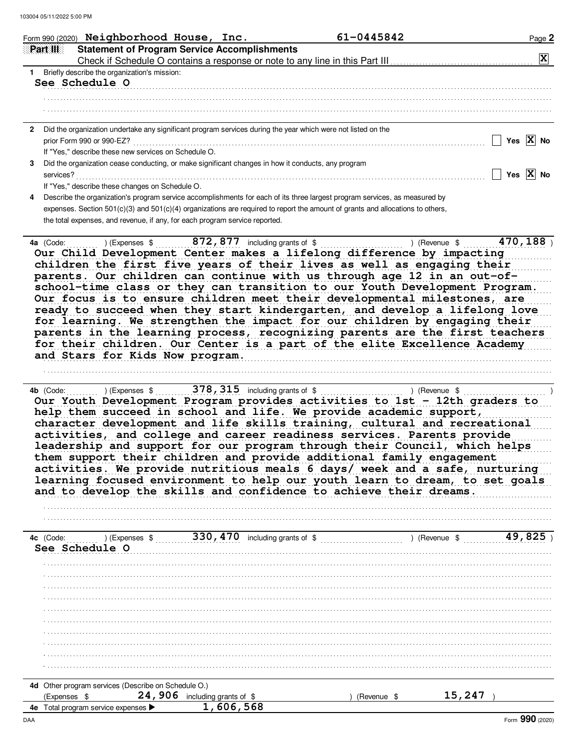Form 990 (2020) **Neighborhood House, Inc.** 61-0445842

## Part III Statement of Program Service Accomplishments

Check if Schedule O contains a response or note to any line in this Part III ........ [X]

**1** Briefly describe the organization's mission:

See Schedule O

**2** Did the organization undertake any significant program services during the year which were not listed on the prior Form 990 or 990-EZ? ........ [ ] Yes [X] No

If "Yes," describe these new services on Schedule O.

**3** Did the organization cease conducting, or make significant changes in how it conducts, any program services? ........ [ ] Yes [X] No

If "Yes," describe these changes on Schedule O.

**4** Describe the organization's program service accomplishments for each of its three largest program services, as measured by expenses. Section 501(c)(3) and 501(c)(4) organizations are required to report the amount of grants and allocations to others, the total expenses, and revenue, if any, for each program service reported.

**4a** (Code: ) (Expenses $ 872,877 including grants of $ ) (Revenue $ 470,188 )

Our Child Development Center makes a lifelong difference by impacting children the first five years of their lives as well as engaging their parents. Our children can continue with us through age 12 in an out-of-school-time class or they can transition to our Youth Development Program. Our focus is to ensure children meet their developmental milestones, are ready to succeed when they start kindergarten, and develop a lifelong love for learning. We strengthen the impact for our children by engaging their parents in the learning process, recognizing parents are the first teachers for their children. Our Center is a part of the elite Excellence Academy and Stars for Kids Now program.

**4b** (Code: ) (Expenses $ 378,315 including grants of $ ) (Revenue $ )

Our Youth Development Program provides activities to 1st - 12th graders to help them succeed in school and life. We provide academic support, character development and life skills training, cultural and recreational activities, and college and career readiness services. Parents provide leadership and support for our program through their Council, which helps them support their children and provide additional family engagement activities. We provide nutritious meals 6 days/ week and a safe, nurturing learning focused environment to help our youth learn to dream, to set goals and to develop the skills and confidence to achieve their dreams.

**4c** (Code: ) (Expenses $ 330,470 including grants of $ ) (Revenue $ 49,825 )

See Schedule O

**4d** Other program services (Describe on Schedule O.)

(Expenses $ 24,906 including grants of $ ) (Revenue $ 15,247 )

**4e** Total program service expenses ▶ 1,606,568

Form **990** (2020)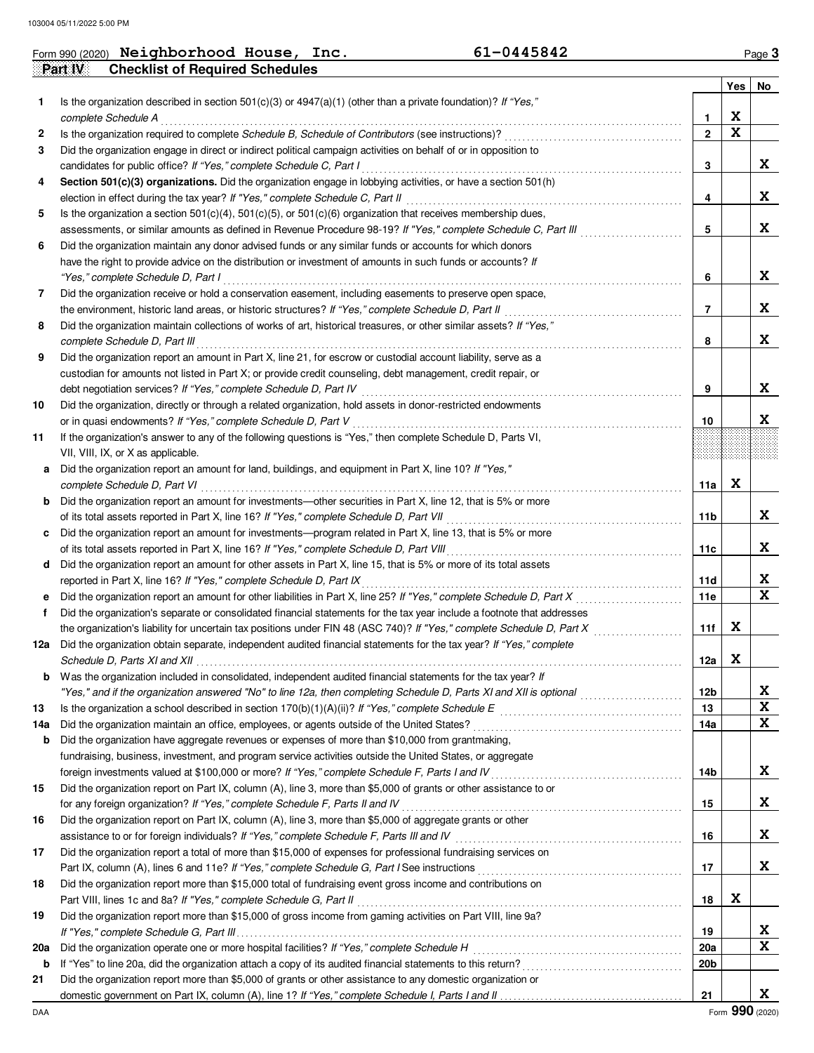Form 990 (2020) **Neighborhood House, Inc.** **61-0445842**

## Part IV Checklist of Required Schedules

| | | | Yes | No |
|---|---|---|---|---|
| 1 | Is the organization described in section 501(c)(3) or 4947(a)(1) (other than a private foundation)? *If "Yes," complete Schedule A* | 1 | X | |
| 2 | Is the organization required to complete *Schedule B, Schedule of Contributors* (see instructions)? | 2 | X | |
| 3 | Did the organization engage in direct or indirect political campaign activities on behalf of or in opposition to candidates for public office? *If "Yes," complete Schedule C, Part I* | 3 | | X |
| 4 | **Section 501(c)(3) organizations.** Did the organization engage in lobbying activities, or have a section 501(h) election in effect during the tax year? *If "Yes," complete Schedule C, Part II* | 4 | | X |
| 5 | Is the organization a section 501(c)(4), 501(c)(5), or 501(c)(6) organization that receives membership dues, assessments, or similar amounts as defined in Revenue Procedure 98-19? *If "Yes," complete Schedule C, Part III* | 5 | | X |
| 6 | Did the organization maintain any donor advised funds or any similar funds or accounts for which donors have the right to provide advice on the distribution or investment of amounts in such funds or accounts? *If "Yes," complete Schedule D, Part I* | 6 | | X |
| 7 | Did the organization receive or hold a conservation easement, including easements to preserve open space, the environment, historic land areas, or historic structures? *If "Yes," complete Schedule D, Part II* | 7 | | X |
| 8 | Did the organization maintain collections of works of art, historical treasures, or other similar assets? *If "Yes," complete Schedule D, Part III* | 8 | | X |
| 9 | Did the organization report an amount in Part X, line 21, for escrow or custodial account liability, serve as a custodian for amounts not listed in Part X; or provide credit counseling, debt management, credit repair, or debt negotiation services? *If "Yes," complete Schedule D, Part IV* | 9 | | X |
| 10 | Did the organization, directly or through a related organization, hold assets in donor-restricted endowments or in quasi endowments? *If "Yes," complete Schedule D, Part V* | 10 | | X |
| 11 | If the organization's answer to any of the following questions is "Yes," then complete Schedule D, Parts VI, VII, VIII, IX, or X as applicable. | | | |
| a | Did the organization report an amount for land, buildings, and equipment in Part X, line 10? *If "Yes," complete Schedule D, Part VI* | 11a | X | |
| b | Did the organization report an amount for investments—other securities in Part X, line 12, that is 5% or more of its total assets reported in Part X, line 16? *If "Yes," complete Schedule D, Part VII* | 11b | | X |
| c | Did the organization report an amount for investments—program related in Part X, line 13, that is 5% or more of its total assets reported in Part X, line 16? *If "Yes," complete Schedule D, Part VIII* | 11c | | X |
| d | Did the organization report an amount for other assets in Part X, line 15, that is 5% or more of its total assets reported in Part X, line 16? *If "Yes," complete Schedule D, Part IX* | 11d | | X |
| e | Did the organization report an amount for other liabilities in Part X, line 25? *If "Yes," complete Schedule D, Part X* | 11e | | X |
| f | Did the organization's separate or consolidated financial statements for the tax year include a footnote that addresses the organization's liability for uncertain tax positions under FIN 48 (ASC 740)? *If "Yes," complete Schedule D, Part X* | 11f | X | |
| 12a | Did the organization obtain separate, independent audited financial statements for the tax year? *If "Yes," complete Schedule D, Parts XI and XII* | 12a | X | |
| b | Was the organization included in consolidated, independent audited financial statements for the tax year? *If "Yes," and if the organization answered "No" to line 12a, then completing Schedule D, Parts XI and XII is optional* | 12b | | X |
| 13 | Is the organization a school described in section 170(b)(1)(A)(ii)? *If "Yes," complete Schedule E* | 13 | | X |
| 14a | Did the organization maintain an office, employees, or agents outside of the United States? | 14a | | X |
| b | Did the organization have aggregate revenues or expenses of more than $10,000 from grantmaking, fundraising, business, investment, and program service activities outside the United States, or aggregate foreign investments valued at $100,000 or more? *If "Yes," complete Schedule F, Parts I and IV* | 14b | | X |
| 15 | Did the organization report on Part IX, column (A), line 3, more than $5,000 of grants or other assistance to or for any foreign organization? *If "Yes," complete Schedule F, Parts II and IV* | 15 | | X |
| 16 | Did the organization report on Part IX, column (A), line 3, more than $5,000 of aggregate grants or other assistance to or for foreign individuals? *If "Yes," complete Schedule F, Parts III and IV* | 16 | | X |
| 17 | Did the organization report a total of more than $15,000 of expenses for professional fundraising services on Part IX, column (A), lines 6 and 11e? *If "Yes," complete Schedule G, Part I* See instructions | 17 | | X |
| 18 | Did the organization report more than $15,000 total of fundraising event gross income and contributions on Part VIII, lines 1c and 8a? *If "Yes," complete Schedule G, Part II* | 18 | X | |
| 19 | Did the organization report more than $15,000 of gross income from gaming activities on Part VIII, line 9a? *If "Yes," complete Schedule G, Part III* | 19 | | X |
| 20a | Did the organization operate one or more hospital facilities? *If "Yes," complete Schedule H* | 20a | | X |
| b | If "Yes" to line 20a, did the organization attach a copy of its audited financial statements to this return? | 20b | | |
| 21 | Did the organization report more than $5,000 of grants or other assistance to any domestic organization or domestic government on Part IX, column (A), line 1? *If "Yes," complete Schedule I, Parts I and II* | 21 | | X |

Form **990** (2020)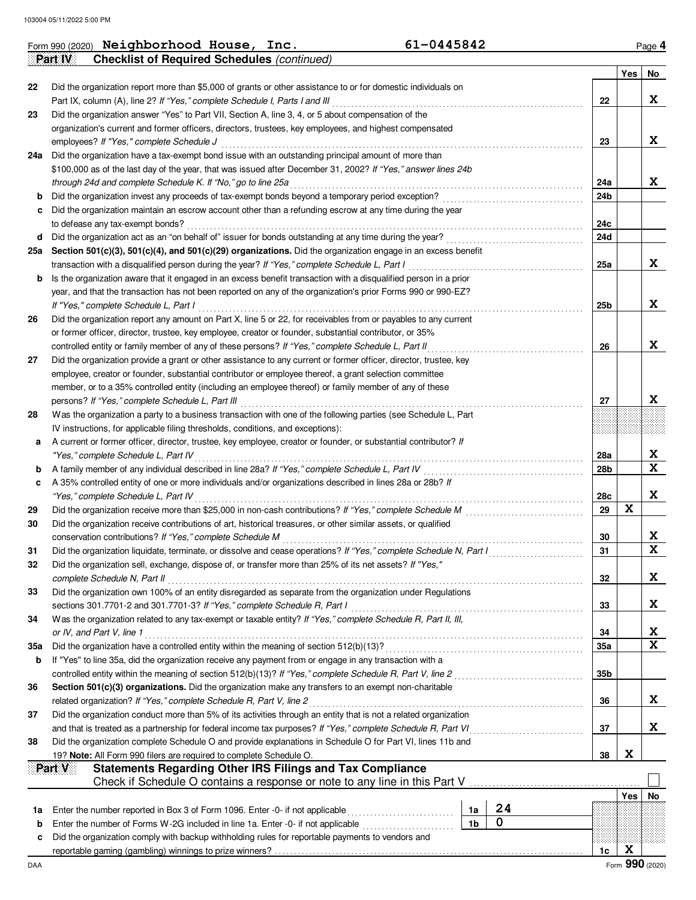Form 990 (2020) **Neighborhood House, Inc.** **61-0445842** Page 4

**Part IV Checklist of Required Schedules** *(continued)*

| | | Line | Yes | No |
|---|---|---|---|---|
| 22 | Did the organization report more than $5,000 of grants or other assistance to or for domestic individuals on Part IX, column (A), line 2? *If "Yes," complete Schedule I, Parts I and III* | 22 | | X |
| 23 | Did the organization answer "Yes" to Part VII, Section A, line 3, 4, or 5 about compensation of the organization's current and former officers, directors, trustees, key employees, and highest compensated employees? *If "Yes," complete Schedule J* | 23 | | X |
| 24a | Did the organization have a tax-exempt bond issue with an outstanding principal amount of more than $100,000 as of the last day of the year, that was issued after December 31, 2002? *If "Yes," answer lines 24b through 24d and complete Schedule K. If "No," go to line 25a* | 24a | | X |
| b | Did the organization invest any proceeds of tax-exempt bonds beyond a temporary period exception? | 24b | | |
| c | Did the organization maintain an escrow account other than a refunding escrow at any time during the year to defease any tax-exempt bonds? | 24c | | |
| d | Did the organization act as an "on behalf of" issuer for bonds outstanding at any time during the year? | 24d | | |
| 25a | **Section 501(c)(3), 501(c)(4), and 501(c)(29) organizations.** Did the organization engage in an excess benefit transaction with a disqualified person during the year? *If "Yes," complete Schedule L, Part I* | 25a | | X |
| b | Is the organization aware that it engaged in an excess benefit transaction with a disqualified person in a prior year, and that the transaction has not been reported on any of the organization's prior Forms 990 or 990-EZ? *If "Yes," complete Schedule L, Part I* | 25b | | X |
| 26 | Did the organization report any amount on Part X, line 5 or 22, for receivables from or payables to any current or former officer, director, trustee, key employee, creator or founder, substantial contributor, or 35% controlled entity or family member of any of these persons? *If "Yes," complete Schedule L, Part II* | 26 | | X |
| 27 | Did the organization provide a grant or other assistance to any current or former officer, director, trustee, key employee, creator or founder, substantial contributor or employee thereof, a grant selection committee member, or to a 35% controlled entity (including an employee thereof) or family member of any of these persons? *If "Yes," complete Schedule L, Part III* | 27 | | X |
| 28 | Was the organization a party to a business transaction with one of the following parties (see Schedule L, Part IV instructions, for applicable filing thresholds, conditions, and exceptions): | | | |
| a | A current or former officer, director, trustee, key employee, creator or founder, or substantial contributor? *If "Yes," complete Schedule L, Part IV* | 28a | | X |
| b | A family member of any individual described in line 28a? *If "Yes," complete Schedule L, Part IV* | 28b | | X |
| c | A 35% controlled entity of one or more individuals and/or organizations described in lines 28a or 28b? *If "Yes," complete Schedule L, Part IV* | 28c | | X |
| 29 | Did the organization receive more than $25,000 in non-cash contributions? *If "Yes," complete Schedule M* | 29 | X | |
| 30 | Did the organization receive contributions of art, historical treasures, or other similar assets, or qualified conservation contributions? *If "Yes," complete Schedule M* | 30 | | X |
| 31 | Did the organization liquidate, terminate, or dissolve and cease operations? *If "Yes," complete Schedule N, Part I* | 31 | | X |
| 32 | Did the organization sell, exchange, dispose of, or transfer more than 25% of its net assets? *If "Yes," complete Schedule N, Part II* | 32 | | X |
| 33 | Did the organization own 100% of an entity disregarded as separate from the organization under Regulations sections 301.7701-2 and 301.7701-3? *If "Yes," complete Schedule R, Part I* | 33 | | X |
| 34 | Was the organization related to any tax-exempt or taxable entity? *If "Yes," complete Schedule R, Part II, III, or IV, and Part V, line 1* | 34 | | X |
| 35a | Did the organization have a controlled entity within the meaning of section 512(b)(13)? | 35a | | X |
| b | If "Yes" to line 35a, did the organization receive any payment from or engage in any transaction with a controlled entity within the meaning of section 512(b)(13)? *If "Yes," complete Schedule R, Part V, line 2* | 35b | | |
| 36 | **Section 501(c)(3) organizations.** Did the organization make any transfers to an exempt non-charitable related organization? *If "Yes," complete Schedule R, Part V, line 2* | 36 | | X |
| 37 | Did the organization conduct more than 5% of its activities through an entity that is not a related organization and that is treated as a partnership for federal income tax purposes? *If "Yes," complete Schedule R, Part VI* | 37 | | X |
| 38 | Did the organization complete Schedule O and provide explanations in Schedule O for Part VI, lines 11b and 19? **Note:** All Form 990 filers are required to complete Schedule O. | 38 | X | |

**Part V Statements Regarding Other IRS Filings and Tax Compliance**

Check if Schedule O contains a response or note to any line in this Part V ☐

| | | | | Line | Yes | No |
|---|---|---|---|---|---|---|
| 1a | Enter the number reported in Box 3 of Form 1096. Enter -0- if not applicable | 1a | 24 | | | |
| b | Enter the number of Forms W-2G included in line 1a. Enter -0- if not applicable | 1b | 0 | | | |
| c | Did the organization comply with backup withholding rules for reportable payments to vendors and reportable gaming (gambling) winnings to prize winners? | | | 1c | X | |

Form **990** (2020)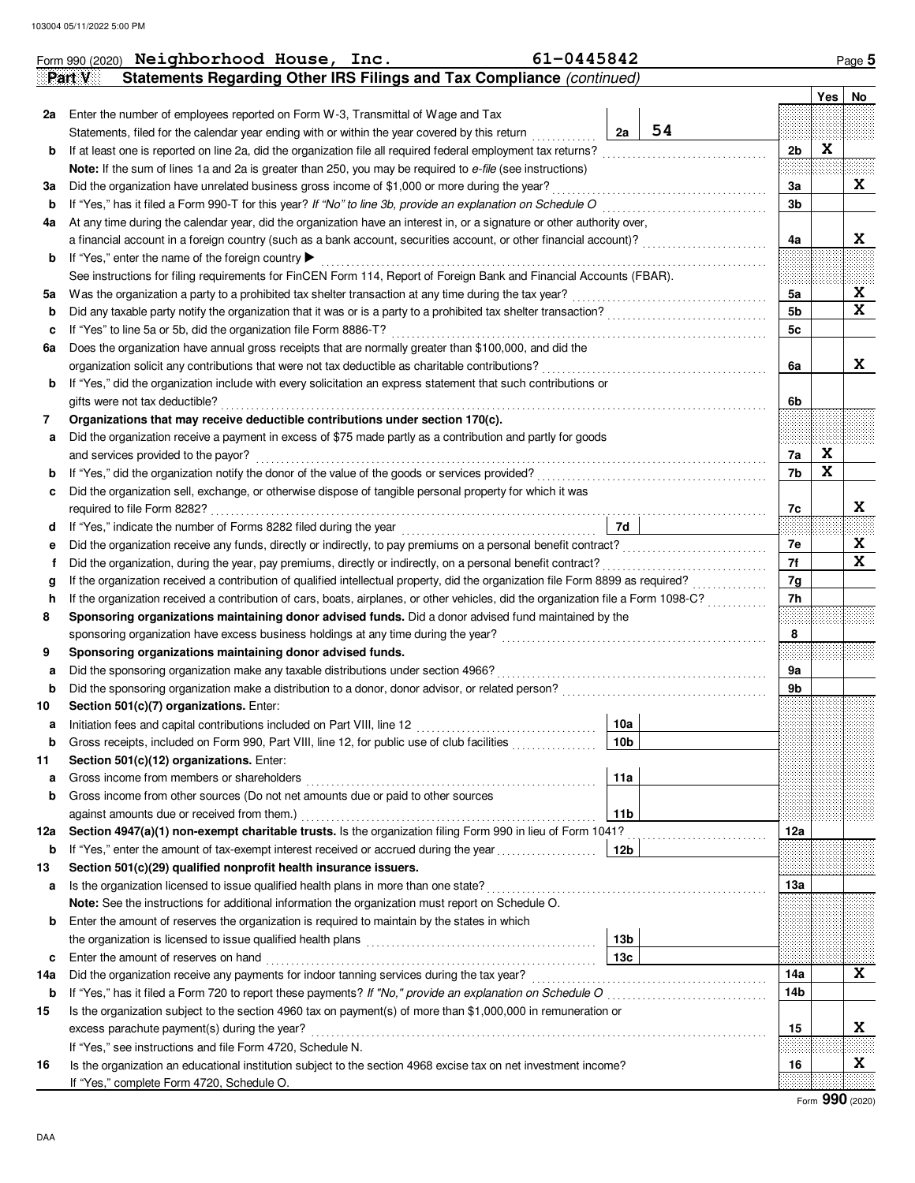Form 990 (2020) **Neighborhood House, Inc.** 61-0445842

## Part V Statements Regarding Other IRS Filings and Tax Compliance *(continued)*

| | | | | | Yes | No |
|---|---|---|---|---|---|---|
| **2a** | Enter the number of employees reported on Form W-3, Transmittal of Wage and Tax Statements, filed for the calendar year ending with or within the year covered by this return | 2a | 54 | | | |
| **b** | If at least one is reported on line 2a, did the organization file all required federal employment tax returns? | | | 2b | X | |
| | **Note:** If the sum of lines 1a and 2a is greater than 250, you may be required to *e-file* (see instructions) | | | | | |
| **3a** | Did the organization have unrelated business gross income of $1,000 or more during the year? | | | 3a | | X |
| **b** | If "Yes," has it filed a Form 990-T for this year? *If "No" to line 3b, provide an explanation on Schedule O* | | | 3b | | |
| **4a** | At any time during the calendar year, did the organization have an interest in, or a signature or other authority over, a financial account in a foreign country (such as a bank account, securities account, or other financial account)? | | | 4a | | X |
| **b** | If "Yes," enter the name of the foreign country ▶ | | | | | |
| | See instructions for filing requirements for FinCEN Form 114, Report of Foreign Bank and Financial Accounts (FBAR). | | | | | |
| **5a** | Was the organization a party to a prohibited tax shelter transaction at any time during the tax year? | | | 5a | | X |
| **b** | Did any taxable party notify the organization that it was or is a party to a prohibited tax shelter transaction? | | | 5b | | X |
| **c** | If "Yes" to line 5a or 5b, did the organization file Form 8886-T? | | | 5c | | |
| **6a** | Does the organization have annual gross receipts that are normally greater than $100,000, and did the organization solicit any contributions that were not tax deductible as charitable contributions? | | | 6a | | X |
| **b** | If "Yes," did the organization include with every solicitation an express statement that such contributions or gifts were not tax deductible? | | | 6b | | |
| **7** | **Organizations that may receive deductible contributions under section 170(c).** | | | | | |
| **a** | Did the organization receive a payment in excess of $75 made partly as a contribution and partly for goods and services provided to the payor? | | | 7a | X | |
| **b** | If "Yes," did the organization notify the donor of the value of the goods or services provided? | | | 7b | X | |
| **c** | Did the organization sell, exchange, or otherwise dispose of tangible personal property for which it was required to file Form 8282? | | | 7c | | X |
| **d** | If "Yes," indicate the number of Forms 8282 filed during the year | 7d | | | | |
| **e** | Did the organization receive any funds, directly or indirectly, to pay premiums on a personal benefit contract? | | | 7e | | X |
| **f** | Did the organization, during the year, pay premiums, directly or indirectly, on a personal benefit contract? | | | 7f | | X |
| **g** | If the organization received a contribution of qualified intellectual property, did the organization file Form 8899 as required? | | | 7g | | |
| **h** | If the organization received a contribution of cars, boats, airplanes, or other vehicles, did the organization file a Form 1098-C? | | | 7h | | |
| **8** | **Sponsoring organizations maintaining donor advised funds.** Did a donor advised fund maintained by the sponsoring organization have excess business holdings at any time during the year? | | | 8 | | |
| **9** | **Sponsoring organizations maintaining donor advised funds.** | | | | | |
| **a** | Did the sponsoring organization make any taxable distributions under section 4966? | | | 9a | | |
| **b** | Did the sponsoring organization make a distribution to a donor, donor advisor, or related person? | | | 9b | | |
| **10** | **Section 501(c)(7) organizations.** Enter: | | | | | |
| **a** | Initiation fees and capital contributions included on Part VIII, line 12 | 10a | | | | |
| **b** | Gross receipts, included on Form 990, Part VIII, line 12, for public use of club facilities | 10b | | | | |
| **11** | **Section 501(c)(12) organizations.** Enter: | | | | | |
| **a** | Gross income from members or shareholders | 11a | | | | |
| **b** | Gross income from other sources (Do not net amounts due or paid to other sources against amounts due or received from them.) | 11b | | | | |
| **12a** | **Section 4947(a)(1) non-exempt charitable trusts.** Is the organization filing Form 990 in lieu of Form 1041? | | | 12a | | |
| **b** | If "Yes," enter the amount of tax-exempt interest received or accrued during the year | 12b | | | | |
| **13** | **Section 501(c)(29) qualified nonprofit health insurance issuers.** | | | | | |
| **a** | Is the organization licensed to issue qualified health plans in more than one state? | | | 13a | | |
| | **Note:** See the instructions for additional information the organization must report on Schedule O. | | | | | |
| **b** | Enter the amount of reserves the organization is required to maintain by the states in which the organization is licensed to issue qualified health plans | 13b | | | | |
| **c** | Enter the amount of reserves on hand | 13c | | | | |
| **14a** | Did the organization receive any payments for indoor tanning services during the tax year? | | | 14a | | X |
| **b** | If "Yes," has it filed a Form 720 to report these payments? *If "No," provide an explanation on Schedule O* | | | 14b | | |
| **15** | Is the organization subject to the section 4960 tax on payment(s) of more than $1,000,000 in remuneration or excess parachute payment(s) during the year? | | | 15 | | X |
| | If "Yes," see instructions and file Form 4720, Schedule N. | | | | | |
| **16** | Is the organization an educational institution subject to the section 4968 excise tax on net investment income? | | | 16 | | X |
| | If "Yes," complete Form 4720, Schedule O. | | | | | |

Form **990** (2020)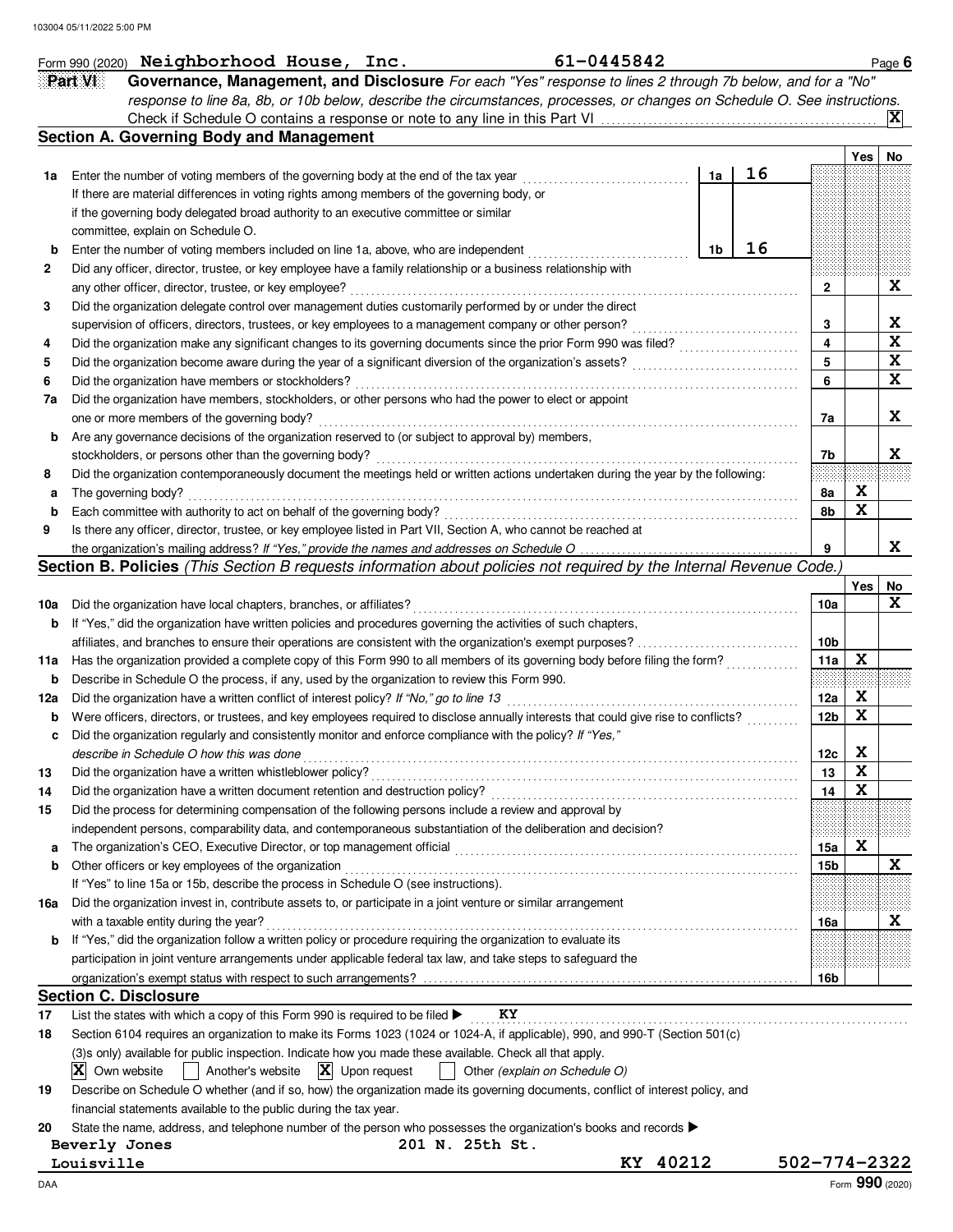Form 990 (2020) **Neighborhood House, Inc.** 61-0445842 Page **6**

## Part VI Governance, Management, and Disclosure

*For each "Yes" response to lines 2 through 7b below, and for a "No" response to line 8a, 8b, or 10b below, describe the circumstances, processes, or changes on Schedule O. See instructions.*

Check if Schedule O contains a response or note to any line in this Part VI .......... **X**

### Section A. Governing Body and Management

| | | | | | Yes | No |
|---|---|---|---|---|---|---|
| **1a** | Enter the number of voting members of the governing body at the end of the tax year | 1a | 16 | | | |
| | If there are material differences in voting rights among members of the governing body, or if the governing body delegated broad authority to an executive committee or similar committee, explain on Schedule O. | | | | | |
| **b** | Enter the number of voting members included on line 1a, above, who are independent | 1b | 16 | | | |
| **2** | Did any officer, director, trustee, or key employee have a family relationship or a business relationship with any other officer, director, trustee, or key employee? | | | 2 | | X |
| **3** | Did the organization delegate control over management duties customarily performed by or under the direct supervision of officers, directors, trustees, or key employees to a management company or other person? | | | 3 | | X |
| **4** | Did the organization make any significant changes to its governing documents since the prior Form 990 was filed? | | | 4 | | X |
| **5** | Did the organization become aware during the year of a significant diversion of the organization's assets? | | | 5 | | X |
| **6** | Did the organization have members or stockholders? | | | 6 | | X |
| **7a** | Did the organization have members, stockholders, or other persons who had the power to elect or appoint one or more members of the governing body? | | | 7a | | X |
| **b** | Are any governance decisions of the organization reserved to (or subject to approval by) members, stockholders, or persons other than the governing body? | | | 7b | | X |
| **8** | Did the organization contemporaneously document the meetings held or written actions undertaken during the year by the following: | | | | | |
| **a** | The governing body? | | | 8a | X | |
| **b** | Each committee with authority to act on behalf of the governing body? | | | 8b | X | |
| **9** | Is there any officer, director, trustee, or key employee listed in Part VII, Section A, who cannot be reached at the organization's mailing address? *If "Yes," provide the names and addresses on Schedule O* | | | 9 | | X |

### Section B. Policies *(This Section B requests information about policies not required by the Internal Revenue Code.)*

| | | | Yes | No |
|---|---|---|---|---|
| **10a** | Did the organization have local chapters, branches, or affiliates? | 10a | | X |
| **b** | If "Yes," did the organization have written policies and procedures governing the activities of such chapters, affiliates, and branches to ensure their operations are consistent with the organization's exempt purposes? | 10b | | |
| **11a** | Has the organization provided a complete copy of this Form 990 to all members of its governing body before filing the form? | 11a | X | |
| **b** | Describe in Schedule O the process, if any, used by the organization to review this Form 990. | | | |
| **12a** | Did the organization have a written conflict of interest policy? *If "No," go to line 13* | 12a | X | |
| **b** | Were officers, directors, or trustees, and key employees required to disclose annually interests that could give rise to conflicts? | 12b | X | |
| **c** | Did the organization regularly and consistently monitor and enforce compliance with the policy? *If "Yes," describe in Schedule O how this was done* | 12c | X | |
| **13** | Did the organization have a written whistleblower policy? | 13 | X | |
| **14** | Did the organization have a written document retention and destruction policy? | 14 | X | |
| **15** | Did the process for determining compensation of the following persons include a review and approval by independent persons, comparability data, and contemporaneous substantiation of the deliberation and decision? | | | |
| **a** | The organization's CEO, Executive Director, or top management official | 15a | X | |
| **b** | Other officers or key employees of the organization | 15b | | X |
| | If "Yes" to line 15a or 15b, describe the process in Schedule O (see instructions). | | | |
| **16a** | Did the organization invest in, contribute assets to, or participate in a joint venture or similar arrangement with a taxable entity during the year? | 16a | | X |
| **b** | If "Yes," did the organization follow a written policy or procedure requiring the organization to evaluate its participation in joint venture arrangements under applicable federal tax law, and take steps to safeguard the organization's exempt status with respect to such arrangements? | 16b | | |

### Section C. Disclosure

**17** List the states with which a copy of this Form 990 is required to be filed ▶ KY

**18** Section 6104 requires an organization to make its Forms 1023 (1024 or 1024-A, if applicable), 990, and 990-T (Section 501(c)(3)s only) available for public inspection. Indicate how you made these available. Check all that apply.

[X] Own website  [ ] Another's website  [X] Upon request  [ ] Other *(explain on Schedule O)*

**19** Describe on Schedule O whether (and if so, how) the organization made its governing documents, conflict of interest policy, and financial statements available to the public during the tax year.

**20** State the name, address, and telephone number of the person who possesses the organization's books and records ▶

Beverly Jones  201 N. 25th St.
Louisville  KY 40212  502-774-2322

Form **990** (2020)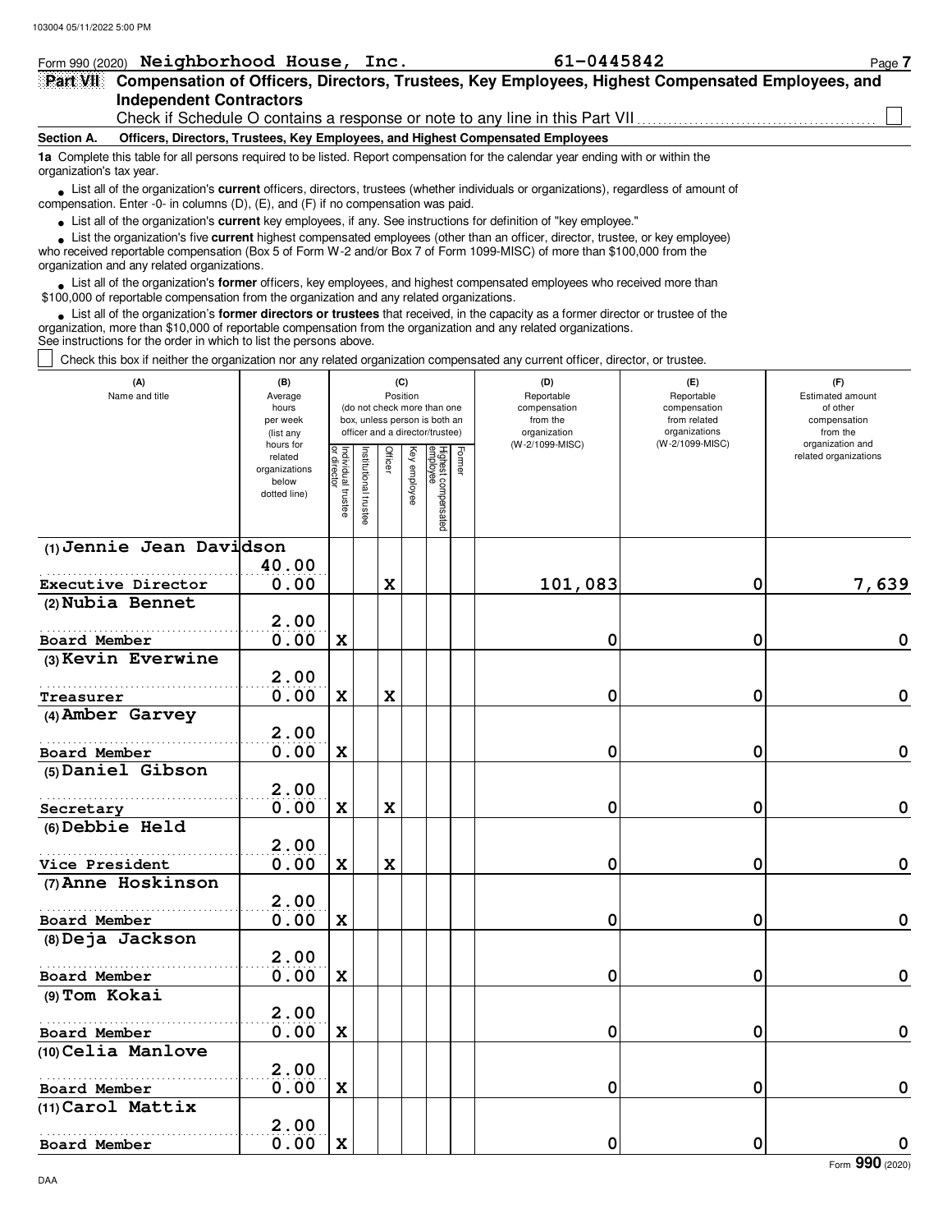Form 990 (2020) **Neighborhood House, Inc.** **61-0445842** Page **7**

## Part VII Compensation of Officers, Directors, Trustees, Key Employees, Highest Compensated Employees, and Independent Contractors

Check if Schedule O contains a response or note to any line in this Part VII ☐

### Section A. Officers, Directors, Trustees, Key Employees, and Highest Compensated Employees

**1a** Complete this table for all persons required to be listed. Report compensation for the calendar year ending with or within the organization's tax year.

- List all of the organization's **current** officers, directors, trustees (whether individuals or organizations), regardless of amount of compensation. Enter -0- in columns (D), (E), and (F) if no compensation was paid.
- List all of the organization's **current** key employees, if any. See instructions for definition of "key employee."
- List the organization's five **current** highest compensated employees (other than an officer, director, trustee, or key employee) who received reportable compensation (Box 5 of Form W-2 and/or Box 7 of Form 1099-MISC) of more than $100,000 from the organization and any related organizations.
- List all of the organization's **former** officers, key employees, and highest compensated employees who received more than $100,000 of reportable compensation from the organization and any related organizations.
- List all of the organization's **former directors or trustees** that received, in the capacity as a former director or trustee of the organization, more than $10,000 of reportable compensation from the organization and any related organizations.

See instructions for the order in which to list the persons above.

☐ Check this box if neither the organization nor any related organization compensated any current officer, director, or trustee.

| (A) Name and title | (B) Average hours per week (list any hours for related organizations below dotted line) | (C) Position (do not check more than one box, unless person is both an officer and a director/trustee) | | | | | | (D) Reportable compensation from the organization (W-2/1099-MISC) | (E) Reportable compensation from related organizations (W-2/1099-MISC) | (F) Estimated amount of other compensation from the organization and related organizations |
|---|---|---|---|---|---|---|---|---|---|---|
| | | Individual trustee or director | Institutional trustee | Officer | Key employee | Highest compensated employee | Former | | | |
| (1) Jennie Jean Davidson<br>Executive Director | 40.00<br>0.00 | | | X | | | | 101,083 | 0 | 7,639 |
| (2) Nubia Bennet<br>Board Member | 2.00<br>0.00 | X | | | | | | 0 | 0 | 0 |
| (3) Kevin Everwine<br>Treasurer | 2.00<br>0.00 | X | | X | | | | 0 | 0 | 0 |
| (4) Amber Garvey<br>Board Member | 2.00<br>0.00 | X | | | | | | 0 | 0 | 0 |
| (5) Daniel Gibson<br>Secretary | 2.00<br>0.00 | X | | X | | | | 0 | 0 | 0 |
| (6) Debbie Held<br>Vice President | 2.00<br>0.00 | X | | X | | | | 0 | 0 | 0 |
| (7) Anne Hoskinson<br>Board Member | 2.00<br>0.00 | X | | | | | | 0 | 0 | 0 |
| (8) Deja Jackson<br>Board Member | 2.00<br>0.00 | X | | | | | | 0 | 0 | 0 |
| (9) Tom Kokai<br>Board Member | 2.00<br>0.00 | X | | | | | | 0 | 0 | 0 |
| (10) Celia Manlove<br>Board Member | 2.00<br>0.00 | X | | | | | | 0 | 0 | 0 |
| (11) Carol Mattix<br>Board Member | 2.00<br>0.00 | X | | | | | | 0 | 0 | 0 |

Form **990** (2020)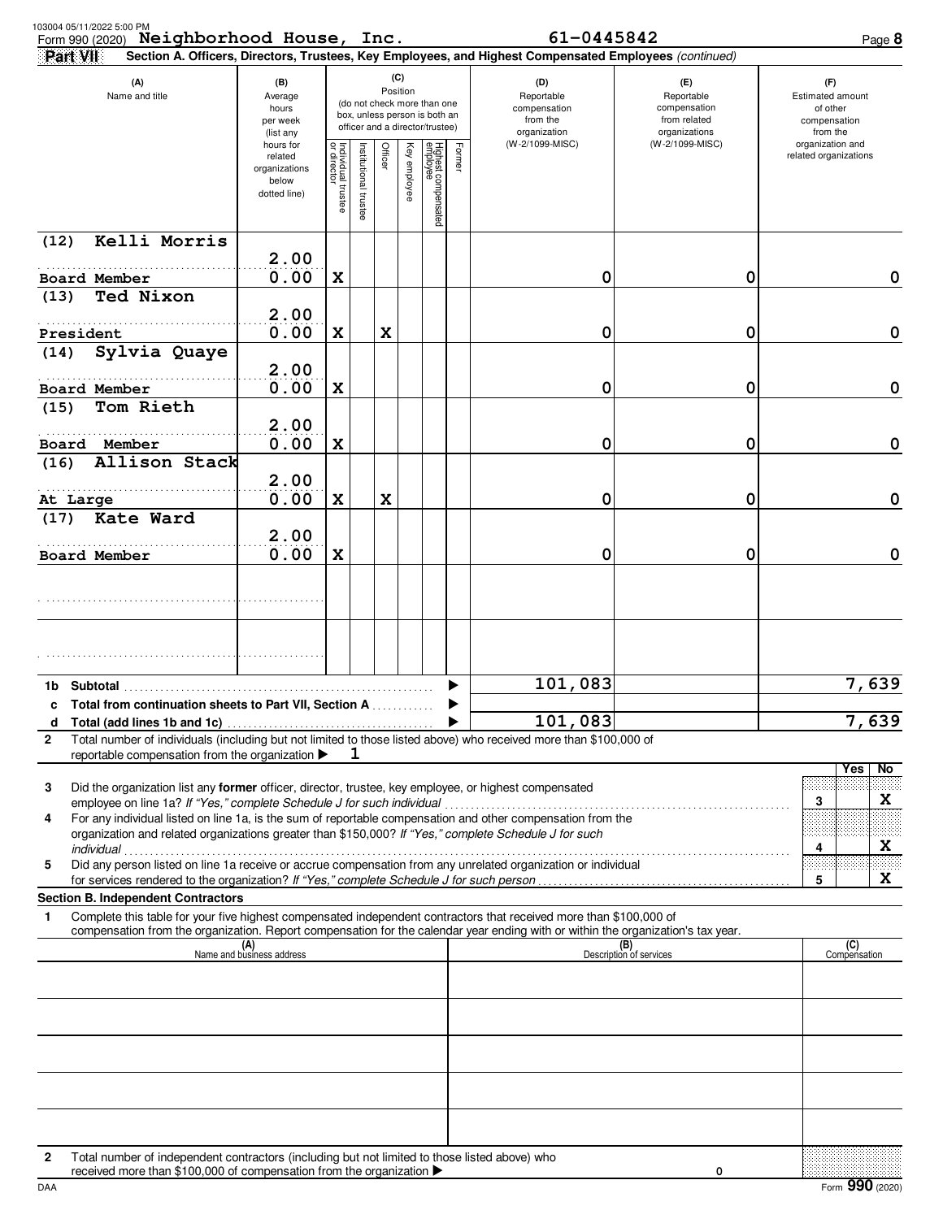Form 990 (2020) **Neighborhood House, Inc.** **61-0445842** Page **8**

**Part VII** **Section A. Officers, Directors, Trustees, Key Employees, and Highest Compensated Employees** *(continued)*

| (A) Name and title | (B) Average hours per week (list any hours for related organizations below dotted line) | (C) Position: Individual trustee or director | Institutional trustee | Officer | Key employee | Highest compensated employee | Former | (D) Reportable compensation from the organization (W-2/1099-MISC) | (E) Reportable compensation from related organizations (W-2/1099-MISC) | (F) Estimated amount of other compensation from the organization and related organizations |
|---|---|---|---|---|---|---|---|---|---|---|
| (12) Kelli Morris<br>Board Member | 2.00<br>0.00 | X | | | | | | 0 | 0 | 0 |
| (13) Ted Nixon<br>President | 2.00<br>0.00 | X | | X | | | | 0 | 0 | 0 |
| (14) Sylvia Quaye<br>Board Member | 2.00<br>0.00 | X | | | | | | 0 | 0 | 0 |
| (15) Tom Rieth<br>Board Member | 2.00<br>0.00 | X | | | | | | 0 | 0 | 0 |
| (16) Allison Stack<br>At Large | 2.00<br>0.00 | X | | X | | | | 0 | 0 | 0 |
| (17) Kate Ward<br>Board Member | 2.00<br>0.00 | X | | | | | | 0 | 0 | 0 |
| | | | | | | | | | | |
| | | | | | | | | | | |

| | | (D) | (E) | (F) |
|---|---|---|---|---|
| **1b** | **Subtotal** | 101,083 | | 7,639 |
| **c** | **Total from continuation sheets to Part VII, Section A** | | | |
| **d** | **Total (add lines 1b and 1c)** | 101,083 | | 7,639 |

**2** Total number of individuals (including but not limited to those listed above) who received more than $100,000 of reportable compensation from the organization ▶ 1

| | | | Yes | No |
|---|---|---|---|---|
| **3** | Did the organization list any **former** officer, director, trustee, key employee, or highest compensated employee on line 1a? *If "Yes," complete Schedule J for such individual* | 3 | | X |
| **4** | For any individual listed on line 1a, is the sum of reportable compensation and other compensation from the organization and related organizations greater than $150,000? *If "Yes," complete Schedule J for such individual* | 4 | | X |
| **5** | Did any person listed on line 1a receive or accrue compensation from any unrelated organization or individual for services rendered to the organization? *If "Yes," complete Schedule J for such person* | 5 | | X |

**Section B. Independent Contractors**

**1** Complete this table for your five highest compensated independent contractors that received more than $100,000 of compensation from the organization. Report compensation for the calendar year ending with or within the organization's tax year.

| (A) Name and business address | (B) Description of services | (C) Compensation |
|---|---|---|
| | | |
| | | |
| | | |
| | | |
| | | |

**2** Total number of independent contractors (including but not limited to those listed above) who received more than $100,000 of compensation from the organization ▶ 0

Form **990** (2020)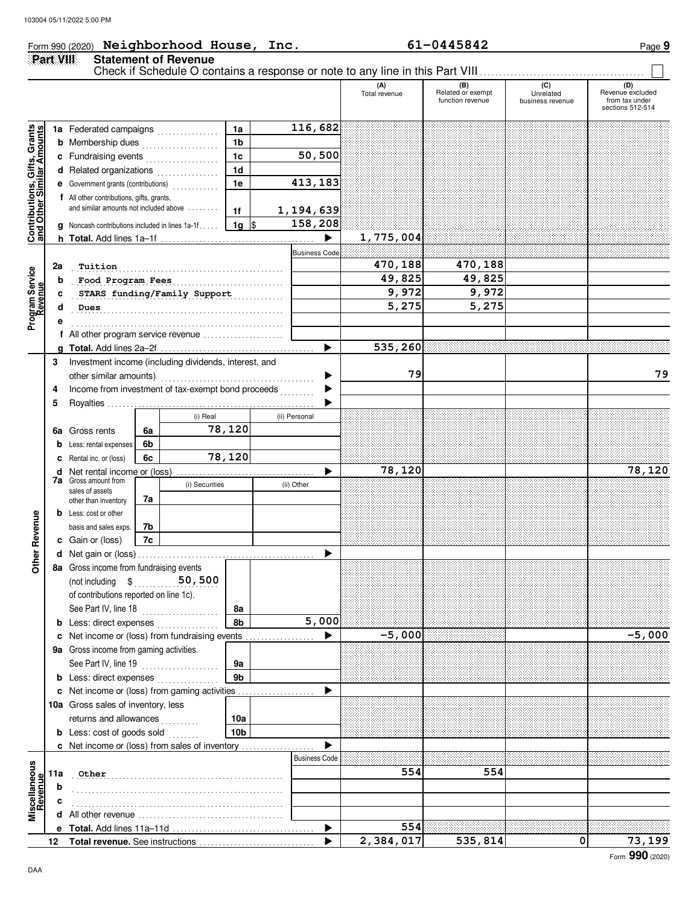Form 990 (2020) **Neighborhood House, Inc.** **61-0445842** Page **9**

## Part VIII Statement of Revenue

Check if Schedule O contains a response or note to any line in this Part VIII ☐

**Contributions, Gifts, Grants and Other Similar Amounts**

| | | | | (A) Total revenue | (B) Related or exempt function revenue | (C) Unrelated business revenue | (D) Revenue excluded from tax under sections 512-514 |
|---|---|---|---|---|---|---|---|
| 1a | Federated campaigns | 1a | 116,682 | | | | |
| b | Membership dues | 1b | | | | | |
| c | Fundraising events | 1c | 50,500 | | | | |
| d | Related organizations | 1d | | | | | |
| e | Government grants (contributions) | 1e | 413,183 | | | | |
| f | All other contributions, gifts, grants, and similar amounts not included above | 1f | 1,194,639 | | | | |
| g | Noncash contributions included in lines 1a-1f | 1g | $ 158,208 | | | | |
| h | **Total.** Add lines 1a–1f | | ▶ | 1,775,004 | | | |

**Program Service Revenue**

| | | Business Code | (A) Total revenue | (B) Related or exempt function revenue | (C) Unrelated business revenue | (D) Revenue excluded from tax under sections 512-514 |
|---|---|---|---|---|---|---|
| 2a | Tuition | | 470,188 | 470,188 | | |
| b | Food Program Fees | | 49,825 | 49,825 | | |
| c | STARS funding/Family Support | | 9,972 | 9,972 | | |
| d | Dues | | 5,275 | 5,275 | | |
| e | | | | | | |
| f | All other program service revenue | | | | | |
| g | **Total.** Add lines 2a–2f ▶ | | 535,260 | | | |

**Other Revenue**

| | | | (i) Real / (i) Securities | (ii) Personal / (ii) Other | (A) Total revenue | (B) Related or exempt function revenue | (C) Unrelated business revenue | (D) Revenue excluded from tax under sections 512-514 |
|---|---|---|---|---|---|---|---|---|
| 3 | Investment income (including dividends, interest, and other similar amounts) ▶ | | | | 79 | | | 79 |
| 4 | Income from investment of tax-exempt bond proceeds ▶ | | | | | | | |
| 5 | Royalties ▶ | | | | | | | |
| 6a | Gross rents | 6a | 78,120 | | | | | |
| b | Less: rental expenses | 6b | | | | | | |
| c | Rental inc. or (loss) | 6c | 78,120 | | | | | |
| d | Net rental income or (loss) ▶ | | | | 78,120 | | | 78,120 |
| 7a | Gross amount from sales of assets other than inventory | 7a | | | | | | |
| b | Less: cost or other basis and sales exps. | 7b | | | | | | |
| c | Gain or (loss) | 7c | | | | | | |
| d | Net gain or (loss) ▶ | | | | | | | |
| 8a | Gross income from fundraising events (not including $ 50,500 of contributions reported on line 1c). See Part IV, line 18 | 8a | | | | | | |
| b | Less: direct expenses | 8b | | 5,000 | | | | |
| c | Net income or (loss) from fundraising events ▶ | | | | -5,000 | | | -5,000 |
| 9a | Gross income from gaming activities. See Part IV, line 19 | 9a | | | | | | |
| b | Less: direct expenses | 9b | | | | | | |
| c | Net income or (loss) from gaming activities ▶ | | | | | | | |
| 10a | Gross sales of inventory, less returns and allowances | 10a | | | | | | |
| b | Less: cost of goods sold | 10b | | | | | | |
| c | Net income or (loss) from sales of inventory ▶ | | | | | | | |

**Miscellaneous Revenue**

| | | Business Code | (A) Total revenue | (B) Related or exempt function revenue | (C) Unrelated business revenue | (D) Revenue excluded from tax under sections 512-514 |
|---|---|---|---|---|---|---|
| 11a | Other | | 554 | 554 | | |
| b | | | | | | |
| c | | | | | | |
| d | All other revenue | | | | | |
| e | **Total.** Add lines 11a–11d ▶ | | 554 | | | |
| 12 | **Total revenue.** See instructions ▶ | | 2,384,017 | 535,814 | 0 | 73,199 |

Form **990** (2020)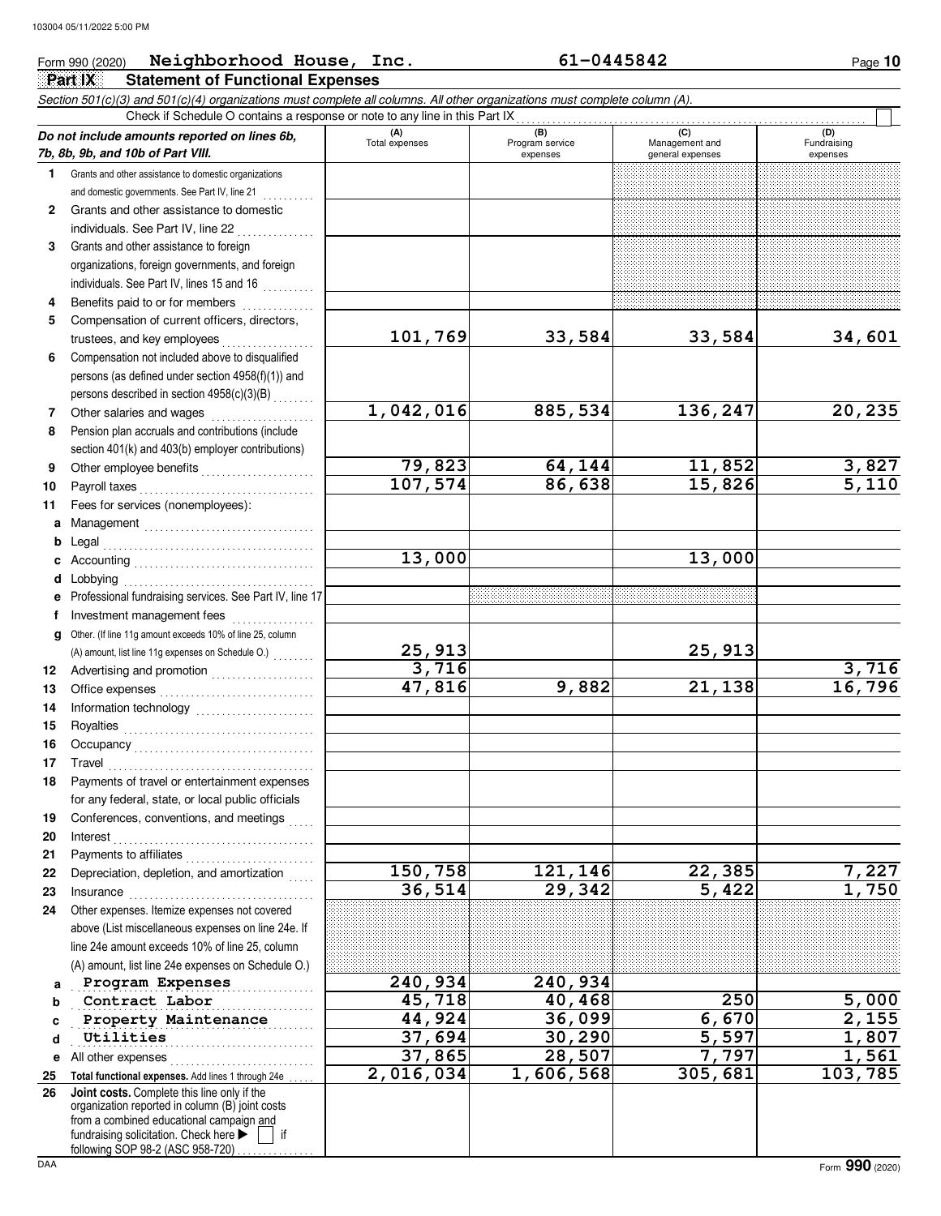Form 990 (2020) **Neighborhood House, Inc.** **61-0445842**

## Part IX Statement of Functional Expenses

*Section 501(c)(3) and 501(c)(4) organizations must complete all columns. All other organizations must complete column (A).*

Check if Schedule O contains a response or note to any line in this Part IX ☐

| *Do not include amounts reported on lines 6b, 7b, 8b, 9b, and 10b of Part VIII.* | (A) Total expenses | (B) Program service expenses | (C) Management and general expenses | (D) Fundraising expenses |
|---|---|---|---|---|
| 1 Grants and other assistance to domestic organizations and domestic governments. See Part IV, line 21 | | | | |
| 2 Grants and other assistance to domestic individuals. See Part IV, line 22 | | | | |
| 3 Grants and other assistance to foreign organizations, foreign governments, and foreign individuals. See Part IV, lines 15 and 16 | | | | |
| 4 Benefits paid to or for members | | | | |
| 5 Compensation of current officers, directors, trustees, and key employees | 101,769 | 33,584 | 33,584 | 34,601 |
| 6 Compensation not included above to disqualified persons (as defined under section 4958(f)(1)) and persons described in section 4958(c)(3)(B) | | | | |
| 7 Other salaries and wages | 1,042,016 | 885,534 | 136,247 | 20,235 |
| 8 Pension plan accruals and contributions (include section 401(k) and 403(b) employer contributions) | | | | |
| 9 Other employee benefits | 79,823 | 64,144 | 11,852 | 3,827 |
| 10 Payroll taxes | 107,574 | 86,638 | 15,826 | 5,110 |
| 11 Fees for services (nonemployees): | | | | |
| a Management | | | | |
| b Legal | | | | |
| c Accounting | 13,000 | | 13,000 | |
| d Lobbying | | | | |
| e Professional fundraising services. See Part IV, line 17 | | | | |
| f Investment management fees | | | | |
| g Other. (If line 11g amount exceeds 10% of line 25, column (A) amount, list line 11g expenses on Schedule O.) | 25,913 | | 25,913 | |
| 12 Advertising and promotion | 3,716 | | | 3,716 |
| 13 Office expenses | 47,816 | 9,882 | 21,138 | 16,796 |
| 14 Information technology | | | | |
| 15 Royalties | | | | |
| 16 Occupancy | | | | |
| 17 Travel | | | | |
| 18 Payments of travel or entertainment expenses for any federal, state, or local public officials | | | | |
| 19 Conferences, conventions, and meetings | | | | |
| 20 Interest | | | | |
| 21 Payments to affiliates | | | | |
| 22 Depreciation, depletion, and amortization | 150,758 | 121,146 | 22,385 | 7,227 |
| 23 Insurance | 36,514 | 29,342 | 5,422 | 1,750 |
| 24 Other expenses. Itemize expenses not covered above (List miscellaneous expenses on line 24e. If line 24e amount exceeds 10% of line 25, column (A) amount, list line 24e expenses on Schedule O.) | | | | |
| a Program Expenses | 240,934 | 240,934 | | |
| b Contract Labor | 45,718 | 40,468 | 250 | 5,000 |
| c Property Maintenance | 44,924 | 36,099 | 6,670 | 2,155 |
| d Utilities | 37,694 | 30,290 | 5,597 | 1,807 |
| e All other expenses | 37,865 | 28,507 | 7,797 | 1,561 |
| 25 **Total functional expenses.** Add lines 1 through 24e | 2,016,034 | 1,606,568 | 305,681 | 103,785 |
| 26 **Joint costs.** Complete this line only if the organization reported in column (B) joint costs from a combined educational campaign and fundraising solicitation. Check here ▶ ☐ if following SOP 98-2 (ASC 958-720) | | | | |

Form **990** (2020)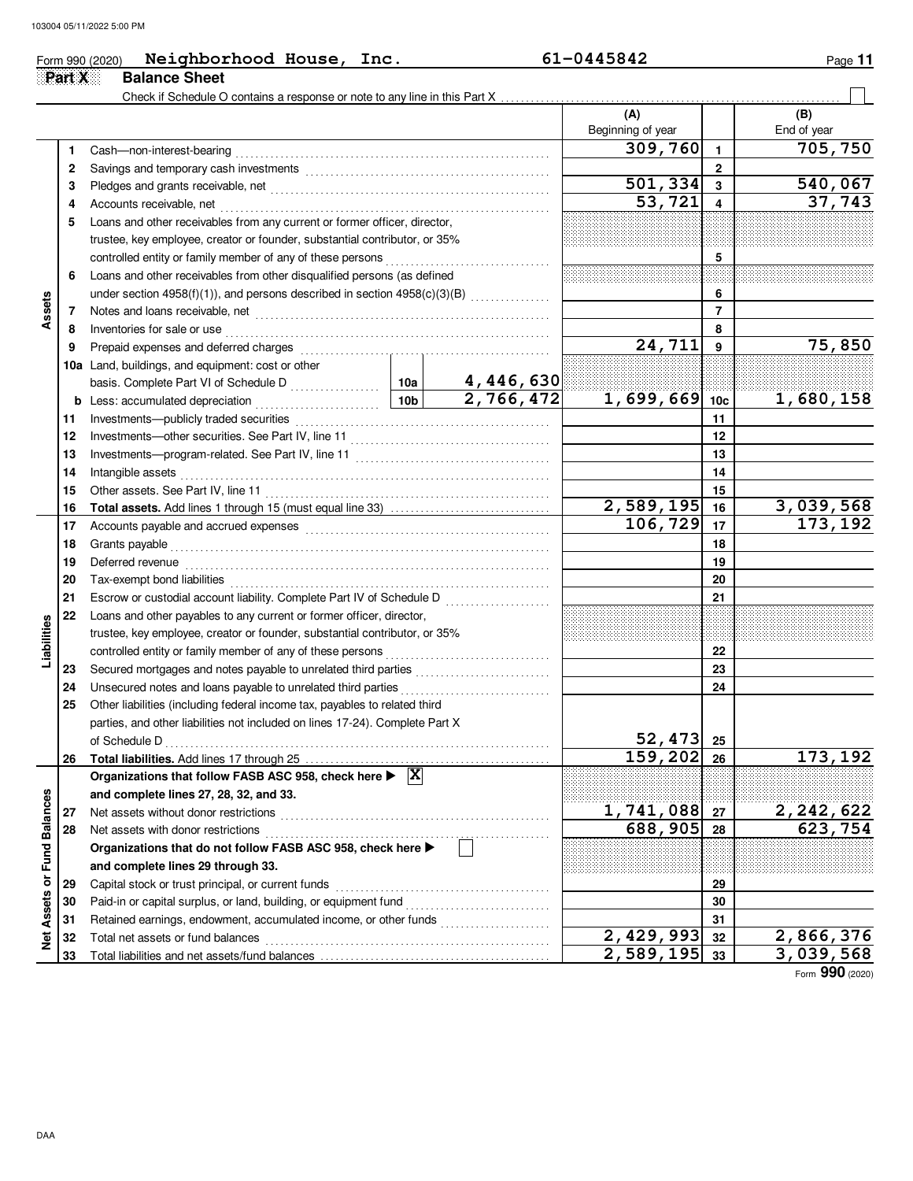Form 990 (2020) **Neighborhood House, Inc.** **61-0445842** Page **11**

## Part X Balance Sheet

Check if Schedule O contains a response or note to any line in this Part X ☐

| | | | | | (A) Beginning of year | | (B) End of year |
|---|---|---|---|---|---|---|---|
| **Assets** | 1 | Cash—non-interest-bearing | | | 309,760 | 1 | 705,750 |
| | 2 | Savings and temporary cash investments | | | | 2 | |
| | 3 | Pledges and grants receivable, net | | | 501,334 | 3 | 540,067 |
| | 4 | Accounts receivable, net | | | 53,721 | 4 | 37,743 |
| | 5 | Loans and other receivables from any current or former officer, director, trustee, key employee, creator or founder, substantial contributor, or 35% controlled entity or family member of any of these persons | | | | 5 | |
| | 6 | Loans and other receivables from other disqualified persons (as defined under section 4958(f)(1)), and persons described in section 4958(c)(3)(B) | | | | 6 | |
| | 7 | Notes and loans receivable, net | | | | 7 | |
| | 8 | Inventories for sale or use | | | | 8 | |
| | 9 | Prepaid expenses and deferred charges | | | 24,711 | 9 | 75,850 |
| | 10a | Land, buildings, and equipment: cost or other basis. Complete Part VI of Schedule D | 10a | 4,446,630 | | | |
| | b | Less: accumulated depreciation | 10b | 2,766,472 | 1,699,669 | 10c | 1,680,158 |
| | 11 | Investments—publicly traded securities | | | | 11 | |
| | 12 | Investments—other securities. See Part IV, line 11 | | | | 12 | |
| | 13 | Investments—program-related. See Part IV, line 11 | | | | 13 | |
| | 14 | Intangible assets | | | | 14 | |
| | 15 | Other assets. See Part IV, line 11 | | | | 15 | |
| | 16 | **Total assets.** Add lines 1 through 15 (must equal line 33) | | | 2,589,195 | 16 | 3,039,568 |
| **Liabilities** | 17 | Accounts payable and accrued expenses | | | 106,729 | 17 | 173,192 |
| | 18 | Grants payable | | | | 18 | |
| | 19 | Deferred revenue | | | | 19 | |
| | 20 | Tax-exempt bond liabilities | | | | 20 | |
| | 21 | Escrow or custodial account liability. Complete Part IV of Schedule D | | | | 21 | |
| | 22 | Loans and other payables to any current or former officer, director, trustee, key employee, creator or founder, substantial contributor, or 35% controlled entity or family member of any of these persons | | | | 22 | |
| | 23 | Secured mortgages and notes payable to unrelated third parties | | | | 23 | |
| | 24 | Unsecured notes and loans payable to unrelated third parties | | | | 24 | |
| | 25 | Other liabilities (including federal income tax, payables to related third parties, and other liabilities not included on lines 17-24). Complete Part X of Schedule D | | | 52,473 | 25 | |
| | 26 | **Total liabilities.** Add lines 17 through 25 | | | 159,202 | 26 | 173,192 |
| **Net Assets or Fund Balances** | | **Organizations that follow FASB ASC 958, check here ▶ ☒ and complete lines 27, 28, 32, and 33.** | | | | | |
| | 27 | Net assets without donor restrictions | | | 1,741,088 | 27 | 2,242,622 |
| | 28 | Net assets with donor restrictions | | | 688,905 | 28 | 623,754 |
| | | **Organizations that do not follow FASB ASC 958, check here ▶ ☐ and complete lines 29 through 33.** | | | | | |
| | 29 | Capital stock or trust principal, or current funds | | | | 29 | |
| | 30 | Paid-in or capital surplus, or land, building, or equipment fund | | | | 30 | |
| | 31 | Retained earnings, endowment, accumulated income, or other funds | | | | 31 | |
| | 32 | Total net assets or fund balances | | | 2,429,993 | 32 | 2,866,376 |
| | 33 | Total liabilities and net assets/fund balances | | | 2,589,195 | 33 | 3,039,568 |

Form **990** (2020)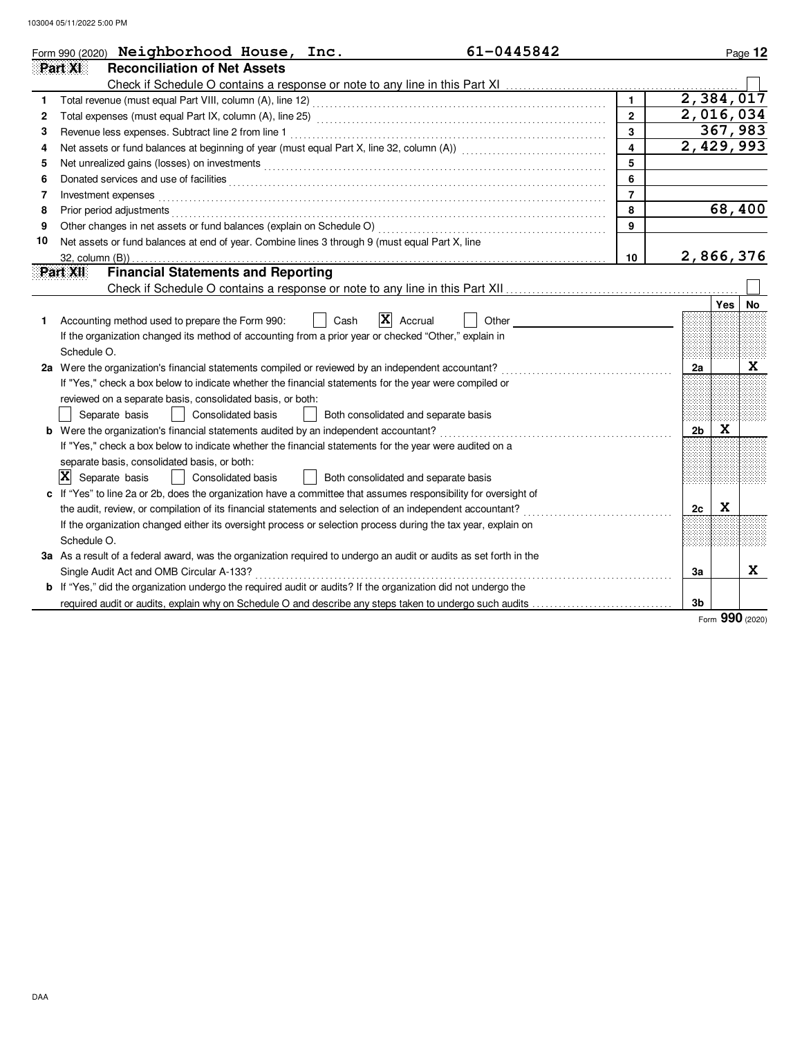Form 990 (2020) **Neighborhood House, Inc.** 61-0445842

## Part XI Reconciliation of Net Assets

Check if Schedule O contains a response or note to any line in this Part XI ☐

| | | | |
|---|---|---|---|
| 1 | Total revenue (must equal Part VIII, column (A), line 12) | 1 | 2,384,017 |
| 2 | Total expenses (must equal Part IX, column (A), line 25) | 2 | 2,016,034 |
| 3 | Revenue less expenses. Subtract line 2 from line 1 | 3 | 367,983 |
| 4 | Net assets or fund balances at beginning of year (must equal Part X, line 32, column (A)) | 4 | 2,429,993 |
| 5 | Net unrealized gains (losses) on investments | 5 | |
| 6 | Donated services and use of facilities | 6 | |
| 7 | Investment expenses | 7 | |
| 8 | Prior period adjustments | 8 | 68,400 |
| 9 | Other changes in net assets or fund balances (explain on Schedule O) | 9 | |
| 10 | Net assets or fund balances at end of year. Combine lines 3 through 9 (must equal Part X, line 32, column (B)) | 10 | 2,866,376 |

## Part XII Financial Statements and Reporting

Check if Schedule O contains a response or note to any line in this Part XII ☐

| | | | Yes | No |
|---|---|---|---|---|
| 1 | Accounting method used to prepare the Form 990: ☐ Cash ☒ Accrual ☐ Other<br>If the organization changed its method of accounting from a prior year or checked "Other," explain in Schedule O. | | | |
| 2a | Were the organization's financial statements compiled or reviewed by an independent accountant?<br>If "Yes," check a box below to indicate whether the financial statements for the year were compiled or reviewed on a separate basis, consolidated basis, or both:<br>☐ Separate basis ☐ Consolidated basis ☐ Both consolidated and separate basis | 2a | | X |
| b | Were the organization's financial statements audited by an independent accountant?<br>If "Yes," check a box below to indicate whether the financial statements for the year were audited on a separate basis, consolidated basis, or both:<br>☒ Separate basis ☐ Consolidated basis ☐ Both consolidated and separate basis | 2b | X | |
| c | If "Yes" to line 2a or 2b, does the organization have a committee that assumes responsibility for oversight of the audit, review, or compilation of its financial statements and selection of an independent accountant?<br>If the organization changed either its oversight process or selection process during the tax year, explain on Schedule O. | 2c | X | |
| 3a | As a result of a federal award, was the organization required to undergo an audit or audits as set forth in the Single Audit Act and OMB Circular A-133? | 3a | | X |
| b | If "Yes," did the organization undergo the required audit or audits? If the organization did not undergo the required audit or audits, explain why on Schedule O and describe any steps taken to undergo such audits | 3b | | |

Form **990** (2020)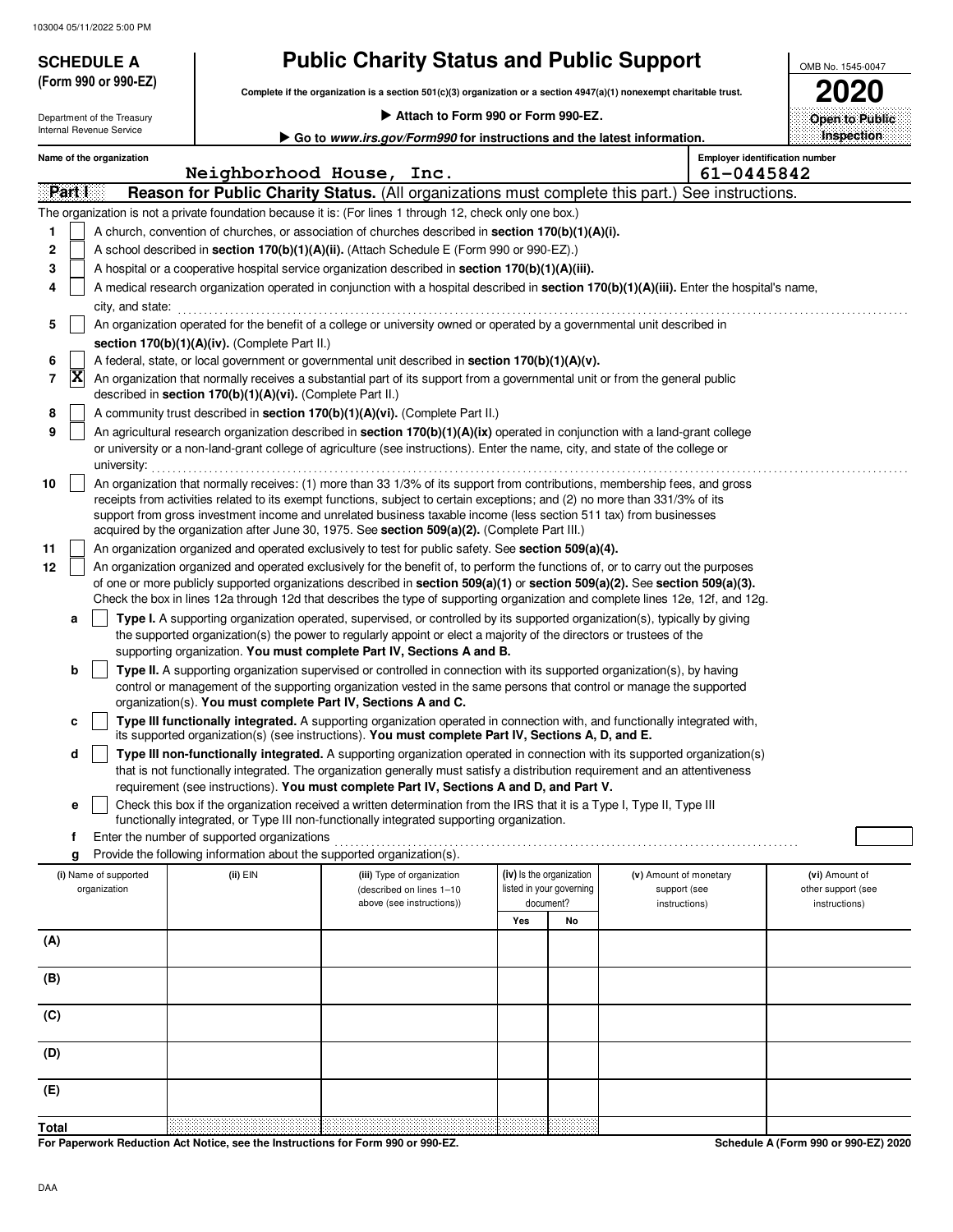103004 05/11/2022 5:00 PM

**SCHEDULE A**
**(Form 990 or 990-EZ)**

Department of the Treasury
Internal Revenue Service

# Public Charity Status and Public Support

**Complete if the organization is a section 501(c)(3) organization or a section 4947(a)(1) nonexempt charitable trust.**

▶ **Attach to Form 990 or Form 990-EZ.**

▶ **Go to *www.irs.gov/Form990* for instructions and the latest information.**

OMB No. 1545-0047

**2020**

**Open to Public Inspection**

**Name of the organization**: Neighborhood House, Inc.

**Employer identification number**: 61-0445842

## Part I — Reason for Public Charity Status. (All organizations must complete this part.) See instructions.

The organization is not a private foundation because it is: (For lines 1 through 12, check only one box.)

1. [ ] A church, convention of churches, or association of churches described in **section 170(b)(1)(A)(i).**
2. [ ] A school described in **section 170(b)(1)(A)(ii).** (Attach Schedule E (Form 990 or 990-EZ).)
3. [ ] A hospital or a cooperative hospital service organization described in **section 170(b)(1)(A)(iii).**
4. [ ] A medical research organization operated in conjunction with a hospital described in **section 170(b)(1)(A)(iii).** Enter the hospital's name, city, and state: ..........
5. [ ] An organization operated for the benefit of a college or university owned or operated by a governmental unit described in **section 170(b)(1)(A)(iv).** (Complete Part II.)
6. [ ] A federal, state, or local government or governmental unit described in **section 170(b)(1)(A)(v).**
7. [X] An organization that normally receives a substantial part of its support from a governmental unit or from the general public described in **section 170(b)(1)(A)(vi).** (Complete Part II.)
8. [ ] A community trust described in **section 170(b)(1)(A)(vi).** (Complete Part II.)
9. [ ] An agricultural research organization described in **section 170(b)(1)(A)(ix)** operated in conjunction with a land-grant college or university or a non-land-grant college of agriculture (see instructions). Enter the name, city, and state of the college or university: ..........
10. [ ] An organization that normally receives: (1) more than 33 1/3% of its support from contributions, membership fees, and gross receipts from activities related to its exempt functions, subject to certain exceptions; and (2) no more than 331/3% of its support from gross investment income and unrelated business taxable income (less section 511 tax) from businesses acquired by the organization after June 30, 1975. See **section 509(a)(2).** (Complete Part III.)
11. [ ] An organization organized and operated exclusively to test for public safety. See **section 509(a)(4).**
12. [ ] An organization organized and operated exclusively for the benefit of, to perform the functions of, or to carry out the purposes of one or more publicly supported organizations described in **section 509(a)(1)** or **section 509(a)(2).** See **section 509(a)(3).** Check the box in lines 12a through 12d that describes the type of supporting organization and complete lines 12e, 12f, and 12g.
   - **a** [ ] **Type I.** A supporting organization operated, supervised, or controlled by its supported organization(s), typically by giving the supported organization(s) the power to regularly appoint or elect a majority of the directors or trustees of the supporting organization. **You must complete Part IV, Sections A and B.**
   - **b** [ ] **Type II.** A supporting organization supervised or controlled in connection with its supported organization(s), by having control or management of the supporting organization vested in the same persons that control or manage the supported organization(s). **You must complete Part IV, Sections A and C.**
   - **c** [ ] **Type III functionally integrated.** A supporting organization operated in connection with, and functionally integrated with, its supported organization(s) (see instructions). **You must complete Part IV, Sections A, D, and E.**
   - **d** [ ] **Type III non-functionally integrated.** A supporting organization operated in connection with its supported organization(s) that is not functionally integrated. The organization generally must satisfy a distribution requirement and an attentiveness requirement (see instructions). **You must complete Part IV, Sections A and D, and Part V.**
   - **e** [ ] Check this box if the organization received a written determination from the IRS that it is a Type I, Type II, Type III functionally integrated, or Type III non-functionally integrated supporting organization.
   - **f** Enter the number of supported organizations ..........
   - **g** Provide the following information about the supported organization(s).

| (i) Name of supported organization | (ii) EIN | (iii) Type of organization (described on lines 1–10 above (see instructions)) | (iv) Is the organization listed in your governing document? | | (v) Amount of monetary support (see instructions) | (vi) Amount of other support (see instructions) |
|---|---|---|---|---|---|---|
| | | | Yes | No | | |
| (A) | | | | | | |
| (B) | | | | | | |
| (C) | | | | | | |
| (D) | | | | | | |
| (E) | | | | | | |
| **Total** | | | | | | |

**For Paperwork Reduction Act Notice, see the Instructions for Form 990 or 990-EZ.**

**Schedule A (Form 990 or 990-EZ) 2020**

DAA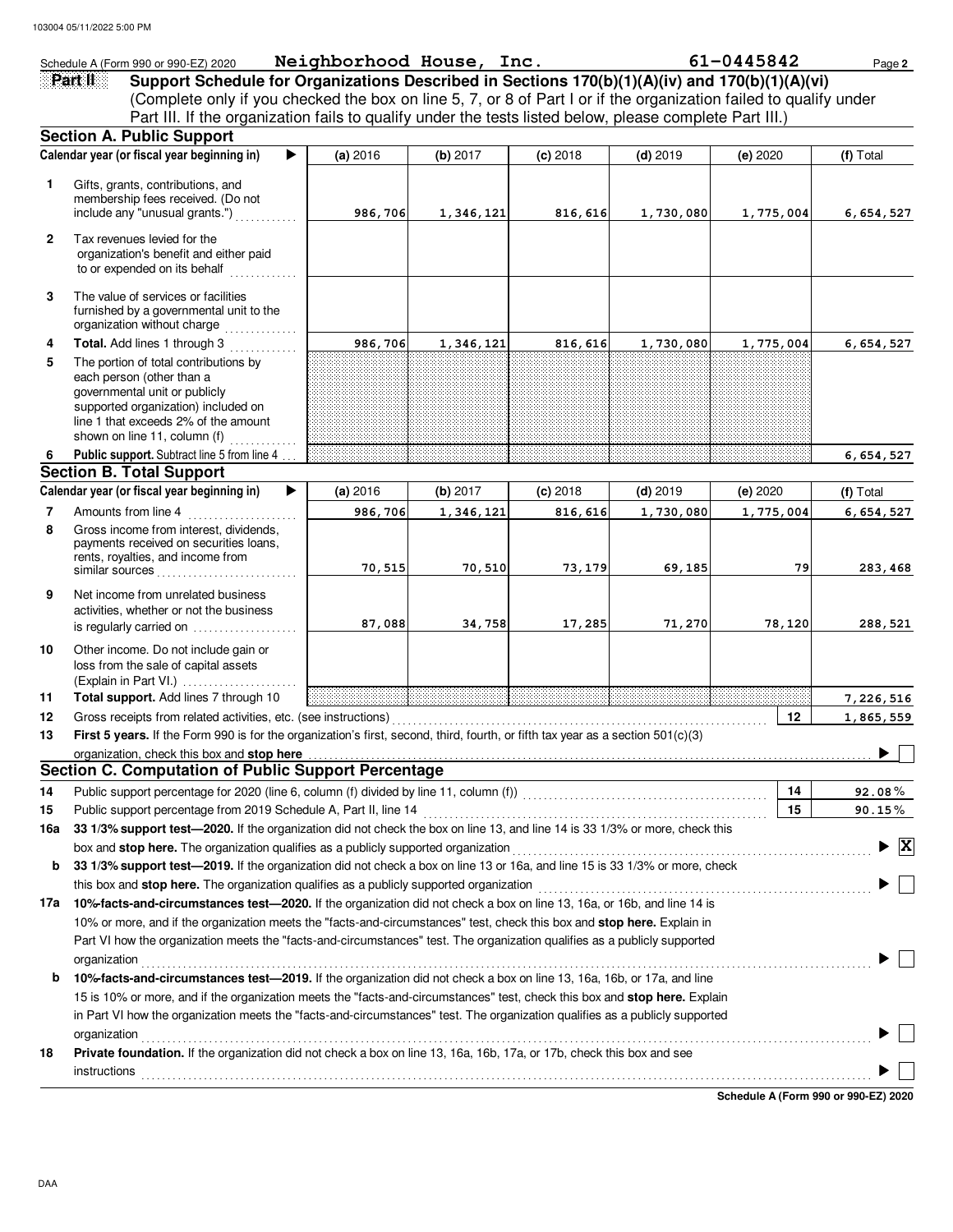Schedule A (Form 990 or 990-EZ) 2020 **Neighborhood House, Inc.** **61-0445842** Page **2**

## Part II Support Schedule for Organizations Described in Sections 170(b)(1)(A)(iv) and 170(b)(1)(A)(vi)

(Complete only if you checked the box on line 5, 7, or 8 of Part I or if the organization failed to qualify under Part III. If the organization fails to qualify under the tests listed below, please complete Part III.)

### Section A. Public Support

| | Calendar year (or fiscal year beginning in) ▶ | (a) 2016 | (b) 2017 | (c) 2018 | (d) 2019 | (e) 2020 | (f) Total |
|---|---|---|---|---|---|---|---|
| 1 | Gifts, grants, contributions, and membership fees received. (Do not include any "unusual grants.") | 986,706 | 1,346,121 | 816,616 | 1,730,080 | 1,775,004 | 6,654,527 |
| 2 | Tax revenues levied for the organization's benefit and either paid to or expended on its behalf | | | | | | |
| 3 | The value of services or facilities furnished by a governmental unit to the organization without charge | | | | | | |
| 4 | **Total.** Add lines 1 through 3 | 986,706 | 1,346,121 | 816,616 | 1,730,080 | 1,775,004 | 6,654,527 |
| 5 | The portion of total contributions by each person (other than a governmental unit or publicly supported organization) included on line 1 that exceeds 2% of the amount shown on line 11, column (f) | | | | | | |
| 6 | **Public support.** Subtract line 5 from line 4 | | | | | | 6,654,527 |

### Section B. Total Support

| | Calendar year (or fiscal year beginning in) ▶ | (a) 2016 | (b) 2017 | (c) 2018 | (d) 2019 | (e) 2020 | (f) Total |
|---|---|---|---|---|---|---|---|
| 7 | Amounts from line 4 | 986,706 | 1,346,121 | 816,616 | 1,730,080 | 1,775,004 | 6,654,527 |
| 8 | Gross income from interest, dividends, payments received on securities loans, rents, royalties, and income from similar sources | 70,515 | 70,510 | 73,179 | 69,185 | 79 | 283,468 |
| 9 | Net income from unrelated business activities, whether or not the business is regularly carried on | 87,088 | 34,758 | 17,285 | 71,270 | 78,120 | 288,521 |
| 10 | Other income. Do not include gain or loss from the sale of capital assets (Explain in Part VI.) | | | | | | |
| 11 | **Total support.** Add lines 7 through 10 | | | | | | 7,226,516 |

**12** Gross receipts from related activities, etc. (see instructions) — **12** — 1,865,559

**13** **First 5 years.** If the Form 990 is for the organization's first, second, third, fourth, or fifth tax year as a section 501(c)(3) organization, check this box and **stop here** ▶ ☐

### Section C. Computation of Public Support Percentage

**14** Public support percentage for 2020 (line 6, column (f) divided by line 11, column (f)) — **14** — 92.08 %

**15** Public support percentage from 2019 Schedule A, Part II, line 14 — **15** — 90.15 %

**16a** **33 1/3% support test—2020.** If the organization did not check the box on line 13, and line 14 is 33 1/3% or more, check this box and **stop here.** The organization qualifies as a publicly supported organization ▶ ☒

**b** **33 1/3% support test—2019.** If the organization did not check a box on line 13 or 16a, and line 15 is 33 1/3% or more, check this box and **stop here.** The organization qualifies as a publicly supported organization ▶ ☐

**17a** **10%-facts-and-circumstances test—2020.** If the organization did not check a box on line 13, 16a, or 16b, and line 14 is 10% or more, and if the organization meets the "facts-and-circumstances" test, check this box and **stop here.** Explain in Part VI how the organization meets the "facts-and-circumstances" test. The organization qualifies as a publicly supported organization ▶ ☐

**b** **10%-facts-and-circumstances test—2019.** If the organization did not check a box on line 13, 16a, 16b, or 17a, and line 15 is 10% or more, and if the organization meets the "facts-and-circumstances" test, check this box and **stop here.** Explain in Part VI how the organization meets the "facts-and-circumstances" test. The organization qualifies as a publicly supported organization ▶ ☐

**18** **Private foundation.** If the organization did not check a box on line 13, 16a, 16b, 17a, or 17b, check this box and see instructions ▶ ☐

**Schedule A (Form 990 or 990-EZ) 2020**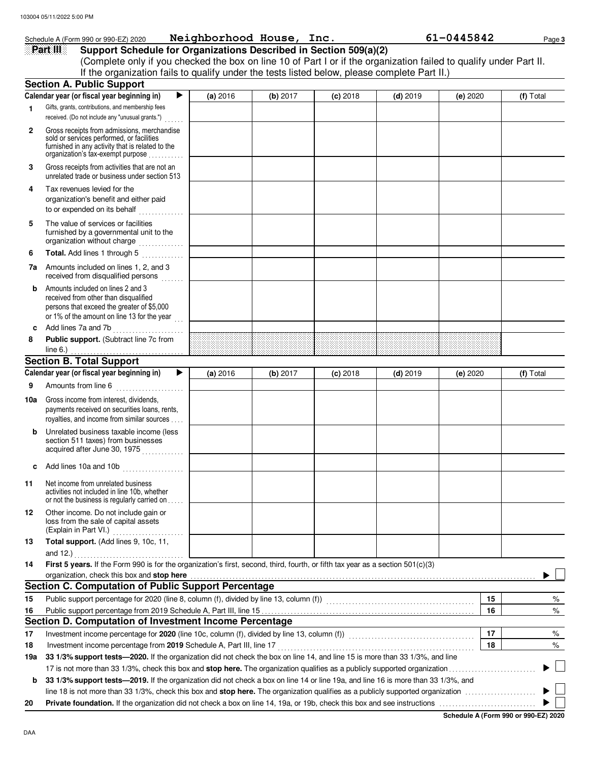Schedule A (Form 990 or 990-EZ) 2020 **Neighborhood House, Inc.** **61-0445842** Page **3**

## Part III Support Schedule for Organizations Described in Section 509(a)(2)

(Complete only if you checked the box on line 10 of Part I or if the organization failed to qualify under Part II. If the organization fails to qualify under the tests listed below, please complete Part II.)

### Section A. Public Support

| Calendar year (or fiscal year beginning in) ▶ | (a) 2016 | (b) 2017 | (c) 2018 | (d) 2019 | (e) 2020 | (f) Total |
|---|---|---|---|---|---|---|
| **1** Gifts, grants, contributions, and membership fees received. (Do not include any "unusual grants.") | | | | | | |
| **2** Gross receipts from admissions, merchandise sold or services performed, or facilities furnished in any activity that is related to the organization's tax-exempt purpose | | | | | | |
| **3** Gross receipts from activities that are not an unrelated trade or business under section 513 | | | | | | |
| **4** Tax revenues levied for the organization's benefit and either paid to or expended on its behalf | | | | | | |
| **5** The value of services or facilities furnished by a governmental unit to the organization without charge | | | | | | |
| **6** **Total.** Add lines 1 through 5 | | | | | | |
| **7a** Amounts included on lines 1, 2, and 3 received from disqualified persons | | | | | | |
| **b** Amounts included on lines 2 and 3 received from other than disqualified persons that exceed the greater of $5,000 or 1% of the amount on line 13 for the year | | | | | | |
| **c** Add lines 7a and 7b | | | | | | |
| **8** **Public support.** (Subtract line 7c from line 6.) | | | | | | |

### Section B. Total Support

| Calendar year (or fiscal year beginning in) ▶ | (a) 2016 | (b) 2017 | (c) 2018 | (d) 2019 | (e) 2020 | (f) Total |
|---|---|---|---|---|---|---|
| **9** Amounts from line 6 | | | | | | |
| **10a** Gross income from interest, dividends, payments received on securities loans, rents, royalties, and income from similar sources | | | | | | |
| **b** Unrelated business taxable income (less section 511 taxes) from businesses acquired after June 30, 1975 | | | | | | |
| **c** Add lines 10a and 10b | | | | | | |
| **11** Net income from unrelated business activities not included in line 10b, whether or not the business is regularly carried on | | | | | | |
| **12** Other income. Do not include gain or loss from the sale of capital assets (Explain in Part VI.) | | | | | | |
| **13** **Total support.** (Add lines 9, 10c, 11, and 12.) | | | | | | |

**14** **First 5 years.** If the Form 990 is for the organization's first, second, third, fourth, or fifth tax year as a section 501(c)(3) organization, check this box and **stop here** ▶ ☐

### Section C. Computation of Public Support Percentage

| | | | |
|---|---|---|---|
| **15** | Public support percentage for 2020 (line 8, column (f), divided by line 13, column (f)) | **15** | % |
| **16** | Public support percentage from 2019 Schedule A, Part III, line 15 | **16** | % |

### Section D. Computation of Investment Income Percentage

| | | | |
|---|---|---|---|
| **17** | Investment income percentage for **2020** (line 10c, column (f), divided by line 13, column (f)) | **17** | % |
| **18** | Investment income percentage from **2019** Schedule A, Part III, line 17 | **18** | % |

**19a** **33 1/3% support tests—2020.** If the organization did not check the box on line 14, and line 15 is more than 33 1/3%, and line 17 is not more than 33 1/3%, check this box and **stop here.** The organization qualifies as a publicly supported organization ▶ ☐

**b** **33 1/3% support tests—2019.** If the organization did not check a box on line 14 or line 19a, and line 16 is more than 33 1/3%, and line 18 is not more than 33 1/3%, check this box and **stop here.** The organization qualifies as a publicly supported organization ▶ ☐

**20** **Private foundation.** If the organization did not check a box on line 14, 19a, or 19b, check this box and see instructions ▶ ☐

**Schedule A (Form 990 or 990-EZ) 2020**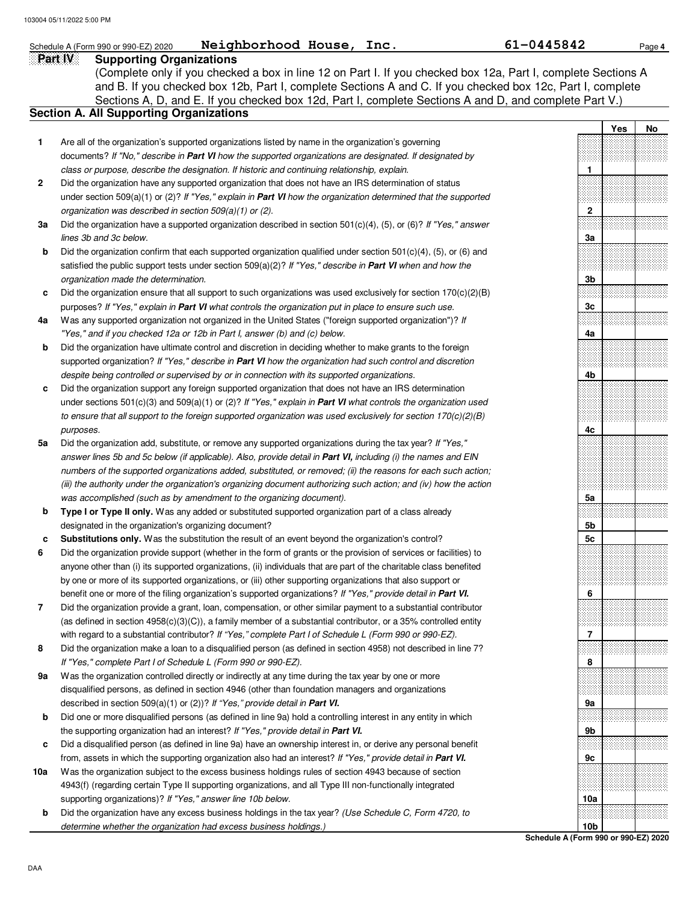Schedule A (Form 990 or 990-EZ) 2020 **Neighborhood House, Inc.** 61-0445842

## Part IV Supporting Organizations

(Complete only if you checked a box in line 12 on Part I. If you checked box 12a, Part I, complete Sections A and B. If you checked box 12b, Part I, complete Sections A and C. If you checked box 12c, Part I, complete Sections A, D, and E. If you checked box 12d, Part I, complete Sections A and D, and complete Part V.)

### Section A. All Supporting Organizations

| | | | Yes | No |
|---|---|---|---|---|
| **1** | Are all of the organization's supported organizations listed by name in the organization's governing documents? *If "No," describe in **Part VI** how the supported organizations are designated. If designated by class or purpose, describe the designation. If historic and continuing relationship, explain.* | **1** | | |
| **2** | Did the organization have any supported organization that does not have an IRS determination of status under section 509(a)(1) or (2)? *If "Yes," explain in **Part VI** how the organization determined that the supported organization was described in section 509(a)(1) or (2).* | **2** | | |
| **3a** | Did the organization have a supported organization described in section 501(c)(4), (5), or (6)? *If "Yes," answer lines 3b and 3c below.* | **3a** | | |
| **b** | Did the organization confirm that each supported organization qualified under section 501(c)(4), (5), or (6) and satisfied the public support tests under section 509(a)(2)? *If "Yes," describe in **Part VI** when and how the organization made the determination.* | **3b** | | |
| **c** | Did the organization ensure that all support to such organizations was used exclusively for section 170(c)(2)(B) purposes? *If "Yes," explain in **Part VI** what controls the organization put in place to ensure such use.* | **3c** | | |
| **4a** | Was any supported organization not organized in the United States ("foreign supported organization")? *If "Yes," and if you checked 12a or 12b in Part I, answer (b) and (c) below.* | **4a** | | |
| **b** | Did the organization have ultimate control and discretion in deciding whether to make grants to the foreign supported organization? *If "Yes," describe in **Part VI** how the organization had such control and discretion despite being controlled or supervised by or in connection with its supported organizations.* | **4b** | | |
| **c** | Did the organization support any foreign supported organization that does not have an IRS determination under sections 501(c)(3) and 509(a)(1) or (2)? *If "Yes," explain in **Part VI** what controls the organization used to ensure that all support to the foreign supported organization was used exclusively for section 170(c)(2)(B) purposes.* | **4c** | | |
| **5a** | Did the organization add, substitute, or remove any supported organizations during the tax year? *If "Yes," answer lines 5b and 5c below (if applicable). Also, provide detail in **Part VI,** including (i) the names and EIN numbers of the supported organizations added, substituted, or removed; (ii) the reasons for each such action; (iii) the authority under the organization's organizing document authorizing such action; and (iv) how the action was accomplished (such as by amendment to the organizing document).* | **5a** | | |
| **b** | **Type I or Type II only.** Was any added or substituted supported organization part of a class already designated in the organization's organizing document? | **5b** | | |
| **c** | **Substitutions only.** Was the substitution the result of an event beyond the organization's control? | **5c** | | |
| **6** | Did the organization provide support (whether in the form of grants or the provision of services or facilities) to anyone other than (i) its supported organizations, (ii) individuals that are part of the charitable class benefited by one or more of its supported organizations, or (iii) other supporting organizations that also support or benefit one or more of the filing organization's supported organizations? *If "Yes," provide detail in **Part VI.*** | **6** | | |
| **7** | Did the organization provide a grant, loan, compensation, or other similar payment to a substantial contributor (as defined in section 4958(c)(3)(C)), a family member of a substantial contributor, or a 35% controlled entity with regard to a substantial contributor? *If "Yes," complete Part I of Schedule L (Form 990 or 990-EZ).* | **7** | | |
| **8** | Did the organization make a loan to a disqualified person (as defined in section 4958) not described in line 7? *If "Yes," complete Part I of Schedule L (Form 990 or 990-EZ).* | **8** | | |
| **9a** | Was the organization controlled directly or indirectly at any time during the tax year by one or more disqualified persons, as defined in section 4946 (other than foundation managers and organizations described in section 509(a)(1) or (2))? *If "Yes," provide detail in **Part VI.*** | **9a** | | |
| **b** | Did one or more disqualified persons (as defined in line 9a) hold a controlling interest in any entity in which the supporting organization had an interest? *If "Yes," provide detail in **Part VI.*** | **9b** | | |
| **c** | Did a disqualified person (as defined in line 9a) have an ownership interest in, or derive any personal benefit from, assets in which the supporting organization also had an interest? *If "Yes," provide detail in **Part VI.*** | **9c** | | |
| **10a** | Was the organization subject to the excess business holdings rules of section 4943 because of section 4943(f) (regarding certain Type II supporting organizations, and all Type III non-functionally integrated supporting organizations)? *If "Yes," answer line 10b below.* | **10a** | | |
| **b** | Did the organization have any excess business holdings in the tax year? *(Use Schedule C, Form 4720, to determine whether the organization had excess business holdings.)* | **10b** | | |

**Schedule A (Form 990 or 990-EZ) 2020**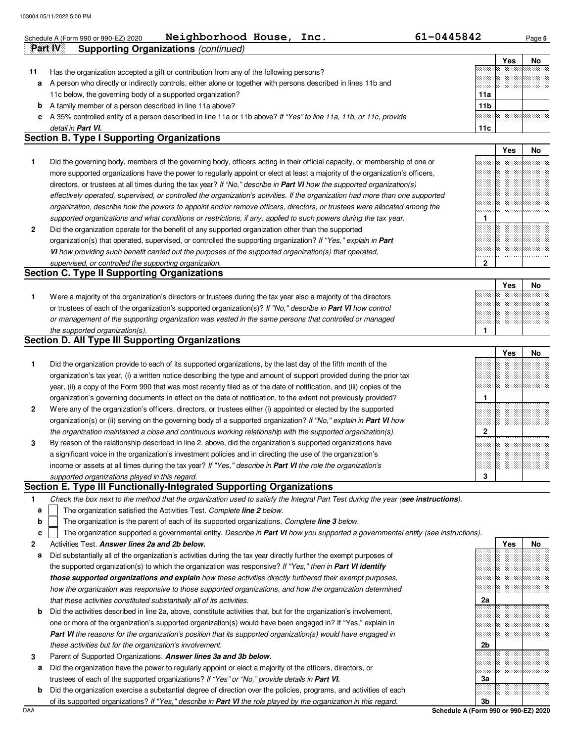Schedule A (Form 990 or 990-EZ) 2020 **Neighborhood House, Inc.** **61-0445842**

**Part IV Supporting Organizations** *(continued)*

| | | | Yes | No |
|---|---|---|---|---|
| **11** | Has the organization accepted a gift or contribution from any of the following persons? | | | |
| **a** | A person who directly or indirectly controls, either alone or together with persons described in lines 11b and 11c below, the governing body of a supported organization? | **11a** | | |
| **b** | A family member of a person described in line 11a above? | **11b** | | |
| **c** | A 35% controlled entity of a person described in line 11a or 11b above? *If "Yes" to line 11a, 11b, or 11c, provide detail in* ***Part VI.*** | **11c** | | |

## Section B. Type I Supporting Organizations

| | | | Yes | No |
|---|---|---|---|---|
| **1** | Did the governing body, members of the governing body, officers acting in their official capacity, or membership of one or more supported organizations have the power to regularly appoint or elect at least a majority of the organization's officers, directors, or trustees at all times during the tax year? *If "No," describe in* ***Part VI*** *how the supported organization(s) effectively operated, supervised, or controlled the organization's activities. If the organization had more than one supported organization, describe how the powers to appoint and/or remove officers, directors, or trustees were allocated among the supported organizations and what conditions or restrictions, if any, applied to such powers during the tax year.* | **1** | | |
| **2** | Did the organization operate for the benefit of any supported organization other than the supported organization(s) that operated, supervised, or controlled the supporting organization? *If "Yes," explain in* ***Part VI*** *how providing such benefit carried out the purposes of the supported organization(s) that operated, supervised, or controlled the supporting organization.* | **2** | | |

## Section C. Type II Supporting Organizations

| | | | Yes | No |
|---|---|---|---|---|
| **1** | Were a majority of the organization's directors or trustees during the tax year also a majority of the directors or trustees of each of the organization's supported organization(s)? *If "No," describe in* ***Part VI*** *how control or management of the supporting organization was vested in the same persons that controlled or managed the supported organization(s).* | **1** | | |

## Section D. All Type III Supporting Organizations

| | | | Yes | No |
|---|---|---|---|---|
| **1** | Did the organization provide to each of its supported organizations, by the last day of the fifth month of the organization's tax year, (i) a written notice describing the type and amount of support provided during the prior tax year, (ii) a copy of the Form 990 that was most recently filed as of the date of notification, and (iii) copies of the organization's governing documents in effect on the date of notification, to the extent not previously provided? | **1** | | |
| **2** | Were any of the organization's officers, directors, or trustees either (i) appointed or elected by the supported organization(s) or (ii) serving on the governing body of a supported organization? *If "No," explain in* ***Part VI*** *how the organization maintained a close and continuous working relationship with the supported organization(s).* | **2** | | |
| **3** | By reason of the relationship described in line 2, above, did the organization's supported organizations have a significant voice in the organization's investment policies and in directing the use of the organization's income or assets at all times during the tax year? *If "Yes," describe in* ***Part VI*** *the role the organization's supported organizations played in this regard.* | **3** | | |

## Section E. Type III Functionally-Integrated Supporting Organizations

**1** *Check the box next to the method that the organization used to satisfy the Integral Part Test during the year (**see instructions**).*

- **a** ☐ The organization satisfied the Activities Test. *Complete* ***line 2*** *below.*
- **b** ☐ The organization is the parent of each of its supported organizations. *Complete* ***line 3*** *below.*
- **c** ☐ The organization supported a governmental entity. *Describe in* ***Part VI*** *how you supported a governmental entity (see instructions).*

| | | | Yes | No |
|---|---|---|---|---|
| **2** | Activities Test. ***Answer lines 2a and 2b below.*** | | | |
| **a** | Did substantially all of the organization's activities during the tax year directly further the exempt purposes of the supported organization(s) to which the organization was responsive? *If "Yes," then in* ***Part VI identify those supported organizations and explain*** *how these activities directly furthered their exempt purposes, how the organization was responsive to those supported organizations, and how the organization determined that these activities constituted substantially all of its activities.* | **2a** | | |
| **b** | Did the activities described in line 2a, above, constitute activities that, but for the organization's involvement, one or more of the organization's supported organization(s) would have been engaged in? If "Yes," explain in ***Part VI*** *the reasons for the organization's position that its supported organization(s) would have engaged in these activities but for the organization's involvement.* | **2b** | | |
| **3** | Parent of Supported Organizations. ***Answer lines 3a and 3b below.*** | | | |
| **a** | Did the organization have the power to regularly appoint or elect a majority of the officers, directors, or trustees of each of the supported organizations? *If "Yes" or "No," provide details in* ***Part VI.*** | **3a** | | |
| **b** | Did the organization exercise a substantial degree of direction over the policies, programs, and activities of each of its supported organizations? *If "Yes," describe in* ***Part VI*** *the role played by the organization in this regard.* | **3b** | | |

**Schedule A (Form 990 or 990-EZ) 2020**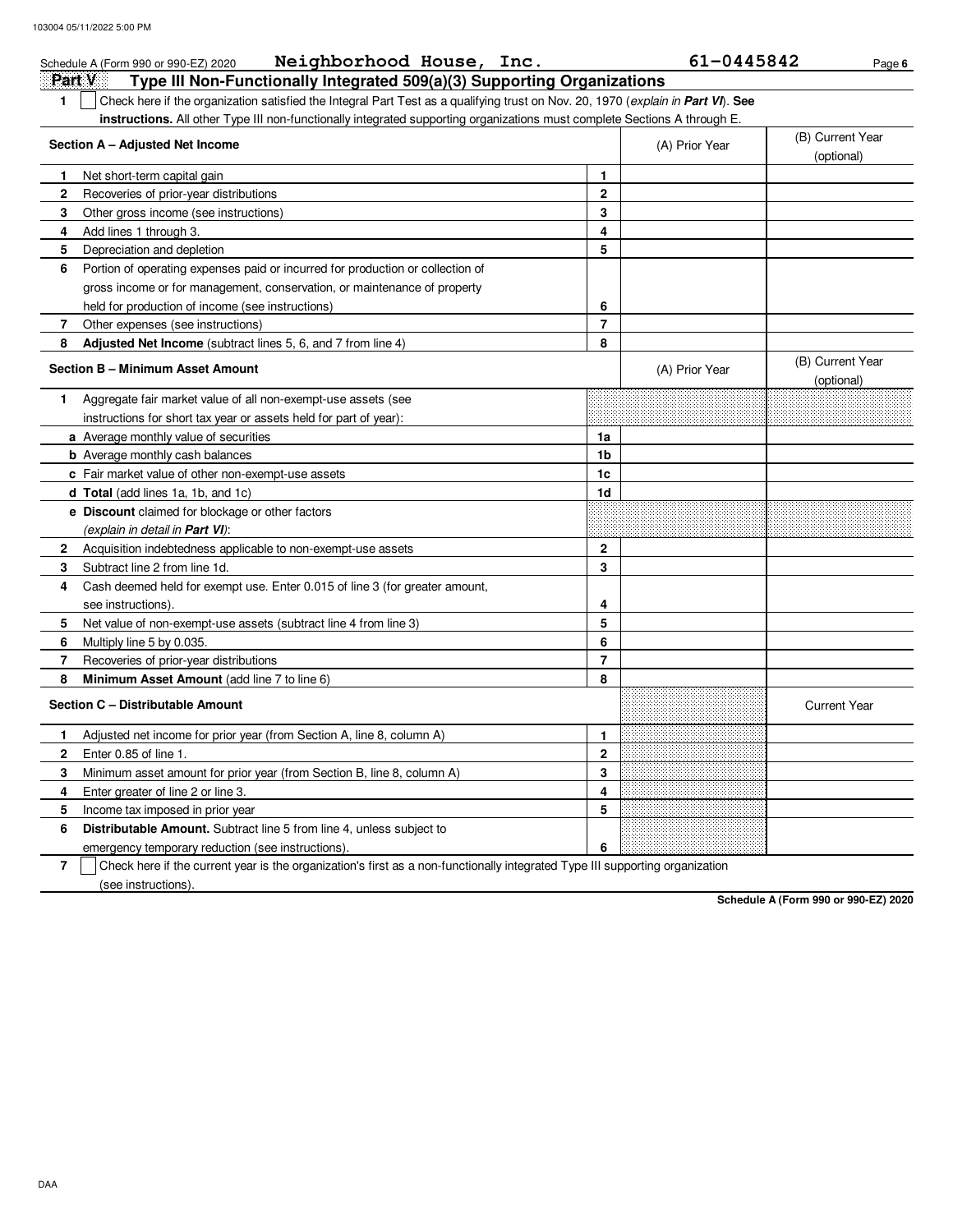Schedule A (Form 990 or 990-EZ) 2020 **Neighborhood House, Inc.** **61-0445842**

## Part V Type III Non-Functionally Integrated 509(a)(3) Supporting Organizations

**1** ☐ Check here if the organization satisfied the Integral Part Test as a qualifying trust on Nov. 20, 1970 (*explain in **Part VI***). **See instructions.** All other Type III non-functionally integrated supporting organizations must complete Sections A through E.

| **Section A – Adjusted Net Income** | | (A) Prior Year | (B) Current Year (optional) |
|---|---|---|---|
| **1** Net short-term capital gain | 1 | | |
| **2** Recoveries of prior-year distributions | 2 | | |
| **3** Other gross income (see instructions) | 3 | | |
| **4** Add lines 1 through 3. | 4 | | |
| **5** Depreciation and depletion | 5 | | |
| **6** Portion of operating expenses paid or incurred for production or collection of gross income or for management, conservation, or maintenance of property held for production of income (see instructions) | 6 | | |
| **7** Other expenses (see instructions) | 7 | | |
| **8** **Adjusted Net Income** (subtract lines 5, 6, and 7 from line 4) | 8 | | |

| **Section B – Minimum Asset Amount** | | (A) Prior Year | (B) Current Year (optional) |
|---|---|---|---|
| **1** Aggregate fair market value of all non-exempt-use assets (see instructions for short tax year or assets held for part of year): | | | |
| **a** Average monthly value of securities | 1a | | |
| **b** Average monthly cash balances | 1b | | |
| **c** Fair market value of other non-exempt-use assets | 1c | | |
| **d Total** (add lines 1a, 1b, and 1c) | 1d | | |
| **e Discount** claimed for blockage or other factors (*explain in detail in **Part VI***): | | | |
| **2** Acquisition indebtedness applicable to non-exempt-use assets | 2 | | |
| **3** Subtract line 2 from line 1d. | 3 | | |
| **4** Cash deemed held for exempt use. Enter 0.015 of line 3 (for greater amount, see instructions). | 4 | | |
| **5** Net value of non-exempt-use assets (subtract line 4 from line 3) | 5 | | |
| **6** Multiply line 5 by 0.035. | 6 | | |
| **7** Recoveries of prior-year distributions | 7 | | |
| **8** **Minimum Asset Amount** (add line 7 to line 6) | 8 | | |

| **Section C – Distributable Amount** | | | Current Year |
|---|---|---|---|
| **1** Adjusted net income for prior year (from Section A, line 8, column A) | 1 | | |
| **2** Enter 0.85 of line 1. | 2 | | |
| **3** Minimum asset amount for prior year (from Section B, line 8, column A) | 3 | | |
| **4** Enter greater of line 2 or line 3. | 4 | | |
| **5** Income tax imposed in prior year | 5 | | |
| **6** **Distributable Amount.** Subtract line 5 from line 4, unless subject to emergency temporary reduction (see instructions). | 6 | | |

**7** ☐ Check here if the current year is the organization's first as a non-functionally integrated Type III supporting organization (see instructions).

**Schedule A (Form 990 or 990-EZ) 2020**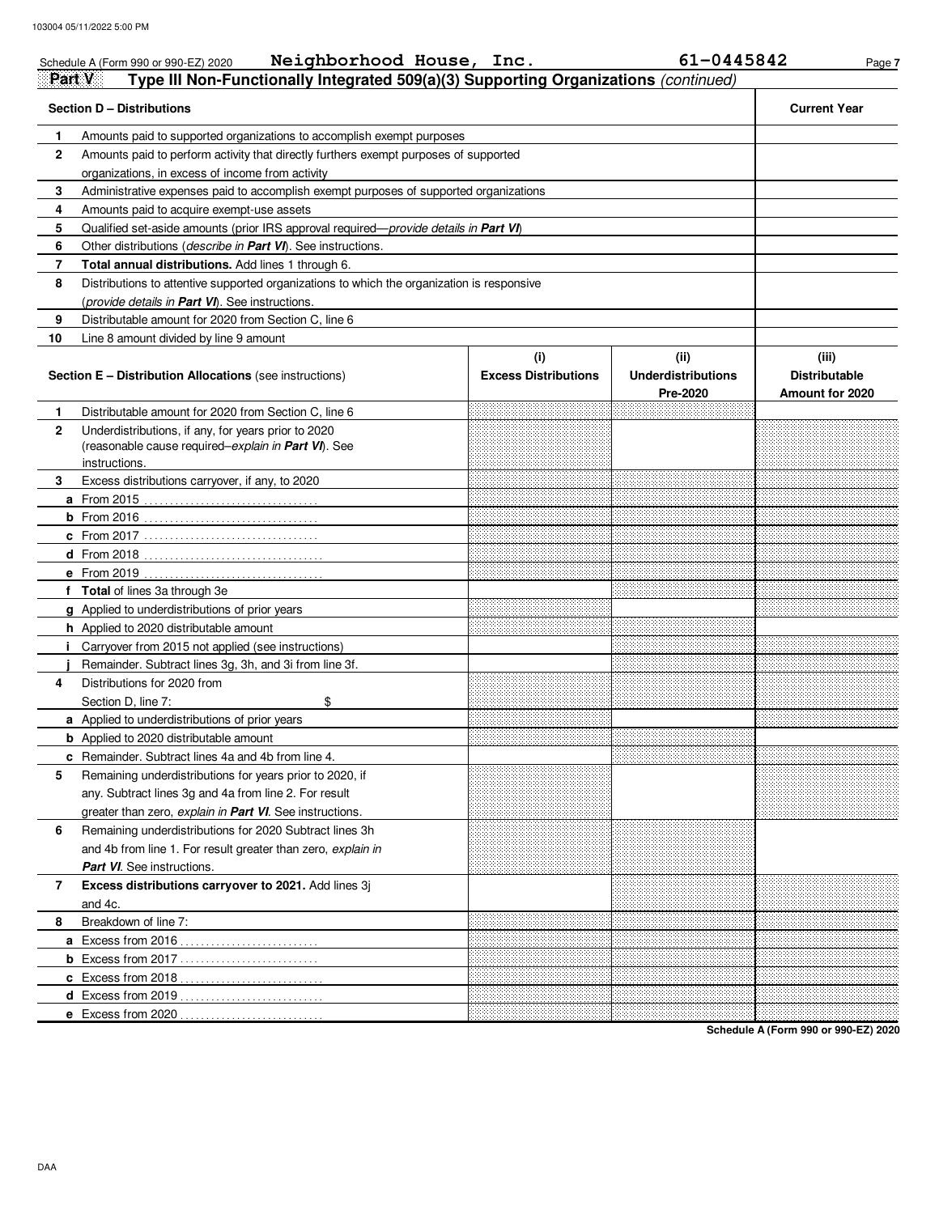103004 05/11/2022 5:00 PM

Schedule A (Form 990 or 990-EZ) 2020 **Neighborhood House, Inc.** **61-0445842** Page **7**

**Part V** **Type III Non-Functionally Integrated 509(a)(3) Supporting Organizations** *(continued)*

| | **Section D – Distributions** | **Current Year** |
|---|---|---|
| **1** | Amounts paid to supported organizations to accomplish exempt purposes | |
| **2** | Amounts paid to perform activity that directly furthers exempt purposes of supported organizations, in excess of income from activity | |
| **3** | Administrative expenses paid to accomplish exempt purposes of supported organizations | |
| **4** | Amounts paid to acquire exempt-use assets | |
| **5** | Qualified set-aside amounts (prior IRS approval required—*provide details in **Part VI***) | |
| **6** | Other distributions (*describe in **Part VI***). See instructions. | |
| **7** | **Total annual distributions.** Add lines 1 through 6. | |
| **8** | Distributions to attentive supported organizations to which the organization is responsive (*provide details in **Part VI***). See instructions. | |
| **9** | Distributable amount for 2020 from Section C, line 6 | |
| **10** | Line 8 amount divided by line 9 amount | |

| | **Section E – Distribution Allocations** (see instructions) | **(i)** **Excess Distributions** | **(ii)** **Underdistributions Pre-2020** | **(iii)** **Distributable Amount for 2020** |
|---|---|---|---|---|
| **1** | Distributable amount for 2020 from Section C, line 6 | | | |
| **2** | Underdistributions, if any, for years prior to 2020 (reasonable cause required–*explain in **Part VI***). See instructions. | | | |
| **3** | Excess distributions carryover, if any, to 2020 | | | |
| **a** | From 2015 | | | |
| **b** | From 2016 | | | |
| **c** | From 2017 | | | |
| **d** | From 2018 | | | |
| **e** | From 2019 | | | |
| **f** | **Total** of lines 3a through 3e | | | |
| **g** | Applied to underdistributions of prior years | | | |
| **h** | Applied to 2020 distributable amount | | | |
| **i** | Carryover from 2015 not applied (see instructions) | | | |
| **j** | Remainder. Subtract lines 3g, 3h, and 3i from line 3f. | | | |
| **4** | Distributions for 2020 from Section D, line 7: $ | | | |
| **a** | Applied to underdistributions of prior years | | | |
| **b** | Applied to 2020 distributable amount | | | |
| **c** | Remainder. Subtract lines 4a and 4b from line 4. | | | |
| **5** | Remaining underdistributions for years prior to 2020, if any. Subtract lines 3g and 4a from line 2. For result greater than zero, *explain in **Part VI***. See instructions. | | | |
| **6** | Remaining underdistributions for 2020 Subtract lines 3h and 4b from line 1. For result greater than zero, *explain in **Part VI***. See instructions. | | | |
| **7** | **Excess distributions carryover to 2021.** Add lines 3j and 4c. | | | |
| **8** | Breakdown of line 7: | | | |
| **a** | Excess from 2016 | | | |
| **b** | Excess from 2017 | | | |
| **c** | Excess from 2018 | | | |
| **d** | Excess from 2019 | | | |
| **e** | Excess from 2020 | | | |

**Schedule A (Form 990 or 990-EZ) 2020**

DAA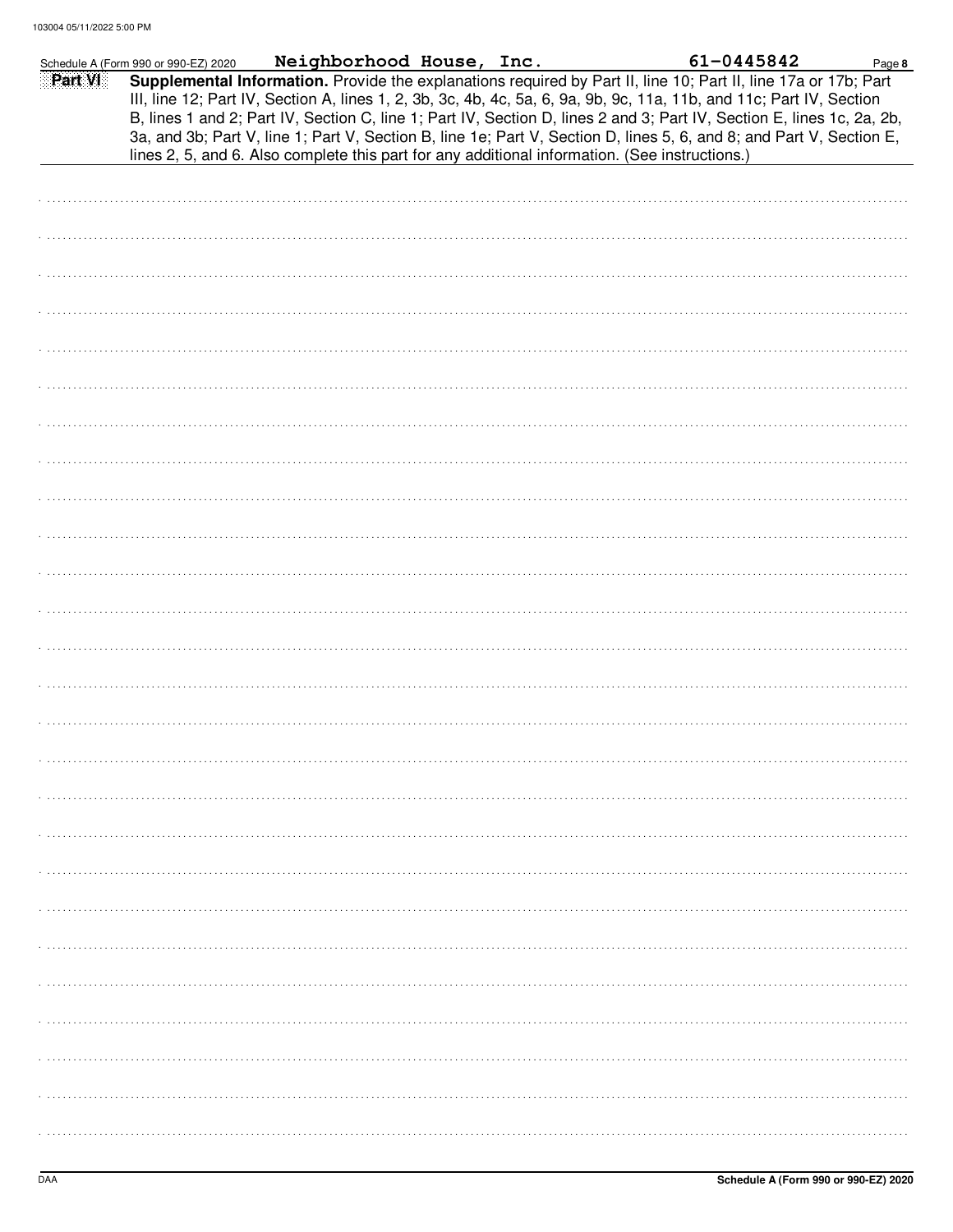Schedule A (Form 990 or 990-EZ) 2020 **Neighborhood House, Inc.** **61-0445842**

## Part VI

**Supplemental Information.** Provide the explanations required by Part II, line 10; Part II, line 17a or 17b; Part III, line 12; Part IV, Section A, lines 1, 2, 3b, 3c, 4b, 4c, 5a, 6, 9a, 9b, 9c, 11a, 11b, and 11c; Part IV, Section B, lines 1 and 2; Part IV, Section C, line 1; Part IV, Section D, lines 2 and 3; Part IV, Section E, lines 1c, 2a, 2b, 3a, and 3b; Part V, line 1; Part V, Section B, line 1e; Part V, Section D, lines 5, 6, and 8; and Part V, Section E, lines 2, 5, and 6. Also complete this part for any additional information. (See instructions.)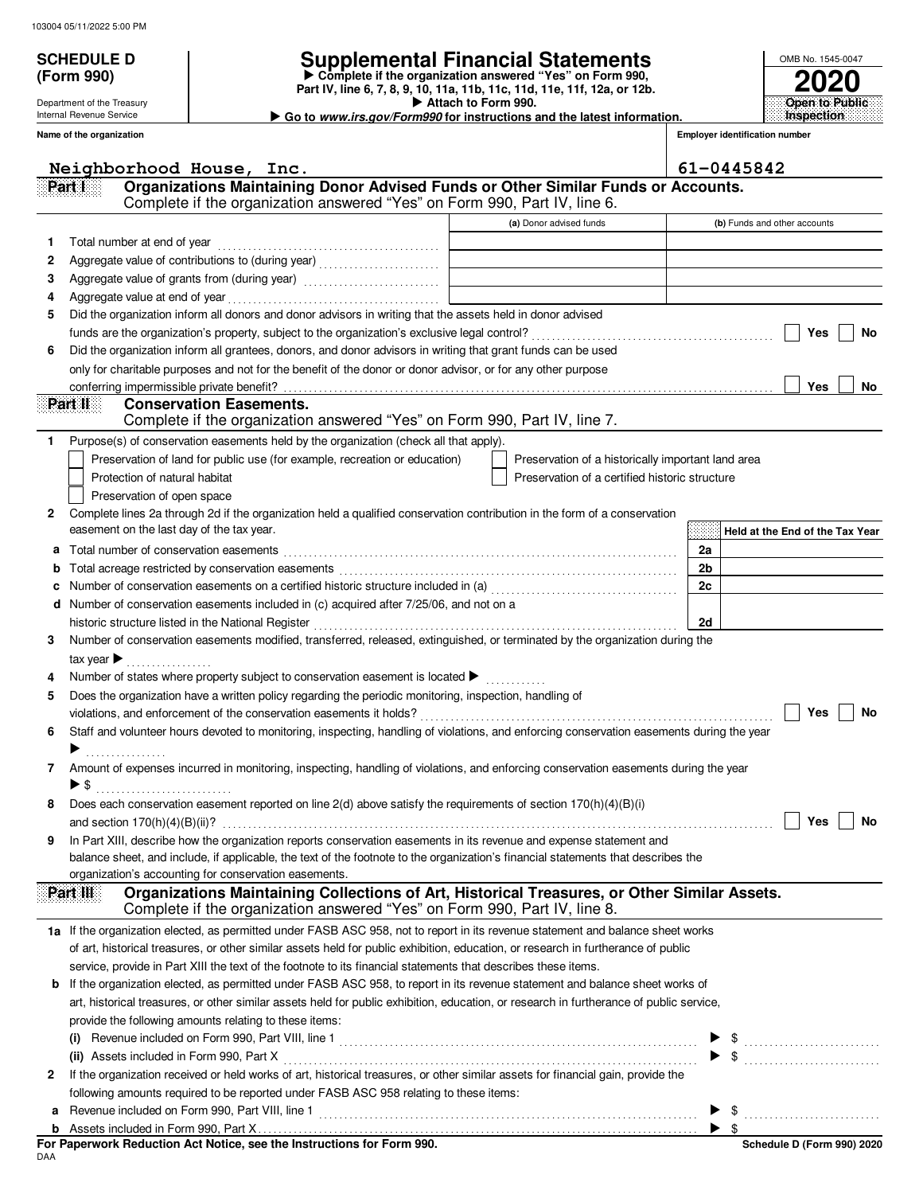103004 05/11/2022 5:00 PM

# SCHEDULE D (Form 990)

Department of the Treasury
Internal Revenue Service

# Supplemental Financial Statements

▶ Complete if the organization answered "Yes" on Form 990, Part IV, line 6, 7, 8, 9, 10, 11a, 11b, 11c, 11d, 11e, 11f, 12a, or 12b.
▶ Attach to Form 990.
▶ Go to *www.irs.gov/Form990* for instructions and the latest information.

OMB No. 1545-0047
**2020**
**Open to Public Inspection**

**Name of the organization**
Neighborhood House, Inc.

**Employer identification number**
61-0445842

## Part I Organizations Maintaining Donor Advised Funds or Other Similar Funds or Accounts.

Complete if the organization answered "Yes" on Form 990, Part IV, line 6.

| | | (a) Donor advised funds | (b) Funds and other accounts |
|---|---|---|---|
| 1 | Total number at end of year | | |
| 2 | Aggregate value of contributions to (during year) | | |
| 3 | Aggregate value of grants from (during year) | | |
| 4 | Aggregate value at end of year | | |

5 Did the organization inform all donors and donor advisors in writing that the assets held in donor advised funds are the organization's property, subject to the organization's exclusive legal control? ☐ Yes ☐ No

6 Did the organization inform all grantees, donors, and donor advisors in writing that grant funds can be used only for charitable purposes and not for the benefit of the donor or donor advisor, or for any other purpose conferring impermissible private benefit? ☐ Yes ☐ No

## Part II Conservation Easements.

Complete if the organization answered "Yes" on Form 990, Part IV, line 7.

1 Purpose(s) of conservation easements held by the organization (check all that apply).

- ☐ Preservation of land for public use (for example, recreation or education)
- ☐ Preservation of a historically important land area
- ☐ Protection of natural habitat
- ☐ Preservation of a certified historic structure
- ☐ Preservation of open space

2 Complete lines 2a through 2d if the organization held a qualified conservation contribution in the form of a conservation easement on the last day of the tax year.

| | | | Held at the End of the Tax Year |
|---|---|---|---|
| a | Total number of conservation easements | 2a | |
| b | Total acreage restricted by conservation easements | 2b | |
| c | Number of conservation easements on a certified historic structure included in (a) | 2c | |
| d | Number of conservation easements included in (c) acquired after 7/25/06, and not on a historic structure listed in the National Register | 2d | |

3 Number of conservation easements modified, transferred, released, extinguished, or terminated by the organization during the tax year ▶

4 Number of states where property subject to conservation easement is located ▶

5 Does the organization have a written policy regarding the periodic monitoring, inspection, handling of violations, and enforcement of the conservation easements it holds? ☐ Yes ☐ No

6 Staff and volunteer hours devoted to monitoring, inspecting, handling of violations, and enforcing conservation easements during the year ▶

7 Amount of expenses incurred in monitoring, inspecting, handling of violations, and enforcing conservation easements during the year ▶ $

8 Does each conservation easement reported on line 2(d) above satisfy the requirements of section 170(h)(4)(B)(i) and section 170(h)(4)(B)(ii)? ☐ Yes ☐ No

9 In Part XIII, describe how the organization reports conservation easements in its revenue and expense statement and balance sheet, and include, if applicable, the text of the footnote to the organization's financial statements that describes the organization's accounting for conservation easements.

## Part III Organizations Maintaining Collections of Art, Historical Treasures, or Other Similar Assets.

Complete if the organization answered "Yes" on Form 990, Part IV, line 8.

1a If the organization elected, as permitted under FASB ASC 958, not to report in its revenue statement and balance sheet works of art, historical treasures, or other similar assets held for public exhibition, education, or research in furtherance of public service, provide in Part XIII the text of the footnote to its financial statements that describes these items.

b If the organization elected, as permitted under FASB ASC 958, to report in its revenue statement and balance sheet works of art, historical treasures, or other similar assets held for public exhibition, education, or research in furtherance of public service, provide the following amounts relating to these items:

(i) Revenue included on Form 990, Part VIII, line 1 ▶ $

(ii) Assets included in Form 990, Part X ▶ $

2 If the organization received or held works of art, historical treasures, or other similar assets for financial gain, provide the following amounts required to be reported under FASB ASC 958 relating to these items:

a Revenue included on Form 990, Part VIII, line 1 ▶ $

b Assets included in Form 990, Part X ▶ $

**For Paperwork Reduction Act Notice, see the Instructions for Form 990.**
DAA
**Schedule D (Form 990) 2020**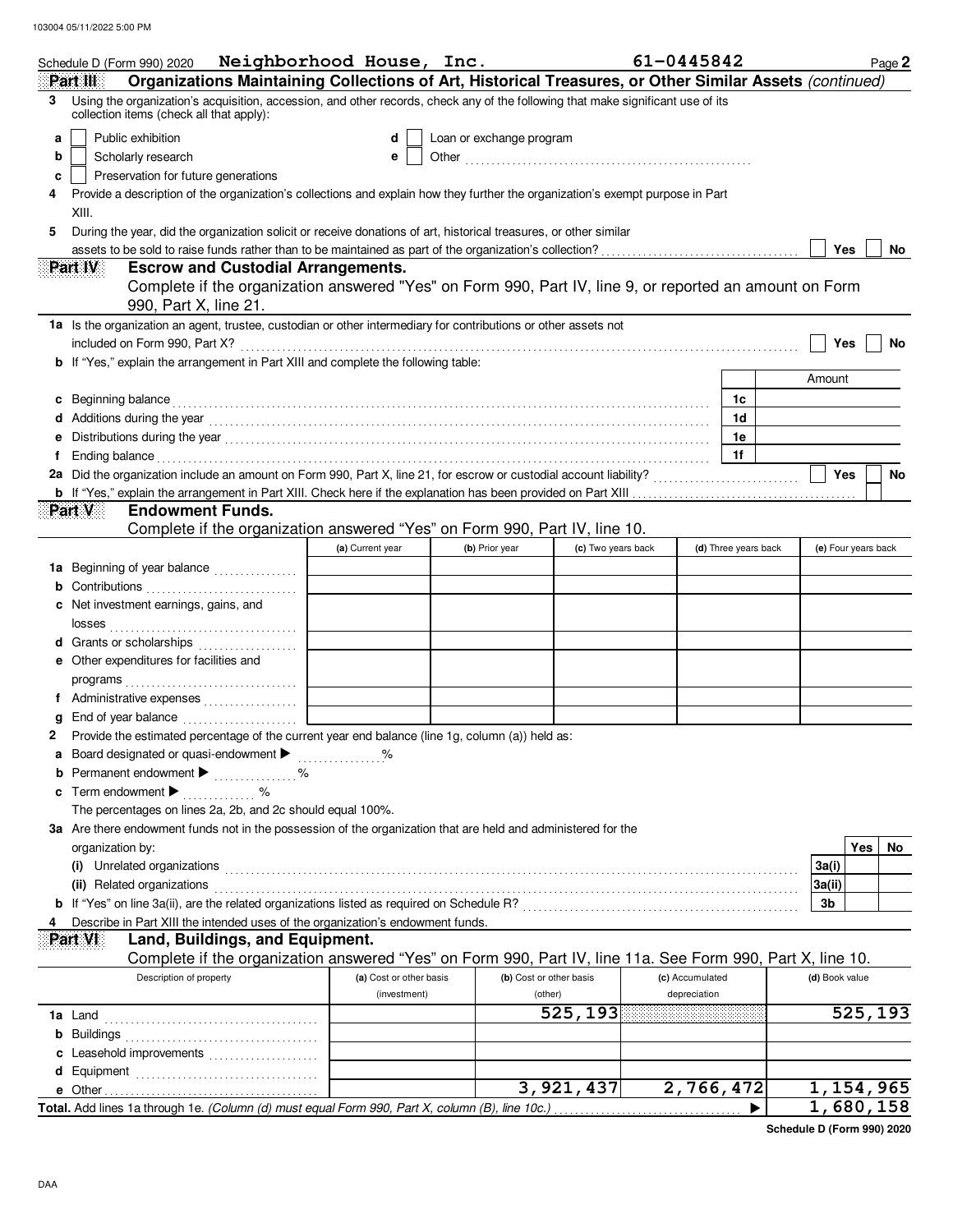Schedule D (Form 990) 2020 **Neighborhood House, Inc.** **61-0445842** Page **2**

## Part III Organizations Maintaining Collections of Art, Historical Treasures, or Other Similar Assets *(continued)*

**3** Using the organization's acquisition, accession, and other records, check any of the following that make significant use of its collection items (check all that apply):

- **a** ☐ Public exhibition
- **b** ☐ Scholarly research
- **c** ☐ Preservation for future generations
- **d** ☐ Loan or exchange program
- **e** ☐ Other ..........

**4** Provide a description of the organization's collections and explain how they further the organization's exempt purpose in Part XIII.

**5** During the year, did the organization solicit or receive donations of art, historical treasures, or other similar assets to be sold to raise funds rather than to be maintained as part of the organization's collection? ☐ Yes ☐ No

## Part IV Escrow and Custodial Arrangements.

Complete if the organization answered "Yes" on Form 990, Part IV, line 9, or reported an amount on Form 990, Part X, line 21.

**1a** Is the organization an agent, trustee, custodian or other intermediary for contributions or other assets not included on Form 990, Part X? ☐ Yes ☐ No

**b** If "Yes," explain the arrangement in Part XIII and complete the following table:

| | | Amount |
|---|---|---|
| **c** Beginning balance | 1c | |
| **d** Additions during the year | 1d | |
| **e** Distributions during the year | 1e | |
| **f** Ending balance | 1f | |

**2a** Did the organization include an amount on Form 990, Part X, line 21, for escrow or custodial account liability? ☐ Yes ☐ No

**b** If "Yes," explain the arrangement in Part XIII. Check here if the explanation has been provided on Part XIII ☐

## Part V Endowment Funds.

Complete if the organization answered "Yes" on Form 990, Part IV, line 10.

| | (a) Current year | (b) Prior year | (c) Two years back | (d) Three years back | (e) Four years back |
|---|---|---|---|---|---|
| **1a** Beginning of year balance | | | | | |
| **b** Contributions | | | | | |
| **c** Net investment earnings, gains, and losses | | | | | |
| **d** Grants or scholarships | | | | | |
| **e** Other expenditures for facilities and programs | | | | | |
| **f** Administrative expenses | | | | | |
| **g** End of year balance | | | | | |

**2** Provide the estimated percentage of the current year end balance (line 1g, column (a)) held as:

- **a** Board designated or quasi-endowment ▶ ........ %
- **b** Permanent endowment ▶ ........ %
- **c** Term endowment ▶ ........ %

The percentages on lines 2a, 2b, and 2c should equal 100%.

**3a** Are there endowment funds not in the possession of the organization that are held and administered for the organization by:

| | | Yes | No |
|---|---|---|---|
| **(i)** Unrelated organizations | 3a(i) | | |
| **(ii)** Related organizations | 3a(ii) | | |
| **b** If "Yes" on line 3a(ii), are the related organizations listed as required on Schedule R? | 3b | | |

**4** Describe in Part XIII the intended uses of the organization's endowment funds.

## Part VI Land, Buildings, and Equipment.

Complete if the organization answered "Yes" on Form 990, Part IV, line 11a. See Form 990, Part X, line 10.

| Description of property | (a) Cost or other basis (investment) | (b) Cost or other basis (other) | (c) Accumulated depreciation | (d) Book value |
|---|---|---|---|---|
| **1a** Land | | 525,193 | | 525,193 |
| **b** Buildings | | | | |
| **c** Leasehold improvements | | | | |
| **d** Equipment | | | | |
| **e** Other | | 3,921,437 | 2,766,472 | 1,154,965 |
| **Total.** Add lines 1a through 1e. *(Column (d) must equal Form 990, Part X, column (B), line 10c.)* ▶ | | | | 1,680,158 |

**Schedule D (Form 990) 2020**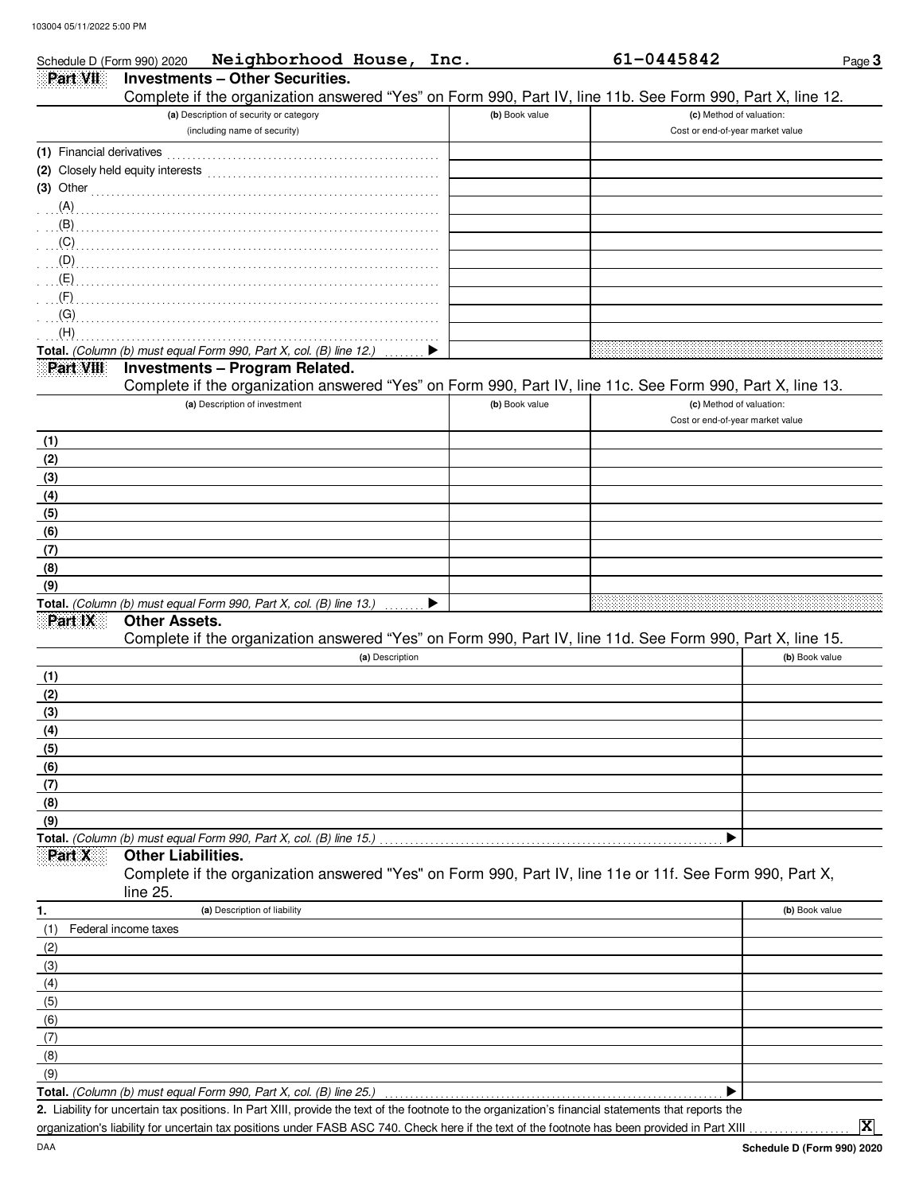Schedule D (Form 990) 2020 **Neighborhood House, Inc.** **61-0445842** Page **3**

## Part VII Investments – Other Securities.

Complete if the organization answered "Yes" on Form 990, Part IV, line 11b. See Form 990, Part X, line 12.

| (a) Description of security or category (including name of security) | (b) Book value | (c) Method of valuation: Cost or end-of-year market value |
|---|---|---|
| (1) Financial derivatives | | |
| (2) Closely held equity interests | | |
| (3) Other | | |
| (A) | | |
| (B) | | |
| (C) | | |
| (D) | | |
| (E) | | |
| (F) | | |
| (G) | | |
| (H) | | |
| **Total.** *(Column (b) must equal Form 990, Part X, col. (B) line 12.)* ▶ | | |

## Part VIII Investments – Program Related.

Complete if the organization answered "Yes" on Form 990, Part IV, line 11c. See Form 990, Part X, line 13.

| (a) Description of investment | (b) Book value | (c) Method of valuation: Cost or end-of-year market value |
|---|---|---|
| (1) | | |
| (2) | | |
| (3) | | |
| (4) | | |
| (5) | | |
| (6) | | |
| (7) | | |
| (8) | | |
| (9) | | |
| **Total.** *(Column (b) must equal Form 990, Part X, col. (B) line 13.)* ▶ | | |

## Part IX Other Assets.

Complete if the organization answered "Yes" on Form 990, Part IV, line 11d. See Form 990, Part X, line 15.

| (a) Description | (b) Book value |
|---|---|
| (1) | |
| (2) | |
| (3) | |
| (4) | |
| (5) | |
| (6) | |
| (7) | |
| (8) | |
| (9) | |
| **Total.** *(Column (b) must equal Form 990, Part X, col. (B) line 15.)* ▶ | |

## Part X Other Liabilities.

Complete if the organization answered "Yes" on Form 990, Part IV, line 11e or 11f. See Form 990, Part X, line 25.

| 1. (a) Description of liability | (b) Book value |
|---|---|
| (1) Federal income taxes | |
| (2) | |
| (3) | |
| (4) | |
| (5) | |
| (6) | |
| (7) | |
| (8) | |
| (9) | |
| **Total.** *(Column (b) must equal Form 990, Part X, col. (B) line 25.)* ▶ | |

**2.** Liability for uncertain tax positions. In Part XIII, provide the text of the footnote to the organization's financial statements that reports the organization's liability for uncertain tax positions under FASB ASC 740. Check here if the text of the footnote has been provided in Part XIII .................... **X**

DAA **Schedule D (Form 990) 2020**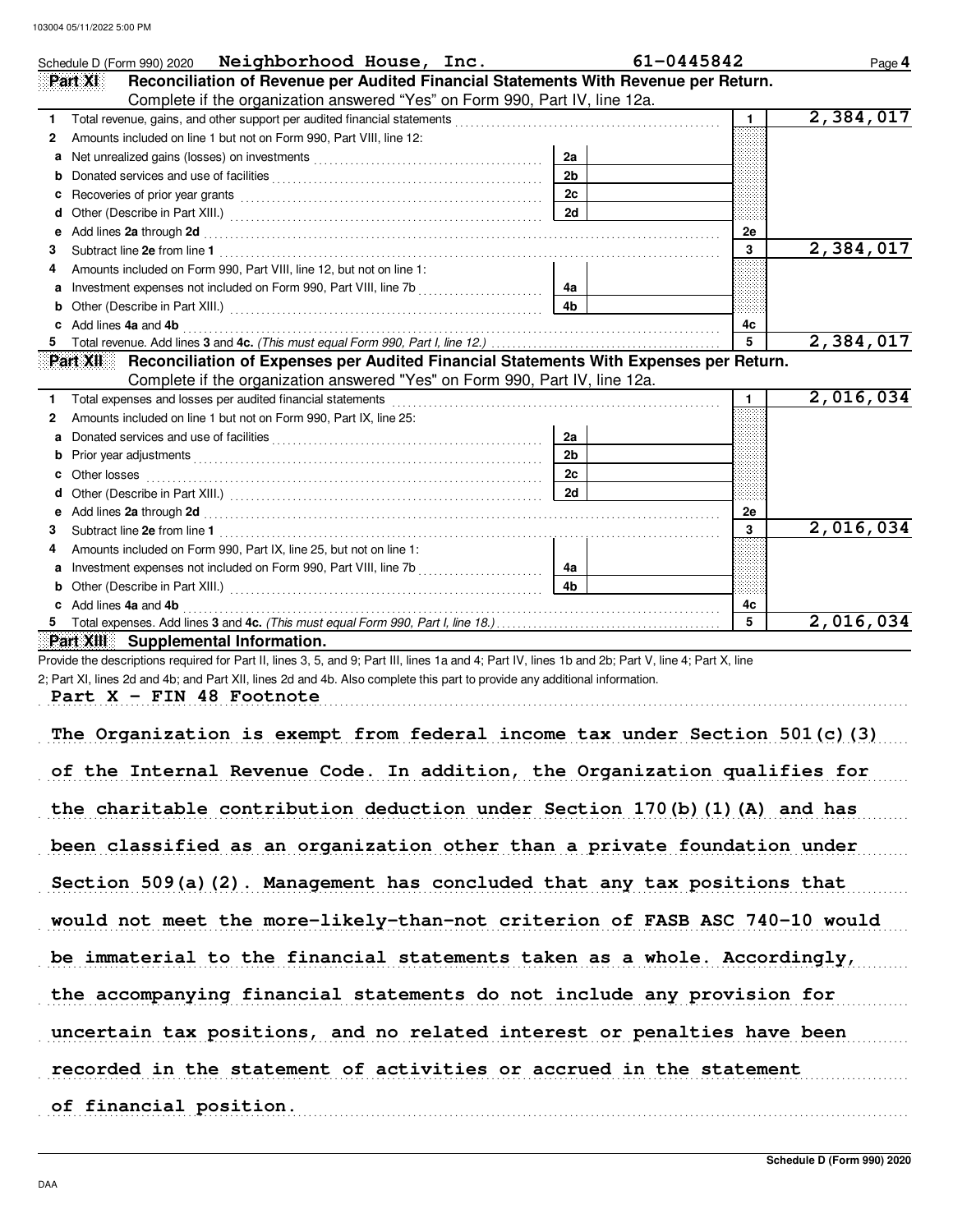Schedule D (Form 990) 2020 **Neighborhood House, Inc.** 61-0445842 Page **4**

## Part XI Reconciliation of Revenue per Audited Financial Statements With Revenue per Return.

Complete if the organization answered "Yes" on Form 990, Part IV, line 12a.

| | | | | | |
|---|---|---|---|---|---|
| 1 | Total revenue, gains, and other support per audited financial statements | | | 1 | 2,384,017 |
| 2 | Amounts included on line 1 but not on Form 990, Part VIII, line 12: | | | | |
| a | Net unrealized gains (losses) on investments | 2a | | | |
| b | Donated services and use of facilities | 2b | | | |
| c | Recoveries of prior year grants | 2c | | | |
| d | Other (Describe in Part XIII.) | 2d | | | |
| e | Add lines **2a** through **2d** | | | 2e | |
| 3 | Subtract line **2e** from line **1** | | | 3 | 2,384,017 |
| 4 | Amounts included on Form 990, Part VIII, line 12, but not on line 1: | | | | |
| a | Investment expenses not included on Form 990, Part VIII, line 7b | 4a | | | |
| b | Other (Describe in Part XIII.) | 4b | | | |
| c | Add lines **4a** and **4b** | | | 4c | |
| 5 | Total revenue. Add lines **3** and **4c.** *(This must equal Form 990, Part I, line 12.)* | | | 5 | 2,384,017 |

## Part XII Reconciliation of Expenses per Audited Financial Statements With Expenses per Return.

Complete if the organization answered "Yes" on Form 990, Part IV, line 12a.

| | | | | | |
|---|---|---|---|---|---|
| 1 | Total expenses and losses per audited financial statements | | | 1 | 2,016,034 |
| 2 | Amounts included on line 1 but not on Form 990, Part IX, line 25: | | | | |
| a | Donated services and use of facilities | 2a | | | |
| b | Prior year adjustments | 2b | | | |
| c | Other losses | 2c | | | |
| d | Other (Describe in Part XIII.) | 2d | | | |
| e | Add lines **2a** through **2d** | | | 2e | |
| 3 | Subtract line **2e** from line **1** | | | 3 | 2,016,034 |
| 4 | Amounts included on Form 990, Part IX, line 25, but not on line 1: | | | | |
| a | Investment expenses not included on Form 990, Part VIII, line 7b | 4a | | | |
| b | Other (Describe in Part XIII.) | 4b | | | |
| c | Add lines **4a** and **4b** | | | 4c | |
| 5 | Total expenses. Add lines **3** and **4c.** *(This must equal Form 990, Part I, line 18.)* | | | 5 | 2,016,034 |

## Part XIII Supplemental Information.

Provide the descriptions required for Part II, lines 3, 5, and 9; Part III, lines 1a and 4; Part IV, lines 1b and 2b; Part V, line 4; Part X, line 2; Part XI, lines 2d and 4b; and Part XII, lines 2d and 4b. Also complete this part to provide any additional information.

**Part X - FIN 48 Footnote**

The Organization is exempt from federal income tax under Section 501(c)(3) of the Internal Revenue Code. In addition, the Organization qualifies for the charitable contribution deduction under Section 170(b)(1)(A) and has been classified as an organization other than a private foundation under Section 509(a)(2). Management has concluded that any tax positions that would not meet the more-likely-than-not criterion of FASB ASC 740-10 would be immaterial to the financial statements taken as a whole. Accordingly, the accompanying financial statements do not include any provision for uncertain tax positions, and no related interest or penalties have been recorded in the statement of activities or accrued in the statement of financial position.

Schedule D (Form 990) 2020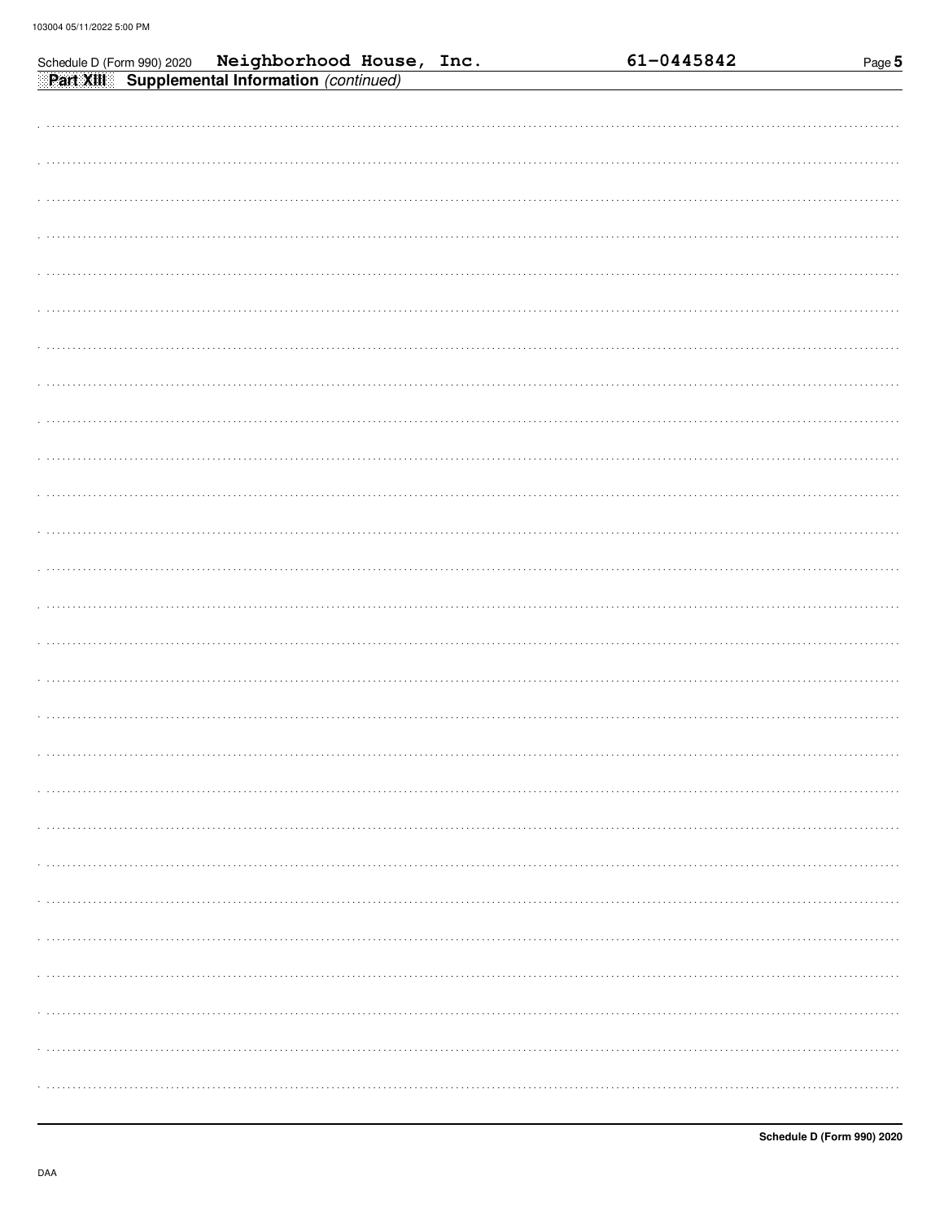Schedule D (Form 990) 2020 **Neighborhood House, Inc.** **61-0445842**

**Part XIII Supplemental Information** *(continued)*

**Schedule D (Form 990) 2020**

DAA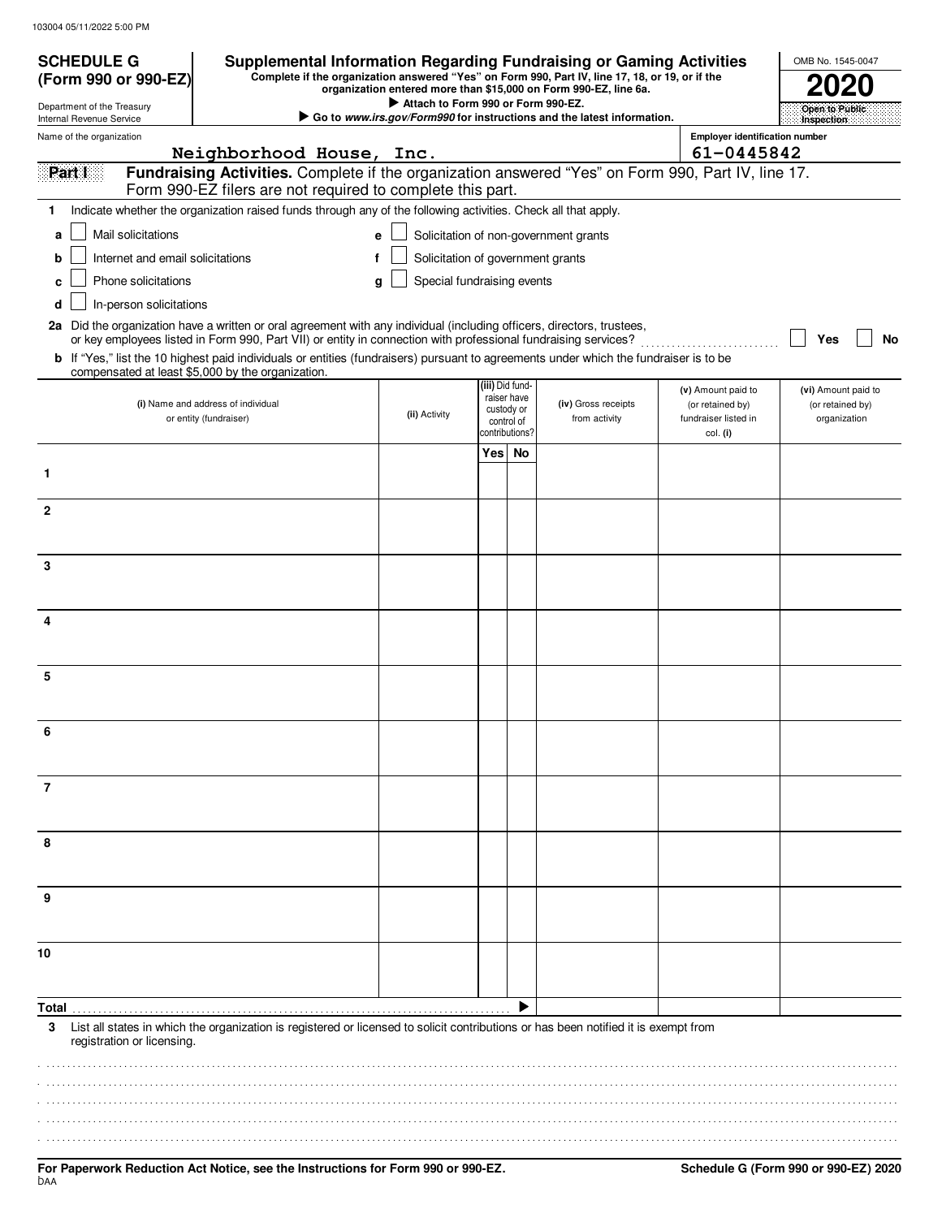103004 05/11/2022 5:00 PM

**SCHEDULE G (Form 990 or 990-EZ)**

Department of the Treasury
Internal Revenue Service

# Supplemental Information Regarding Fundraising or Gaming Activities

**Complete if the organization answered "Yes" on Form 990, Part IV, line 17, 18, or 19, or if the organization entered more than $15,000 on Form 990-EZ, line 6a.**

▶ **Attach to Form 990 or Form 990-EZ.**

▶ **Go to *www.irs.gov/Form990* for instructions and the latest information.**

OMB No. 1545-0047

**2020**

**Open to Public Inspection**

Name of the organization: Neighborhood House, Inc.

Employer identification number: 61-0445842

**Part I** **Fundraising Activities.** Complete if the organization answered "Yes" on Form 990, Part IV, line 17. Form 990-EZ filers are not required to complete this part.

**1** Indicate whether the organization raised funds through any of the following activities. Check all that apply.

- **a** ☐ Mail solicitations
- **b** ☐ Internet and email solicitations
- **c** ☐ Phone solicitations
- **d** ☐ In-person solicitations
- **e** ☐ Solicitation of non-government grants
- **f** ☐ Solicitation of government grants
- **g** ☐ Special fundraising events

**2a** Did the organization have a written or oral agreement with any individual (including officers, directors, trustees, or key employees listed in Form 990, Part VII) or entity in connection with professional fundraising services? ☐ **Yes** ☐ **No**

**b** If "Yes," list the 10 highest paid individuals or entities (fundraisers) pursuant to agreements under which the fundraiser is to be compensated at least $5,000 by the organization.

| | (i) Name and address of individual or entity (fundraiser) | (ii) Activity | (iii) Did fund-raiser have custody or control of contributions? | | (iv) Gross receipts from activity | (v) Amount paid to (or retained by) fundraiser listed in col. (i) | (vi) Amount paid to (or retained by) organization |
|---|---|---|---|---|---|---|---|
| | | | Yes | No | | | |
| 1 | | | | | | | |
| 2 | | | | | | | |
| 3 | | | | | | | |
| 4 | | | | | | | |
| 5 | | | | | | | |
| 6 | | | | | | | |
| 7 | | | | | | | |
| 8 | | | | | | | |
| 9 | | | | | | | |
| 10 | | | | | | | |
| **Total** | | | | ▶ | | | |

**3** List all states in which the organization is registered or licensed to solicit contributions or has been notified it is exempt from registration or licensing.

**For Paperwork Reduction Act Notice, see the Instructions for Form 990 or 990-EZ.**

DAA

**Schedule G (Form 990 or 990-EZ) 2020**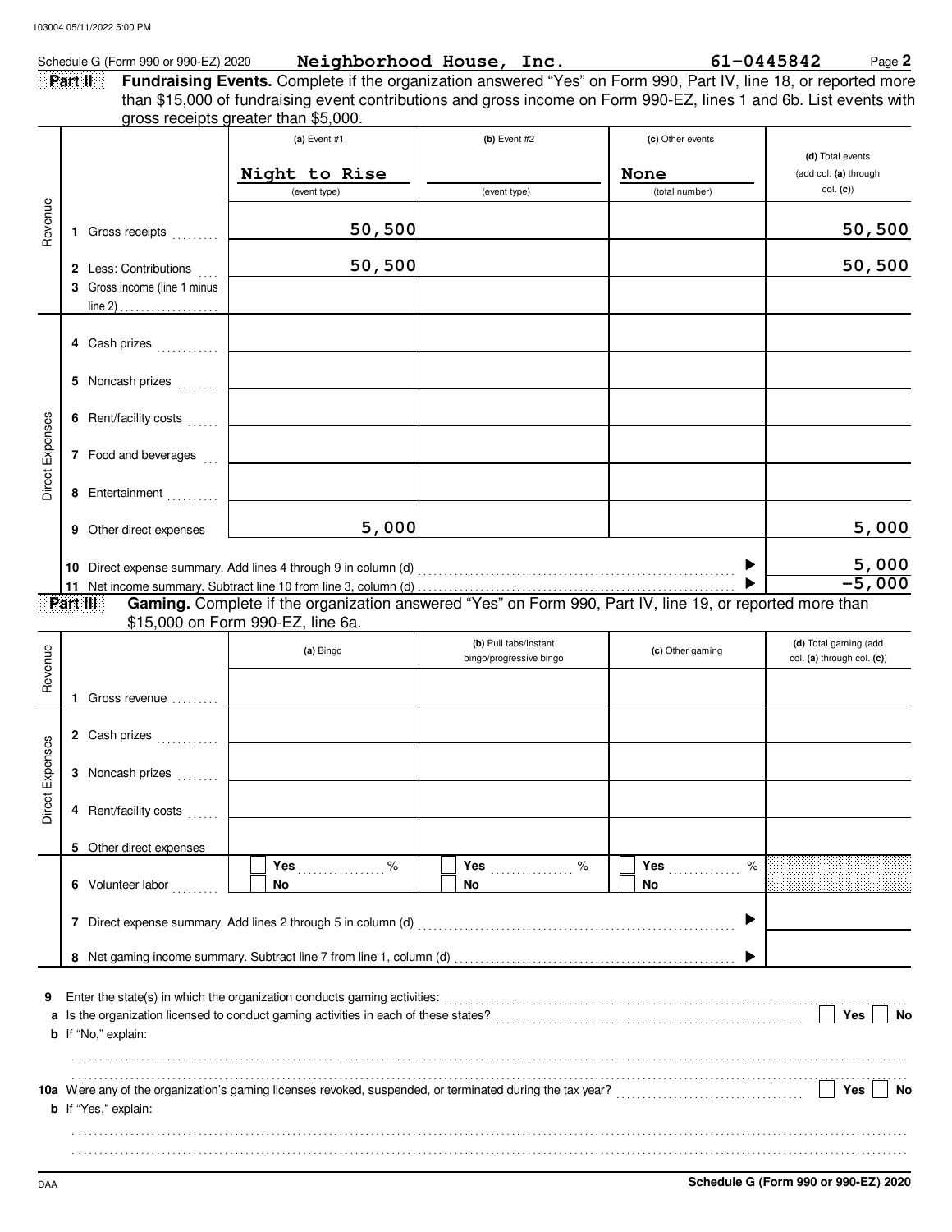Schedule G (Form 990 or 990-EZ) 2020 **Neighborhood House, Inc.** **61-0445842** Page **2**

**Part II** **Fundraising Events.** Complete if the organization answered "Yes" on Form 990, Part IV, line 18, or reported more than $15,000 of fundraising event contributions and gross income on Form 990-EZ, lines 1 and 6b. List events with gross receipts greater than $5,000.

| | | (a) Event #1 | (b) Event #2 | (c) Other events | (d) Total events (add col. (a) through col. (c)) |
|---|---|---|---|---|---|
| | | Night to Rise (event type) | (event type) | None (total number) | |
| Revenue | 1 Gross receipts | 50,500 | | | 50,500 |
| | 2 Less: Contributions | 50,500 | | | 50,500 |
| | 3 Gross income (line 1 minus line 2) | | | | |
| Direct Expenses | 4 Cash prizes | | | | |
| | 5 Noncash prizes | | | | |
| | 6 Rent/facility costs | | | | |
| | 7 Food and beverages | | | | |
| | 8 Entertainment | | | | |
| | 9 Other direct expenses | 5,000 | | | 5,000 |
| | 10 Direct expense summary. Add lines 4 through 9 in column (d) | | | | 5,000 |
| | 11 Net income summary. Subtract line 10 from line 3, column (d) | | | | -5,000 |

**Part III** **Gaming.** Complete if the organization answered "Yes" on Form 990, Part IV, line 19, or reported more than $15,000 on Form 990-EZ, line 6a.

| | | (a) Bingo | (b) Pull tabs/instant bingo/progressive bingo | (c) Other gaming | (d) Total gaming (add col. (a) through col. (c)) |
|---|---|---|---|---|---|
| Revenue | 1 Gross revenue | | | | |
| Direct Expenses | 2 Cash prizes | | | | |
| | 3 Noncash prizes | | | | |
| | 4 Rent/facility costs | | | | |
| | 5 Other direct expenses | | | | |
| | 6 Volunteer labor | ☐ Yes ____ % ☐ No | ☐ Yes ____ % ☐ No | ☐ Yes ____ % ☐ No | |
| | 7 Direct expense summary. Add lines 2 through 5 in column (d) | | | | |
| | 8 Net gaming income summary. Subtract line 7 from line 1, column (d) | | | | |

**9** Enter the state(s) in which the organization conducts gaming activities: ..........

**a** Is the organization licensed to conduct gaming activities in each of these states? ☐ Yes ☐ No

**b** If "No," explain:

**10a** Were any of the organization's gaming licenses revoked, suspended, or terminated during the tax year? ☐ Yes ☐ No

**b** If "Yes," explain:

DAA **Schedule G (Form 990 or 990-EZ) 2020**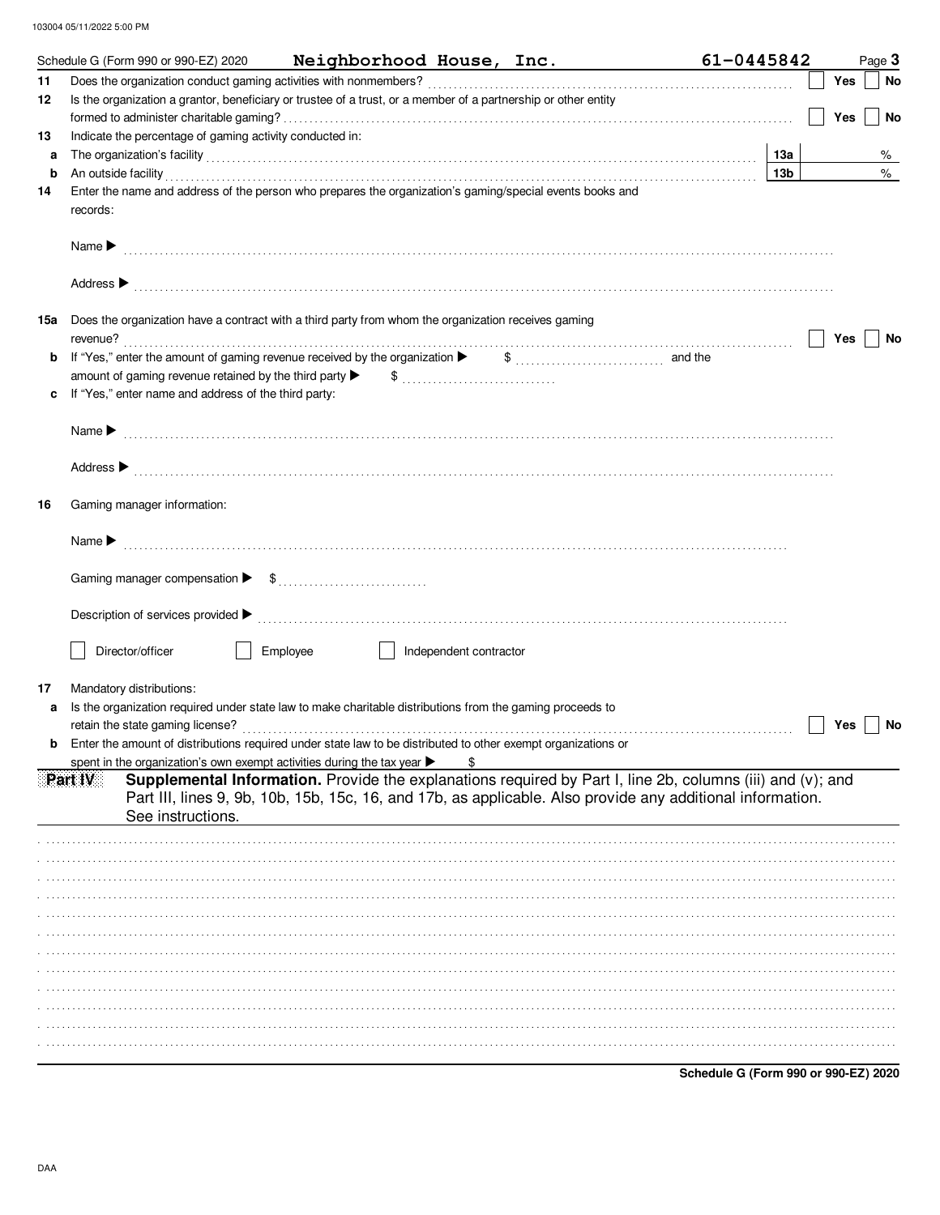Schedule G (Form 990 or 990-EZ) 2020 **Neighborhood House, Inc.** **61-0445842** Page **3**

**11** Does the organization conduct gaming activities with nonmembers? ☐ Yes ☐ No

**12** Is the organization a grantor, beneficiary or trustee of a trust, or a member of a partnership or other entity formed to administer charitable gaming? ☐ Yes ☐ No

**13** Indicate the percentage of gaming activity conducted in:

**a** The organization's facility **13a** %

**b** An outside facility **13b** %

**14** Enter the name and address of the person who prepares the organization's gaming/special events books and records:

Name ▶

Address ▶

**15a** Does the organization have a contract with a third party from whom the organization receives gaming revenue? ☐ Yes ☐ No

**b** If "Yes," enter the amount of gaming revenue received by the organization ▶ $ and the amount of gaming revenue retained by the third party ▶ $

**c** If "Yes," enter name and address of the third party:

Name ▶

Address ▶

**16** Gaming manager information:

Name ▶

Gaming manager compensation ▶ $

Description of services provided ▶

☐ Director/officer ☐ Employee ☐ Independent contractor

**17** Mandatory distributions:

**a** Is the organization required under state law to make charitable distributions from the gaming proceeds to retain the state gaming license? ☐ Yes ☐ No

**b** Enter the amount of distributions required under state law to be distributed to other exempt organizations or spent in the organization's own exempt activities during the tax year ▶ $

**Part IV** **Supplemental Information.** Provide the explanations required by Part I, line 2b, columns (iii) and (v); and Part III, lines 9, 9b, 10b, 15b, 15c, 16, and 17b, as applicable. Also provide any additional information. See instructions.

**Schedule G (Form 990 or 990-EZ) 2020**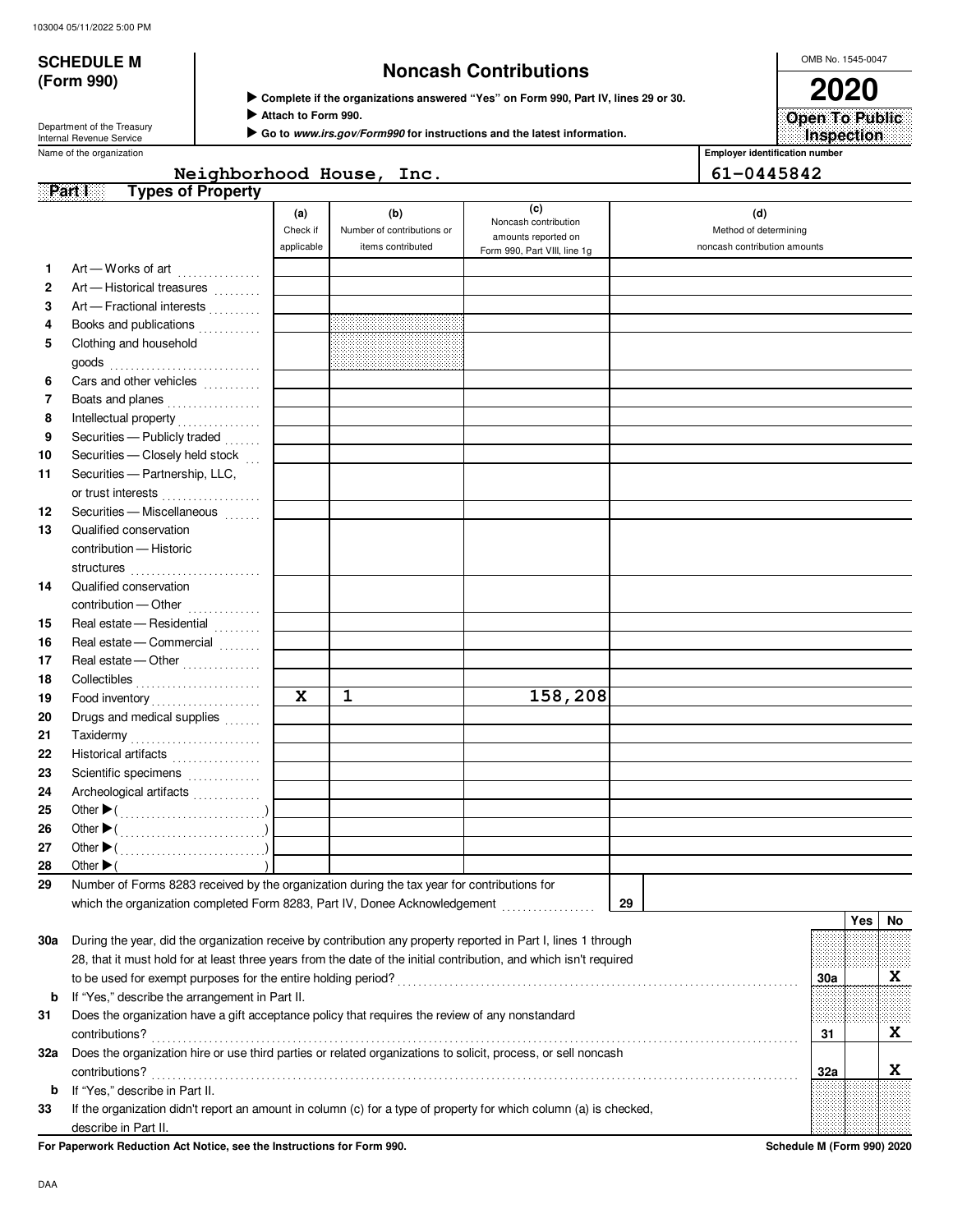103004 05/11/2022 5:00 PM

**SCHEDULE M (Form 990)**

Department of the Treasury
Internal Revenue Service

# Noncash Contributions

▶ **Complete if the organizations answered "Yes" on Form 990, Part IV, lines 29 or 30.**
▶ **Attach to Form 990.**
▶ **Go to *www.irs.gov/Form990* for instructions and the latest information.**

OMB No. 1545-0047

**2020**

**Open To Public Inspection**

Name of the organization: **Neighborhood House, Inc.**

Employer identification number: **61-0445842**

## Part I Types of Property

| | | (a) Check if applicable | (b) Number of contributions or items contributed | (c) Noncash contribution amounts reported on Form 990, Part VIII, line 1g | (d) Method of determining noncash contribution amounts |
|---|---|---|---|---|---|
| 1 | Art — Works of art | | | | |
| 2 | Art — Historical treasures | | | | |
| 3 | Art — Fractional interests | | | | |
| 4 | Books and publications | | | | |
| 5 | Clothing and household goods | | | | |
| 6 | Cars and other vehicles | | | | |
| 7 | Boats and planes | | | | |
| 8 | Intellectual property | | | | |
| 9 | Securities — Publicly traded | | | | |
| 10 | Securities — Closely held stock | | | | |
| 11 | Securities — Partnership, LLC, or trust interests | | | | |
| 12 | Securities — Miscellaneous | | | | |
| 13 | Qualified conservation contribution — Historic structures | | | | |
| 14 | Qualified conservation contribution — Other | | | | |
| 15 | Real estate — Residential | | | | |
| 16 | Real estate — Commercial | | | | |
| 17 | Real estate — Other | | | | |
| 18 | Collectibles | | | | |
| 19 | Food inventory | X | 1 | 158,208 | |
| 20 | Drugs and medical supplies | | | | |
| 21 | Taxidermy | | | | |
| 22 | Historical artifacts | | | | |
| 23 | Scientific specimens | | | | |
| 24 | Archeological artifacts | | | | |
| 25 | Other ▶ ( ) | | | | |
| 26 | Other ▶ ( ) | | | | |
| 27 | Other ▶ ( ) | | | | |
| 28 | Other ▶ ( ) | | | | |

29 Number of Forms 8283 received by the organization during the tax year for contributions for which the organization completed Form 8283, Part IV, Donee Acknowledgement ..... **29**

| | | | Yes | No |
|---|---|---|---|---|
| 30a | During the year, did the organization receive by contribution any property reported in Part I, lines 1 through 28, that it must hold for at least three years from the date of the initial contribution, and which isn't required to be used for exempt purposes for the entire holding period? | 30a | | X |
| b | If "Yes," describe the arrangement in Part II. | | | |
| 31 | Does the organization have a gift acceptance policy that requires the review of any nonstandard contributions? | 31 | | X |
| 32a | Does the organization hire or use third parties or related organizations to solicit, process, or sell noncash contributions? | 32a | | X |
| b | If "Yes," describe in Part II. | | | |
| 33 | If the organization didn't report an amount in column (c) for a type of property for which column (a) is checked, describe in Part II. | | | |

**For Paperwork Reduction Act Notice, see the Instructions for Form 990.** **Schedule M (Form 990) 2020**

DAA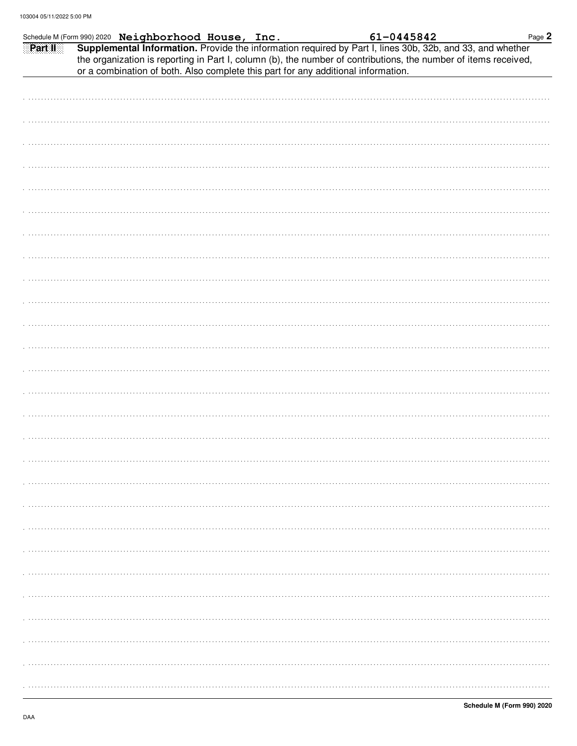Schedule M (Form 990) 2020 **Neighborhood House, Inc.** **61-0445842**

**Part II** **Supplemental Information.** Provide the information required by Part I, lines 30b, 32b, and 33, and whether the organization is reporting in Part I, column (b), the number of contributions, the number of items received, or a combination of both. Also complete this part for any additional information.

**Schedule M (Form 990) 2020**

DAA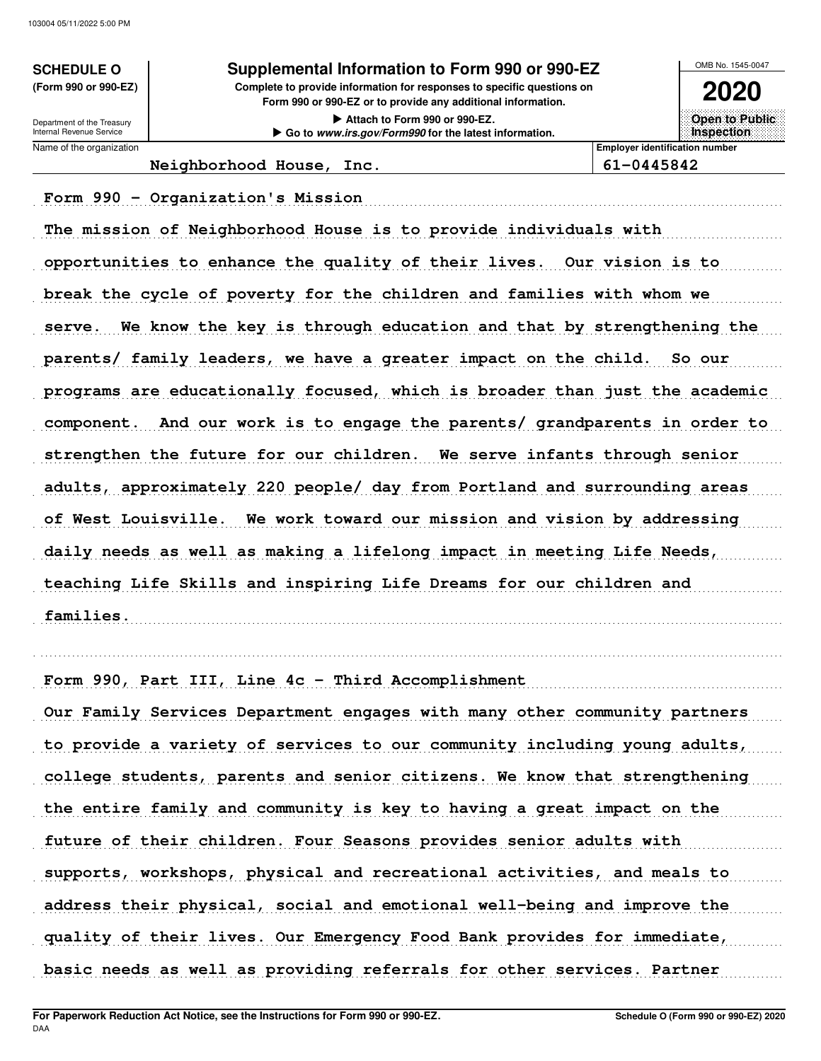**SCHEDULE O**
**(Form 990 or 990-EZ)**

Department of the Treasury
Internal Revenue Service

# Supplemental Information to Form 990 or 990-EZ

**Complete to provide information for responses to specific questions on Form 990 or 990-EZ or to provide any additional information.**

▶ **Attach to Form 990 or 990-EZ.**

▶ **Go to *www.irs.gov/Form990* for the latest information.**

OMB No. 1545-0047

**2020**

**Open to Public Inspection**

| Name of the organization | Employer identification number |
|---|---|
| Neighborhood House, Inc. | 61-0445842 |

Form 990 - Organization's Mission

The mission of Neighborhood House is to provide individuals with opportunities to enhance the quality of their lives. Our vision is to break the cycle of poverty for the children and families with whom we serve. We know the key is through education and that by strengthening the parents/ family leaders, we have a greater impact on the child. So our programs are educationally focused, which is broader than just the academic component. And our work is to engage the parents/ grandparents in order to strengthen the future for our children. We serve infants through senior adults, approximately 220 people/ day from Portland and surrounding areas of West Louisville. We work toward our mission and vision by addressing daily needs as well as making a lifelong impact in meeting Life Needs, teaching Life Skills and inspiring Life Dreams for our children and families.

Form 990, Part III, Line 4c - Third Accomplishment

Our Family Services Department engages with many other community partners to provide a variety of services to our community including young adults, college students, parents and senior citizens. We know that strengthening the entire family and community is key to having a great impact on the future of their children. Four Seasons provides senior adults with supports, workshops, physical and recreational activities, and meals to address their physical, social and emotional well-being and improve the quality of their lives. Our Emergency Food Bank provides for immediate, basic needs as well as providing referrals for other services. Partner

**For Paperwork Reduction Act Notice, see the Instructions for Form 990 or 990-EZ.**
DAA

**Schedule O (Form 990 or 990-EZ) 2020**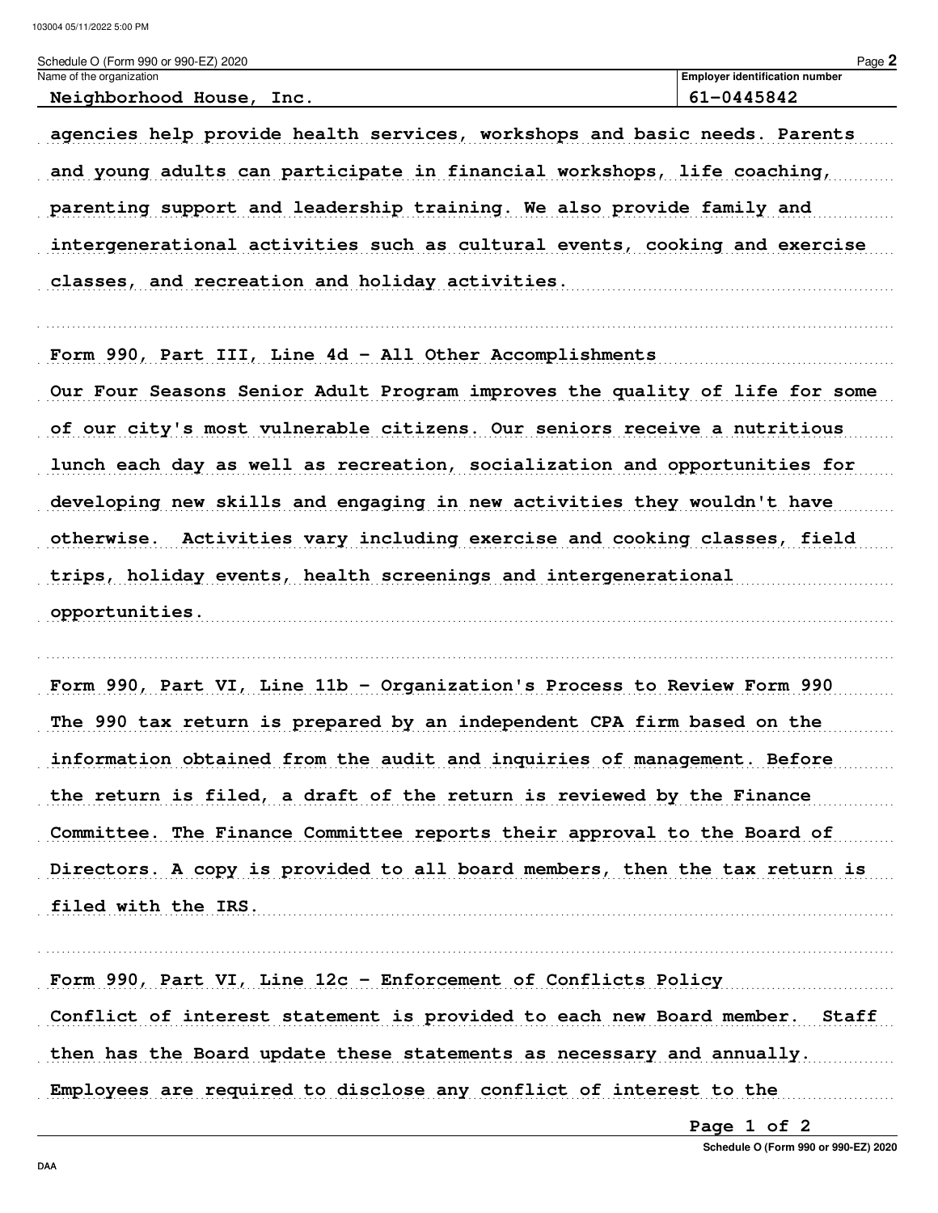Schedule O (Form 990 or 990-EZ) 2020

| Name of the organization | Employer identification number |
| --- | --- |
| Neighborhood House, Inc. | 61-0445842 |

agencies help provide health services, workshops and basic needs. Parents and young adults can participate in financial workshops, life coaching, parenting support and leadership training. We also provide family and intergenerational activities such as cultural events, cooking and exercise classes, and recreation and holiday activities.

Form 990, Part III, Line 4d - All Other Accomplishments

Our Four Seasons Senior Adult Program improves the quality of life for some of our city's most vulnerable citizens. Our seniors receive a nutritious lunch each day as well as recreation, socialization and opportunities for developing new skills and engaging in new activities they wouldn't have otherwise. Activities vary including exercise and cooking classes, field trips, holiday events, health screenings and intergenerational opportunities.

Form 990, Part VI, Line 11b - Organization's Process to Review Form 990

The 990 tax return is prepared by an independent CPA firm based on the information obtained from the audit and inquiries of management. Before the return is filed, a draft of the return is reviewed by the Finance Committee. The Finance Committee reports their approval to the Board of Directors. A copy is provided to all board members, then the tax return is filed with the IRS.

Form 990, Part VI, Line 12c - Enforcement of Conflicts Policy

Conflict of interest statement is provided to each new Board member. Staff then has the Board update these statements as necessary and annually. Employees are required to disclose any conflict of interest to the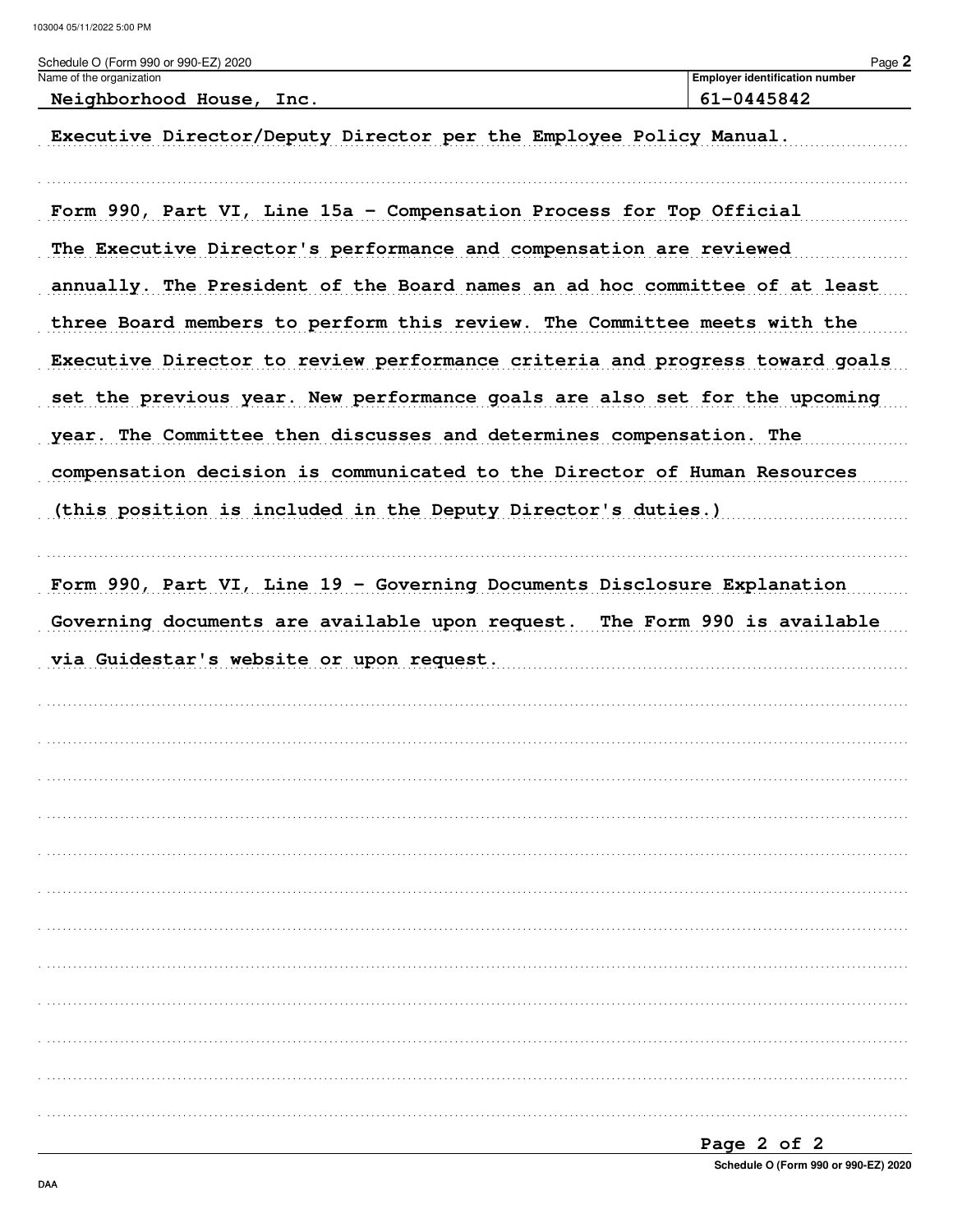Schedule O (Form 990 or 990-EZ) 2020

Name of the organization: Neighborhood House, Inc.

Employer identification number: 61-0445842

Executive Director/Deputy Director per the Employee Policy Manual.

Form 990, Part VI, Line 15a - Compensation Process for Top Official

The Executive Director's performance and compensation are reviewed annually. The President of the Board names an ad hoc committee of at least three Board members to perform this review. The Committee meets with the Executive Director to review performance criteria and progress toward goals set the previous year. New performance goals are also set for the upcoming year. The Committee then discusses and determines compensation. The compensation decision is communicated to the Director of Human Resources (this position is included in the Deputy Director's duties.)

Form 990, Part VI, Line 19 - Governing Documents Disclosure Explanation

Governing documents are available upon request. The Form 990 is available via Guidestar's website or upon request.

Schedule O (Form 990 or 990-EZ) 2020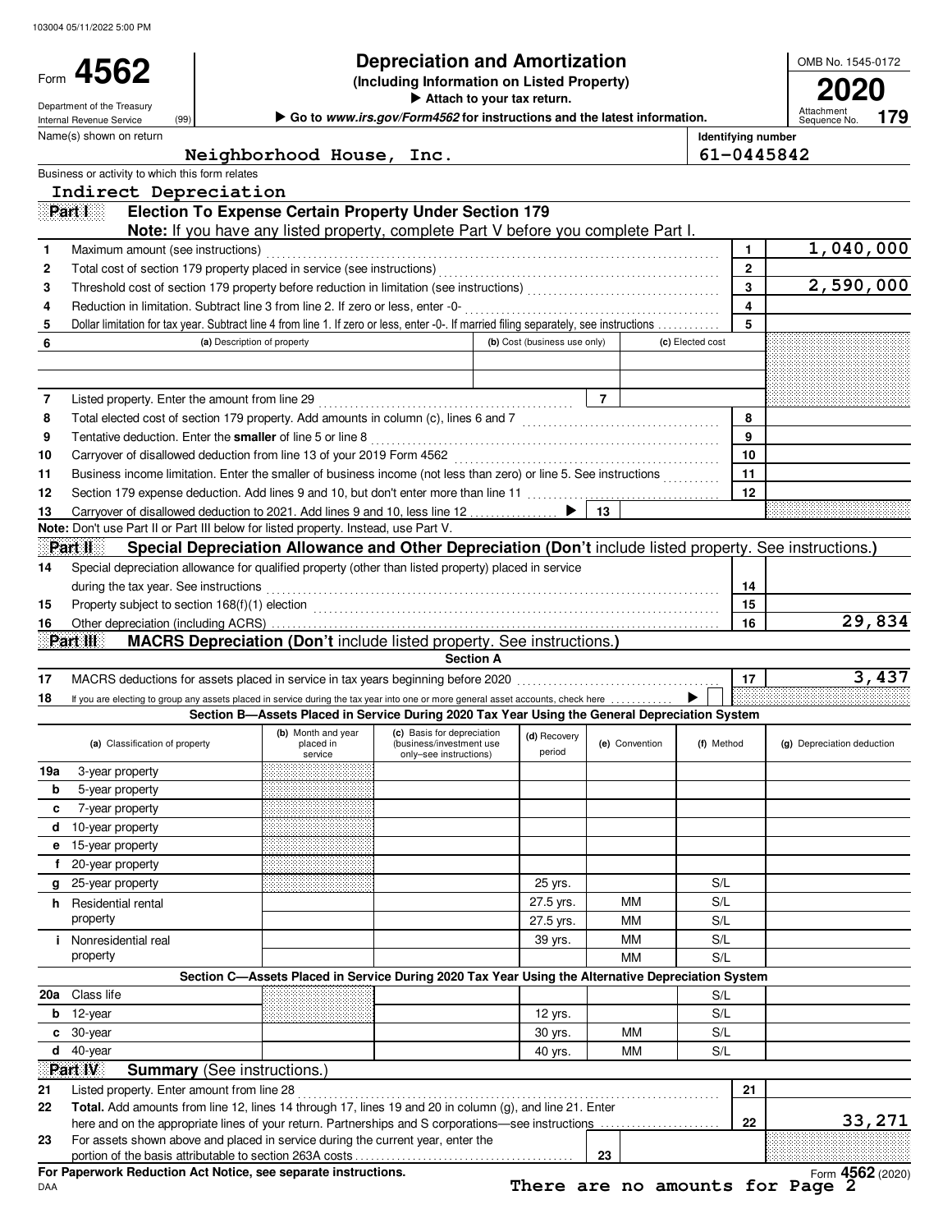103004 05/11/2022 5:00 PM

Form **4562**

Department of the Treasury
Internal Revenue Service (99)

# Depreciation and Amortization

**(Including Information on Listed Property)**

▶ Attach to your tax return.

▶ Go to *www.irs.gov/Form4562* for instructions and the latest information.

OMB No. 1545-0172

**2020**

Attachment Sequence No. **179**

Name(s) shown on return: **Neighborhood House, Inc.**

Identifying number: **61-0445842**

Business or activity to which this form relates: **Indirect Depreciation**

## Part I — Election To Expense Certain Property Under Section 179

**Note:** If you have any listed property, complete Part V before you complete Part I.

| | | | |
|---|---|---|---|
| 1 | Maximum amount (see instructions) | 1 | 1,040,000 |
| 2 | Total cost of section 179 property placed in service (see instructions) | 2 | |
| 3 | Threshold cost of section 179 property before reduction in limitation (see instructions) | 3 | 2,590,000 |
| 4 | Reduction in limitation. Subtract line 3 from line 2. If zero or less, enter -0- | 4 | |
| 5 | Dollar limitation for tax year. Subtract line 4 from line 1. If zero or less, enter -0-. If married filing separately, see instructions | 5 | |

| 6 | (a) Description of property | (b) Cost (business use only) | (c) Elected cost |
|---|---|---|---|
| | | | |
| | | | |

| | | | |
|---|---|---|---|
| 7 | Listed property. Enter the amount from line 29 | 7 | |
| 8 | Total elected cost of section 179 property. Add amounts in column (c), lines 6 and 7 | 8 | |
| 9 | Tentative deduction. Enter the **smaller** of line 5 or line 8 | 9 | |
| 10 | Carryover of disallowed deduction from line 13 of your 2019 Form 4562 | 10 | |
| 11 | Business income limitation. Enter the smaller of business income (not less than zero) or line 5. See instructions | 11 | |
| 12 | Section 179 expense deduction. Add lines 9 and 10, but don't enter more than line 11 | 12 | |
| 13 | Carryover of disallowed deduction to 2021. Add lines 9 and 10, less line 12 ▶ | 13 | |

**Note:** Don't use Part II or Part III below for listed property. Instead, use Part V.

## Part II — Special Depreciation Allowance and Other Depreciation (Don't include listed property. See instructions.)

| | | | |
|---|---|---|---|
| 14 | Special depreciation allowance for qualified property (other than listed property) placed in service during the tax year. See instructions | 14 | |
| 15 | Property subject to section 168(f)(1) election | 15 | |
| 16 | Other depreciation (including ACRS) | 16 | 29,834 |

## Part III — MACRS Depreciation (Don't include listed property. See instructions.)

### Section A

| | | | |
|---|---|---|---|
| 17 | MACRS deductions for assets placed in service in tax years beginning before 2020 | 17 | 3,437 |
| 18 | If you are electing to group any assets placed in service during the tax year into one or more general asset accounts, check here ▶ ☐ | | |

### Section B—Assets Placed in Service During 2020 Tax Year Using the General Depreciation System

| | (a) Classification of property | (b) Month and year placed in service | (c) Basis for depreciation (business/investment use only–see instructions) | (d) Recovery period | (e) Convention | (f) Method | (g) Depreciation deduction |
|---|---|---|---|---|---|---|---|
| 19a | 3-year property | | | | | | |
| b | 5-year property | | | | | | |
| c | 7-year property | | | | | | |
| d | 10-year property | | | | | | |
| e | 15-year property | | | | | | |
| f | 20-year property | | | | | | |
| g | 25-year property | | | 25 yrs. | | S/L | |
| h | Residential rental property | | | 27.5 yrs. | MM | S/L | |
| | | | | 27.5 yrs. | MM | S/L | |
| i | Nonresidential real property | | | 39 yrs. | MM | S/L | |
| | | | | | MM | S/L | |

### Section C—Assets Placed in Service During 2020 Tax Year Using the Alternative Depreciation System

| | | | | | | | |
|---|---|---|---|---|---|---|---|
| 20a | Class life | | | | | S/L | |
| b | 12-year | | | 12 yrs. | | S/L | |
| c | 30-year | | | 30 yrs. | MM | S/L | |
| d | 40-year | | | 40 yrs. | MM | S/L | |

## Part IV — Summary (See instructions.)

| | | | |
|---|---|---|---|
| 21 | Listed property. Enter amount from line 28 | 21 | |
| 22 | **Total.** Add amounts from line 12, lines 14 through 17, lines 19 and 20 in column (g), and line 21. Enter here and on the appropriate lines of your return. Partnerships and S corporations—see instructions | 22 | 33,271 |
| 23 | For assets shown above and placed in service during the current year, enter the portion of the basis attributable to section 263A costs | 23 | |

**For Paperwork Reduction Act Notice, see separate instructions.**

DAA

Form **4562** (2020)

**There are no amounts for Page 2**